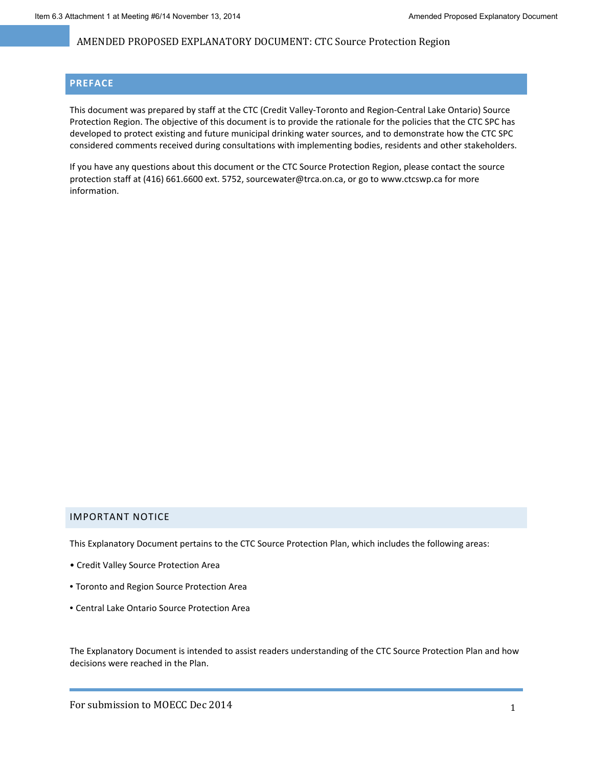# AMENDED PROPOSED EXPLANATORY DOCUMENT: CTC Source Protection Region

## PREFACE

This document was prepared by staff at the CTC (Credit Valley-Toronto and Region-Central Lake Ontario) Source Protection Region. The objective of this document is to provide the rationale for the policies that the CTC SPC has developed to protect existing and future municipal drinking water sources, and to demonstrate how the CTC SPC considered comments received during consultations with implementing bodies, residents and other stakeholders.

If you have any questions about this document or the CTC Source Protection Region, please contact the source protection staff at (416) 661.6600 ext. 5752, sourcewater@trca.on.ca, or go to www.ctcswp.ca for more information.

## IMPORTANT NOTICE

This Explanatory Document pertains to the CTC Source Protection Plan, which includes the following areas:

- Credit Valley Source Protection Area
- Toronto and Region Source Protection Area
- Central Lake Ontario Source Protection Area

The Explanatory Document is intended to assist readers understanding of the CTC Source Protection Plan and how decisions were reached in the Plan.

For submission to MOECC Dec 2014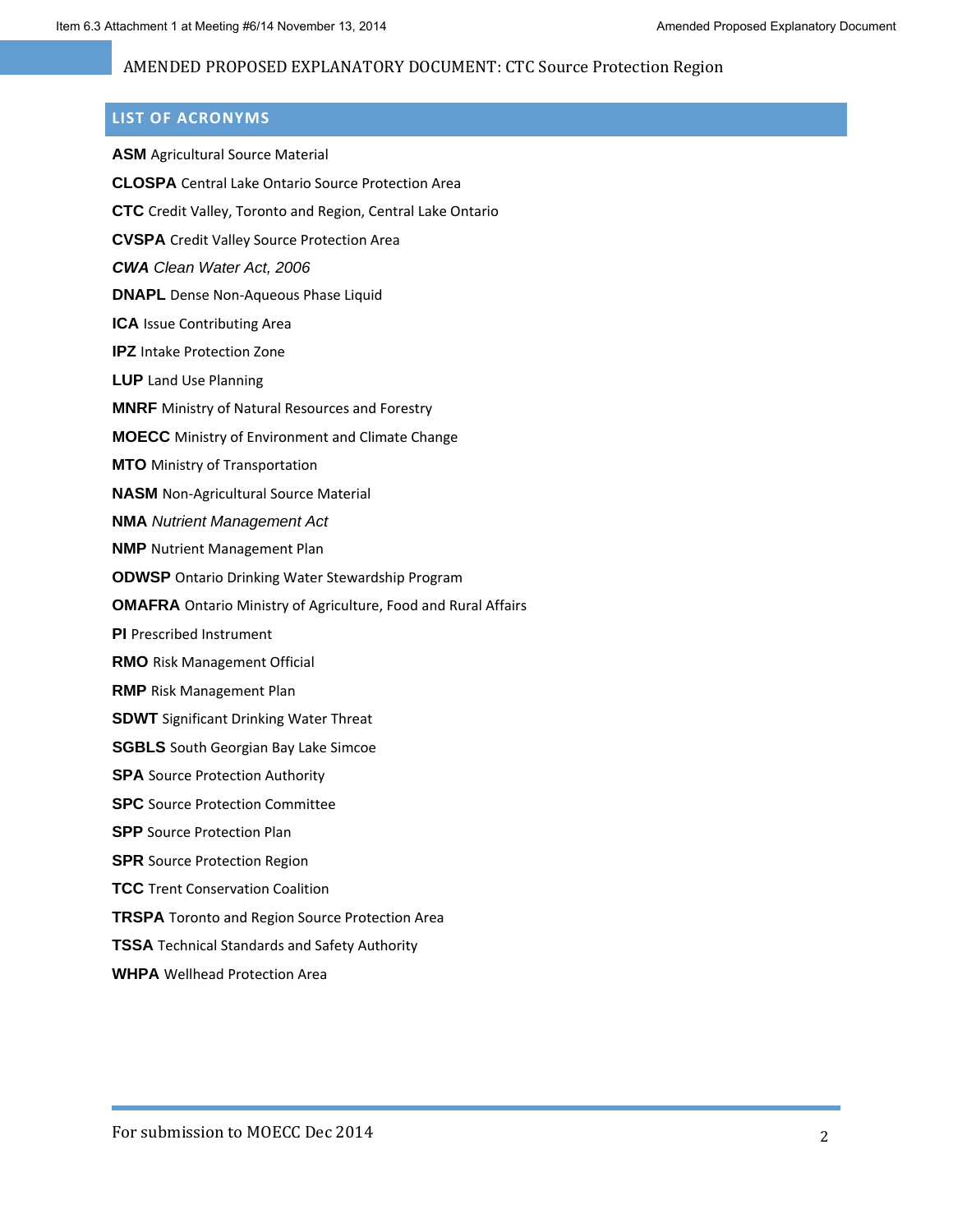## LIST OF ACRONYMS

**ASM** Agricultural Source Material

**CLOSPA** Central Lake Ontario Source Protection Area

**CTC** Credit Valley, Toronto and Region, Central Lake Ontario

**CVSPA** Credit Valley Source Protection Area

***CWA*** *Clean Water Act, 2006*

**DNAPL** Dense Non-Aqueous Phase Liquid

**ICA** Issue Contributing Area

**IPZ** Intake Protection Zone

**LUP** Land Use Planning

**MNRF** Ministry of Natural Resources and Forestry

**MOECC** Ministry of Environment and Climate Change

**MTO** Ministry of Transportation

**NASM** Non-Agricultural Source Material

**NMA** *Nutrient Management Act*

**NMP** Nutrient Management Plan

**ODWSP** Ontario Drinking Water Stewardship Program

**OMAFRA** Ontario Ministry of Agriculture, Food and Rural Affairs

**PI** Prescribed Instrument

**RMO** Risk Management Official

**RMP** Risk Management Plan

**SDWT** Significant Drinking Water Threat

**SGBLS** South Georgian Bay Lake Simcoe

**SPA** Source Protection Authority

**SPC** Source Protection Committee

**SPP** Source Protection Plan

**SPR** Source Protection Region

**TCC** Trent Conservation Coalition

**TRSPA** Toronto and Region Source Protection Area

**TSSA** Technical Standards and Safety Authority

**WHPA** Wellhead Protection Area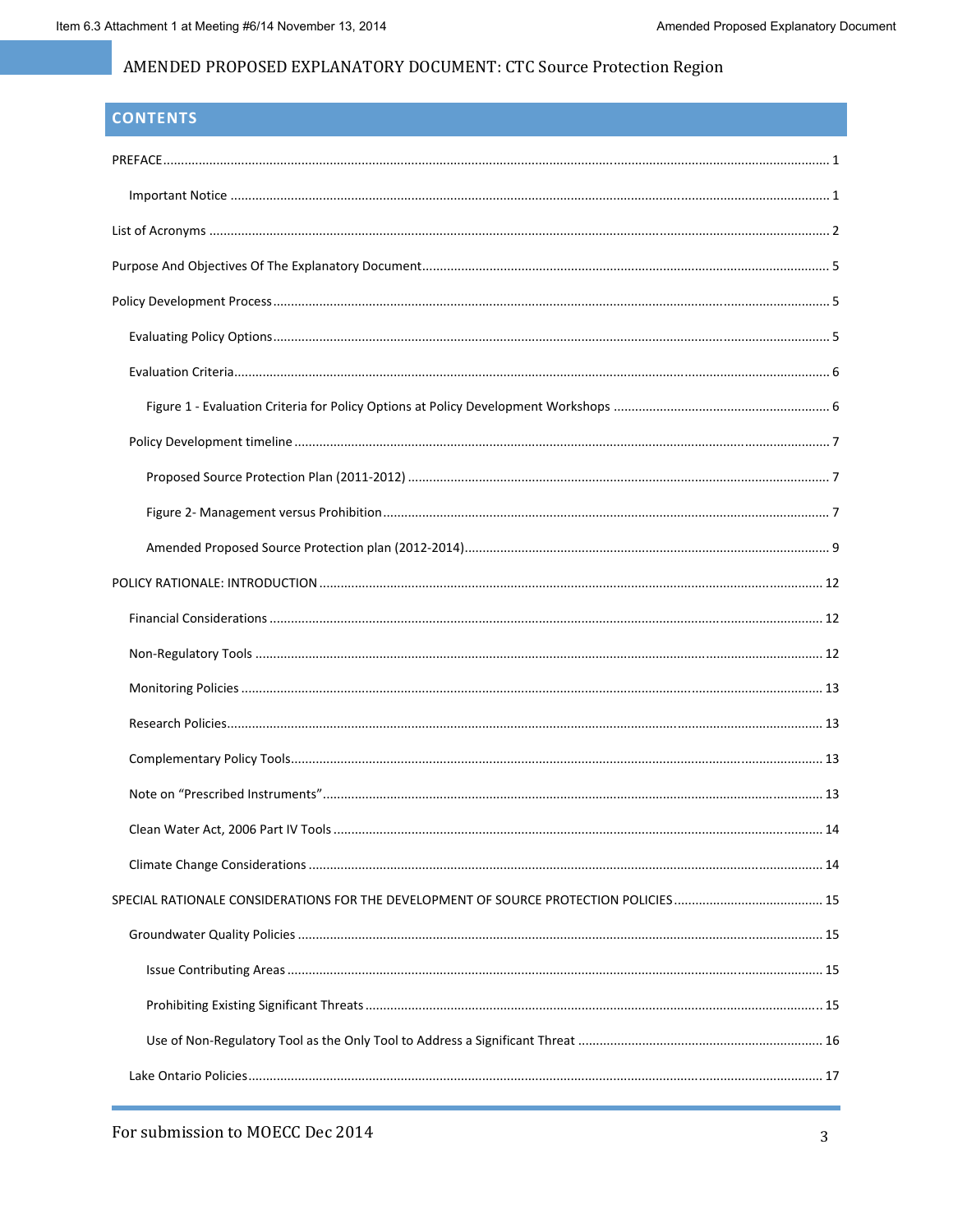## CONTENTS

PREFACE ..... 1

- Important Notice ..... 1

List of Acronyms ..... 2

Purpose And Objectives Of The Explanatory Document ..... 5

Policy Development Process ..... 5

- Evaluating Policy Options ..... 5
- Evaluation Criteria ..... 6
  - Figure 1 - Evaluation Criteria for Policy Options at Policy Development Workshops ..... 6
- Policy Development timeline ..... 7
  - Proposed Source Protection Plan (2011-2012) ..... 7
  - Figure 2- Management versus Prohibition ..... 7
  - Amended Proposed Source Protection plan (2012-2014) ..... 9

POLICY RATIONALE: INTRODUCTION ..... 12

- Financial Considerations ..... 12
- Non-Regulatory Tools ..... 12
- Monitoring Policies ..... 13
- Research Policies ..... 13
- Complementary Policy Tools ..... 13
- Note on "Prescribed Instruments" ..... 13
- Clean Water Act, 2006 Part IV Tools ..... 14
- Climate Change Considerations ..... 14

SPECIAL RATIONALE CONSIDERATIONS FOR THE DEVELOPMENT OF SOURCE PROTECTION POLICIES ..... 15

- Groundwater Quality Policies ..... 15
  - Issue Contributing Areas ..... 15
  - Prohibiting Existing Significant Threats ..... 15
  - Use of Non-Regulatory Tool as the Only Tool to Address a Significant Threat ..... 16
- Lake Ontario Policies ..... 17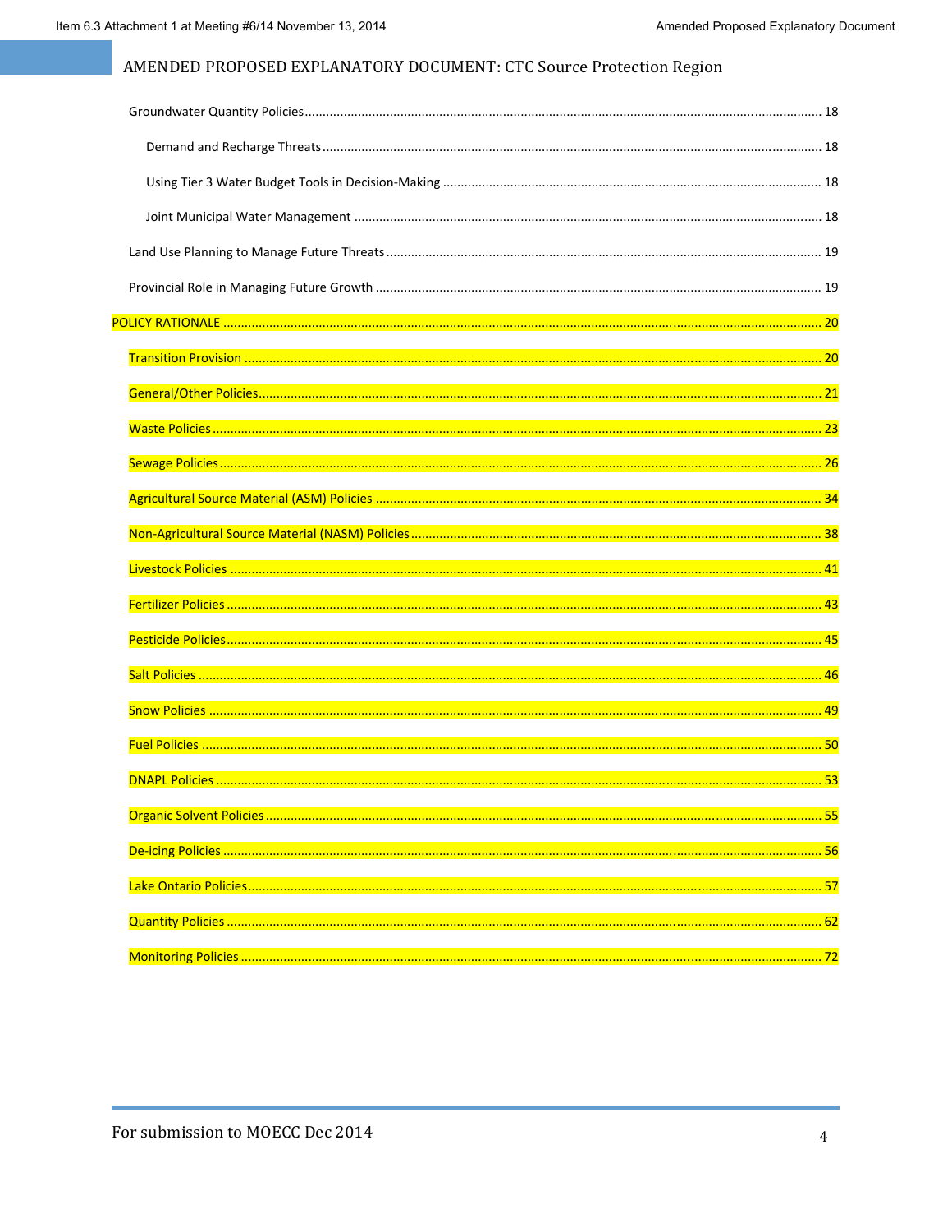Groundwater Quantity Policies ..... 18

Demand and Recharge Threats ..... 18

Using Tier 3 Water Budget Tools in Decision-Making ..... 18

Joint Municipal Water Management ..... 18

Land Use Planning to Manage Future Threats ..... 19

Provincial Role in Managing Future Growth ..... 19

POLICY RATIONALE ..... 20

Transition Provision ..... 20

General/Other Policies ..... 21

Waste Policies ..... 23

Sewage Policies ..... 26

Agricultural Source Material (ASM) Policies ..... 34

Non-Agricultural Source Material (NASM) Policies ..... 38

Livestock Policies ..... 41

Fertilizer Policies ..... 43

Pesticide Policies ..... 45

Salt Policies ..... 46

Snow Policies ..... 49

Fuel Policies ..... 50

DNAPL Policies ..... 53

Organic Solvent Policies ..... 55

De-icing Policies ..... 56

Lake Ontario Policies ..... 57

Quantity Policies ..... 62

Monitoring Policies ..... 72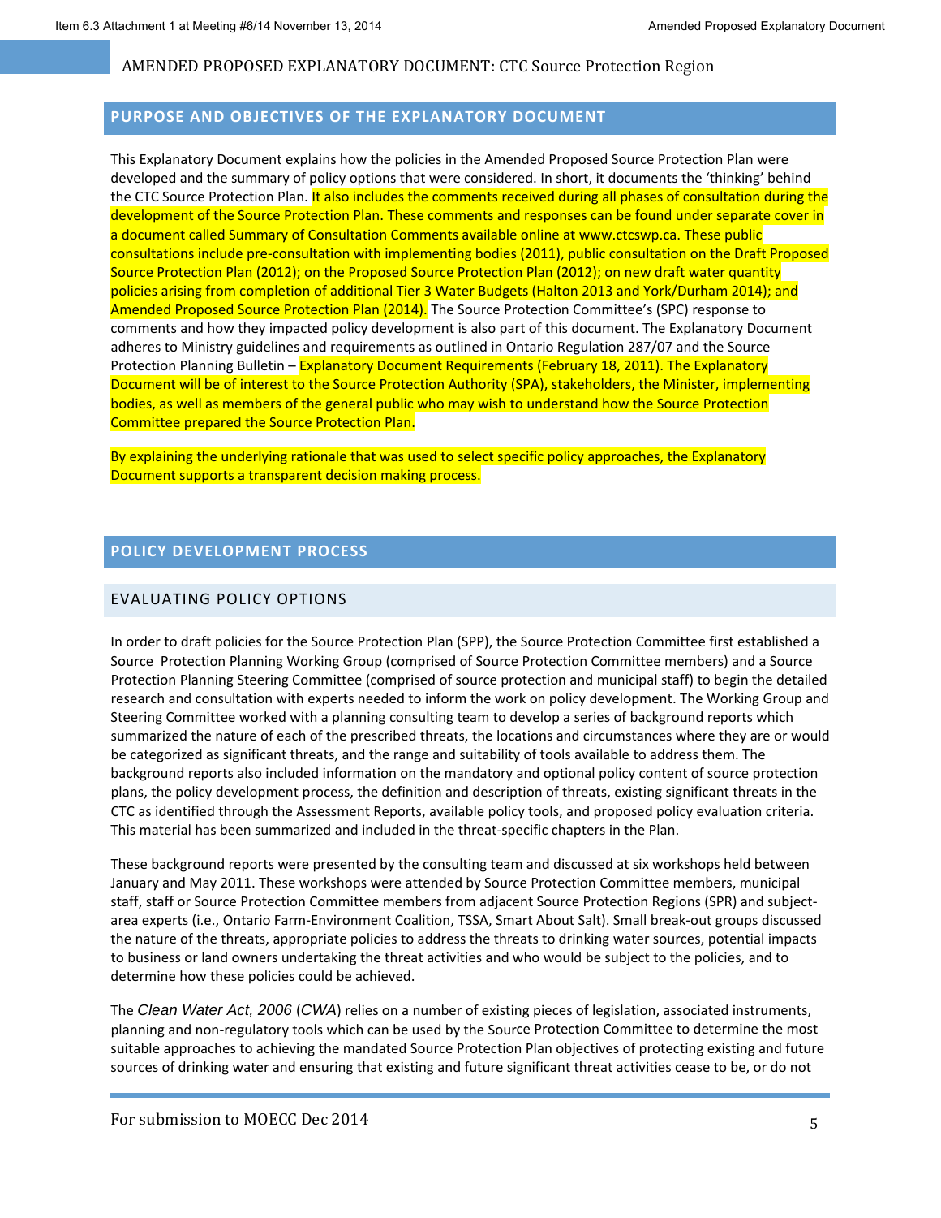## PURPOSE AND OBJECTIVES OF THE EXPLANATORY DOCUMENT

This Explanatory Document explains how the policies in the Amended Proposed Source Protection Plan were developed and the summary of policy options that were considered. In short, it documents the 'thinking' behind the CTC Source Protection Plan. It also includes the comments received during all phases of consultation during the development of the Source Protection Plan. These comments and responses can be found under separate cover in a document called Summary of Consultation Comments available online at www.ctcswp.ca. These public consultations include pre-consultation with implementing bodies (2011), public consultation on the Draft Proposed Source Protection Plan (2012); on the Proposed Source Protection Plan (2012); on new draft water quantity policies arising from completion of additional Tier 3 Water Budgets (Halton 2013 and York/Durham 2014); and Amended Proposed Source Protection Plan (2014). The Source Protection Committee's (SPC) response to comments and how they impacted policy development is also part of this document. The Explanatory Document adheres to Ministry guidelines and requirements as outlined in Ontario Regulation 287/07 and the Source Protection Planning Bulletin – Explanatory Document Requirements (February 18, 2011). The Explanatory Document will be of interest to the Source Protection Authority (SPA), stakeholders, the Minister, implementing bodies, as well as members of the general public who may wish to understand how the Source Protection Committee prepared the Source Protection Plan.

By explaining the underlying rationale that was used to select specific policy approaches, the Explanatory Document supports a transparent decision making process.

## POLICY DEVELOPMENT PROCESS

### EVALUATING POLICY OPTIONS

In order to draft policies for the Source Protection Plan (SPP), the Source Protection Committee first established a Source Protection Planning Working Group (comprised of Source Protection Committee members) and a Source Protection Planning Steering Committee (comprised of source protection and municipal staff) to begin the detailed research and consultation with experts needed to inform the work on policy development. The Working Group and Steering Committee worked with a planning consulting team to develop a series of background reports which summarized the nature of each of the prescribed threats, the locations and circumstances where they are or would be categorized as significant threats, and the range and suitability of tools available to address them. The background reports also included information on the mandatory and optional policy content of source protection plans, the policy development process, the definition and description of threats, existing significant threats in the CTC as identified through the Assessment Reports, available policy tools, and proposed policy evaluation criteria. This material has been summarized and included in the threat-specific chapters in the Plan.

These background reports were presented by the consulting team and discussed at six workshops held between January and May 2011. These workshops were attended by Source Protection Committee members, municipal staff, staff or Source Protection Committee members from adjacent Source Protection Regions (SPR) and subject-area experts (i.e., Ontario Farm-Environment Coalition, TSSA, Smart About Salt). Small break-out groups discussed the nature of the threats, appropriate policies to address the threats to drinking water sources, potential impacts to business or land owners undertaking the threat activities and who would be subject to the policies, and to determine how these policies could be achieved.

The *Clean Water Act, 2006* (*CWA*) relies on a number of existing pieces of legislation, associated instruments, planning and non-regulatory tools which can be used by the Source Protection Committee to determine the most suitable approaches to achieving the mandated Source Protection Plan objectives of protecting existing and future sources of drinking water and ensuring that existing and future significant threat activities cease to be, or do not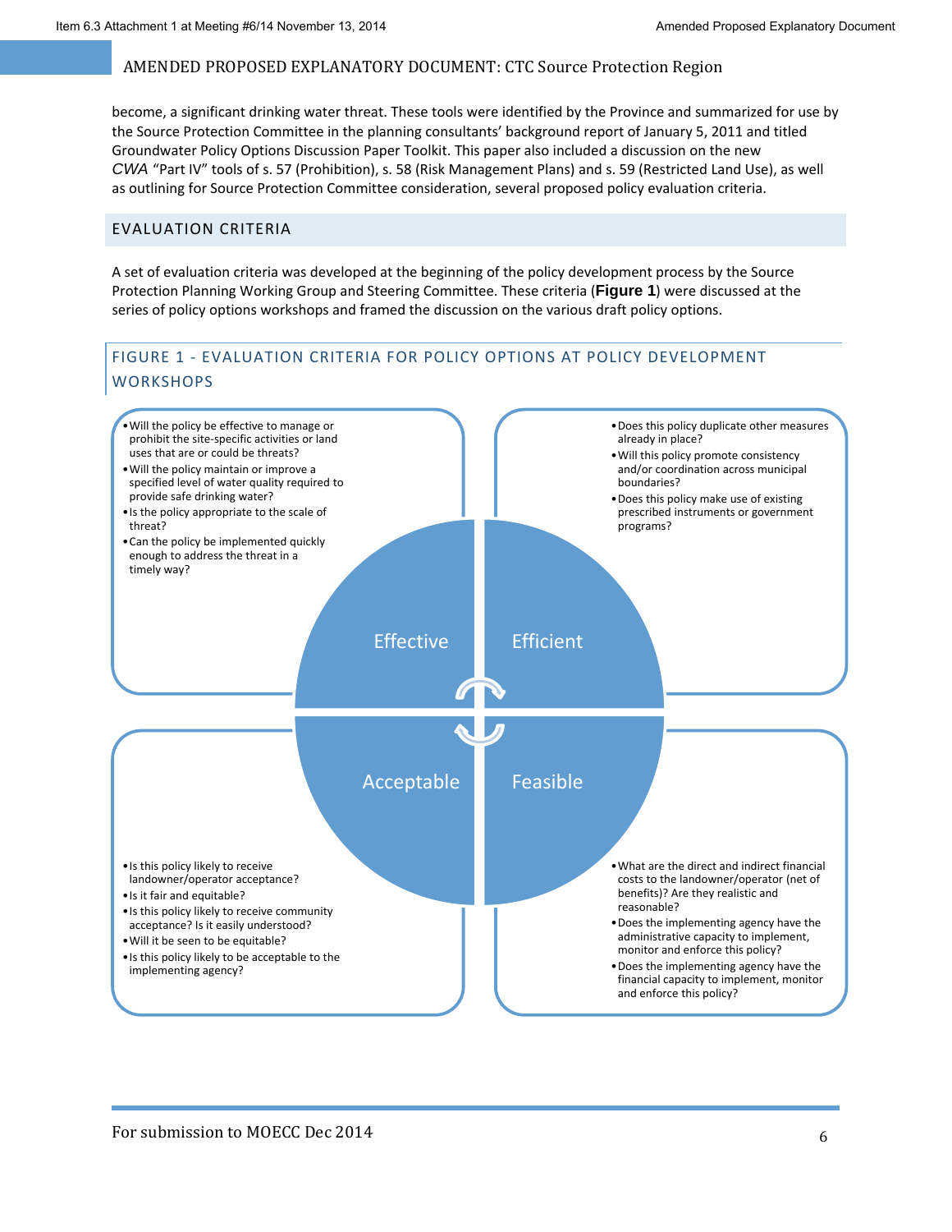become, a significant drinking water threat. These tools were identified by the Province and summarized for use by the Source Protection Committee in the planning consultants' background report of January 5, 2011 and titled Groundwater Policy Options Discussion Paper Toolkit. This paper also included a discussion on the new *CWA* "Part IV" tools of s. 57 (Prohibition), s. 58 (Risk Management Plans) and s. 59 (Restricted Land Use), as well as outlining for Source Protection Committee consideration, several proposed policy evaluation criteria.

## EVALUATION CRITERIA

A set of evaluation criteria was developed at the beginning of the policy development process by the Source Protection Planning Working Group and Steering Committee. These criteria (**Figure 1**) were discussed at the series of policy options workshops and framed the discussion on the various draft policy options.

### FIGURE 1 - EVALUATION CRITERIA FOR POLICY OPTIONS AT POLICY DEVELOPMENT WORKSHOPS

**Effective**

- Will the policy be effective to manage or prohibit the site-specific activities or land uses that are or could be threats?
- Will the policy maintain or improve a specified level of water quality required to provide safe drinking water?
- Is the policy appropriate to the scale of threat?
- Can the policy be implemented quickly enough to address the threat in a timely way?

**Efficient**

- Does this policy duplicate other measures already in place?
- Will this policy promote consistency and/or coordination across municipal boundaries?
- Does this policy make use of existing prescribed instruments or government programs?

**Acceptable**

- Is this policy likely to receive landowner/operator acceptance?
- Is it fair and equitable?
- Is this policy likely to receive community acceptance? Is it easily understood?
- Will it be seen to be equitable?
- Is this policy likely to be acceptable to the implementing agency?

**Feasible**

- What are the direct and indirect financial costs to the landowner/operator (net of benefits)? Are they realistic and reasonable?
- Does the implementing agency have the administrative capacity to implement, monitor and enforce this policy?
- Does the implementing agency have the financial capacity to implement, monitor and enforce this policy?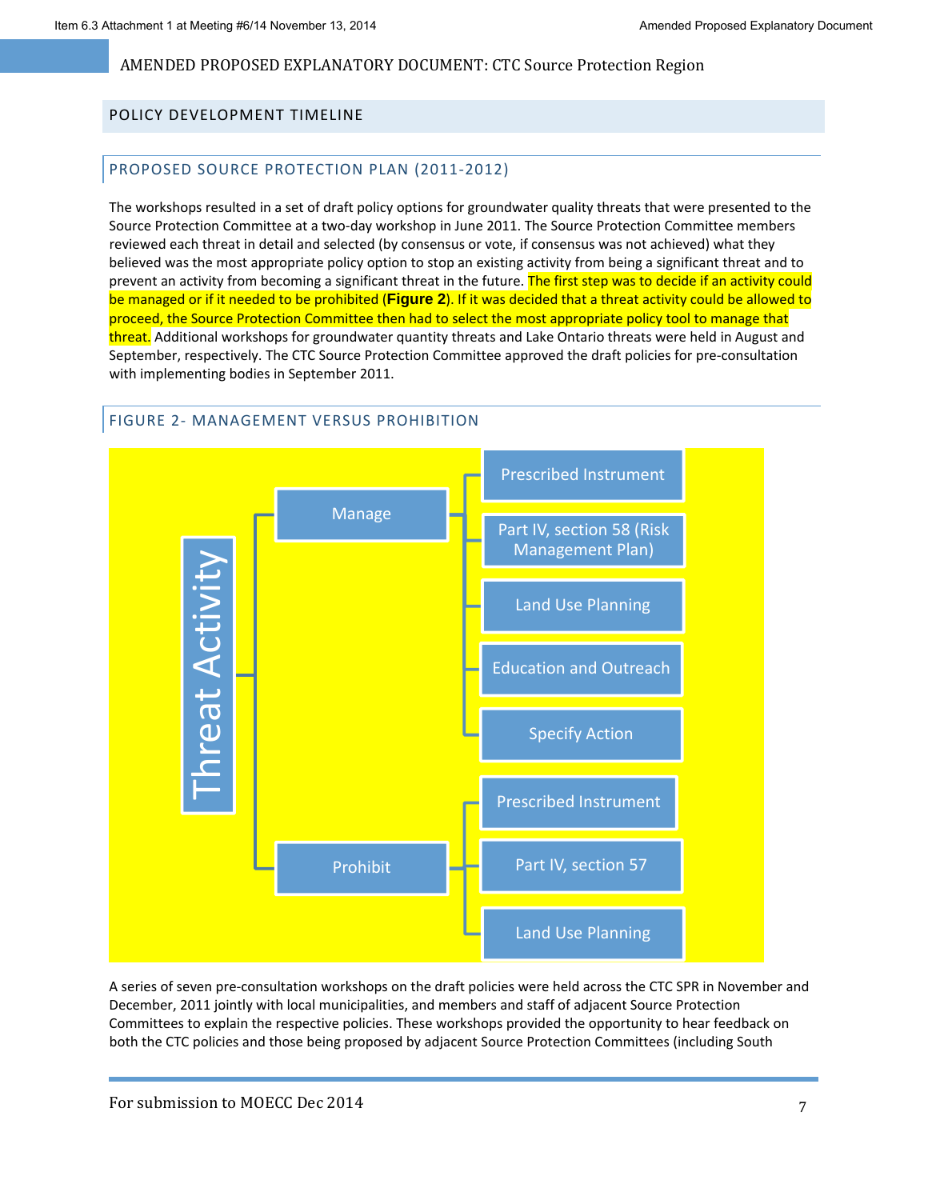## POLICY DEVELOPMENT TIMELINE

### PROPOSED SOURCE PROTECTION PLAN (2011-2012)

The workshops resulted in a set of draft policy options for groundwater quality threats that were presented to the Source Protection Committee at a two-day workshop in June 2011. The Source Protection Committee members reviewed each threat in detail and selected (by consensus or vote, if consensus was not achieved) what they believed was the most appropriate policy option to stop an existing activity from being a significant threat and to prevent an activity from becoming a significant threat in the future. The first step was to decide if an activity could be managed or if it needed to be prohibited (**Figure 2**). If it was decided that a threat activity could be allowed to proceed, the Source Protection Committee then had to select the most appropriate policy tool to manage that threat. Additional workshops for groundwater quantity threats and Lake Ontario threats were held in August and September, respectively. The CTC Source Protection Committee approved the draft policies for pre-consultation with implementing bodies in September 2011.

### FIGURE 2- MANAGEMENT VERSUS PROHIBITION

- Threat Activity
  - Manage
    - Prescribed Instrument
    - Part IV, section 58 (Risk Management Plan)
    - Land Use Planning
    - Education and Outreach
    - Specify Action
  - Prohibit
    - Prescribed Instrument
    - Part IV, section 57
    - Land Use Planning

A series of seven pre-consultation workshops on the draft policies were held across the CTC SPR in November and December, 2011 jointly with local municipalities, and members and staff of adjacent Source Protection Committees to explain the respective policies. These workshops provided the opportunity to hear feedback on both the CTC policies and those being proposed by adjacent Source Protection Committees (including South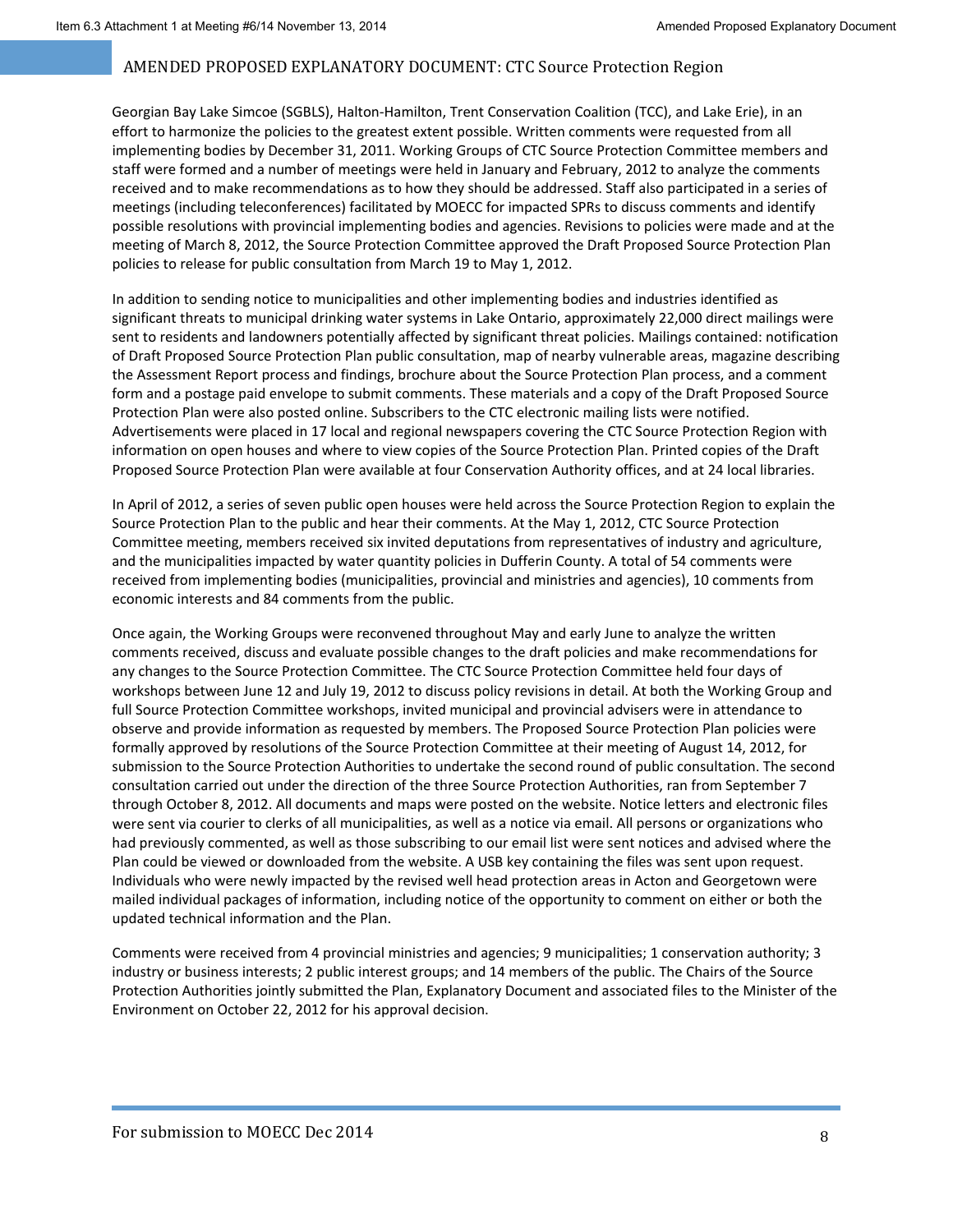Georgian Bay Lake Simcoe (SGBLS), Halton-Hamilton, Trent Conservation Coalition (TCC), and Lake Erie), in an effort to harmonize the policies to the greatest extent possible. Written comments were requested from all implementing bodies by December 31, 2011. Working Groups of CTC Source Protection Committee members and staff were formed and a number of meetings were held in January and February, 2012 to analyze the comments received and to make recommendations as to how they should be addressed. Staff also participated in a series of meetings (including teleconferences) facilitated by MOECC for impacted SPRs to discuss comments and identify possible resolutions with provincial implementing bodies and agencies. Revisions to policies were made and at the meeting of March 8, 2012, the Source Protection Committee approved the Draft Proposed Source Protection Plan policies to release for public consultation from March 19 to May 1, 2012.

In addition to sending notice to municipalities and other implementing bodies and industries identified as significant threats to municipal drinking water systems in Lake Ontario, approximately 22,000 direct mailings were sent to residents and landowners potentially affected by significant threat policies. Mailings contained: notification of Draft Proposed Source Protection Plan public consultation, map of nearby vulnerable areas, magazine describing the Assessment Report process and findings, brochure about the Source Protection Plan process, and a comment form and a postage paid envelope to submit comments. These materials and a copy of the Draft Proposed Source Protection Plan were also posted online. Subscribers to the CTC electronic mailing lists were notified. Advertisements were placed in 17 local and regional newspapers covering the CTC Source Protection Region with information on open houses and where to view copies of the Source Protection Plan. Printed copies of the Draft Proposed Source Protection Plan were available at four Conservation Authority offices, and at 24 local libraries.

In April of 2012, a series of seven public open houses were held across the Source Protection Region to explain the Source Protection Plan to the public and hear their comments. At the May 1, 2012, CTC Source Protection Committee meeting, members received six invited deputations from representatives of industry and agriculture, and the municipalities impacted by water quantity policies in Dufferin County. A total of 54 comments were received from implementing bodies (municipalities, provincial and ministries and agencies), 10 comments from economic interests and 84 comments from the public.

Once again, the Working Groups were reconvened throughout May and early June to analyze the written comments received, discuss and evaluate possible changes to the draft policies and make recommendations for any changes to the Source Protection Committee. The CTC Source Protection Committee held four days of workshops between June 12 and July 19, 2012 to discuss policy revisions in detail. At both the Working Group and full Source Protection Committee workshops, invited municipal and provincial advisers were in attendance to observe and provide information as requested by members. The Proposed Source Protection Plan policies were formally approved by resolutions of the Source Protection Committee at their meeting of August 14, 2012, for submission to the Source Protection Authorities to undertake the second round of public consultation. The second consultation carried out under the direction of the three Source Protection Authorities, ran from September 7 through October 8, 2012. All documents and maps were posted on the website. Notice letters and electronic files were sent via courier to clerks of all municipalities, as well as a notice via email. All persons or organizations who had previously commented, as well as those subscribing to our email list were sent notices and advised where the Plan could be viewed or downloaded from the website. A USB key containing the files was sent upon request. Individuals who were newly impacted by the revised well head protection areas in Acton and Georgetown were mailed individual packages of information, including notice of the opportunity to comment on either or both the updated technical information and the Plan.

Comments were received from 4 provincial ministries and agencies; 9 municipalities; 1 conservation authority; 3 industry or business interests; 2 public interest groups; and 14 members of the public. The Chairs of the Source Protection Authorities jointly submitted the Plan, Explanatory Document and associated files to the Minister of the Environment on October 22, 2012 for his approval decision.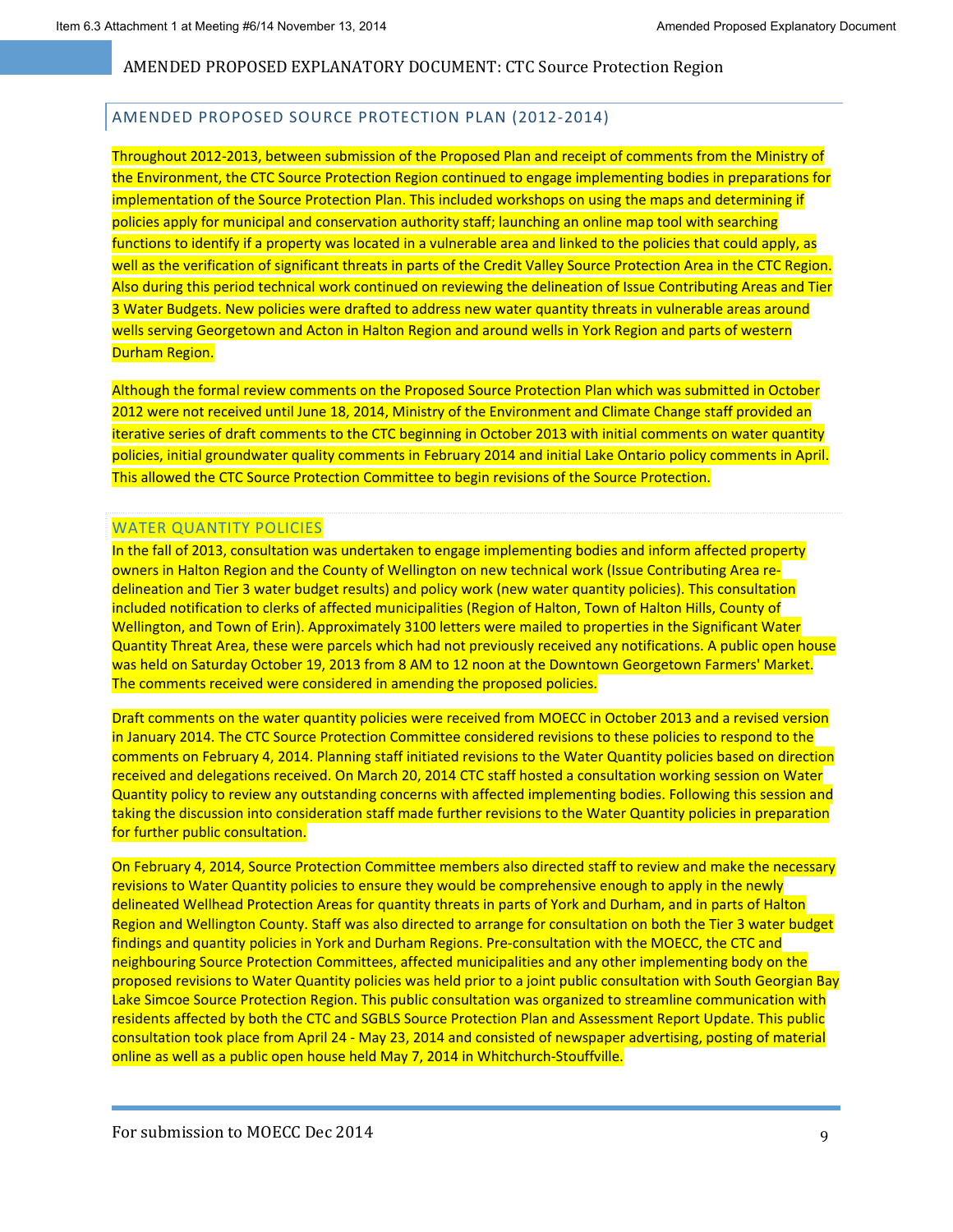## AMENDED PROPOSED SOURCE PROTECTION PLAN (2012-2014)

Throughout 2012-2013, between submission of the Proposed Plan and receipt of comments from the Ministry of the Environment, the CTC Source Protection Region continued to engage implementing bodies in preparations for implementation of the Source Protection Plan. This included workshops on using the maps and determining if policies apply for municipal and conservation authority staff; launching an online map tool with searching functions to identify if a property was located in a vulnerable area and linked to the policies that could apply, as well as the verification of significant threats in parts of the Credit Valley Source Protection Area in the CTC Region. Also during this period technical work continued on reviewing the delineation of Issue Contributing Areas and Tier 3 Water Budgets. New policies were drafted to address new water quantity threats in vulnerable areas around wells serving Georgetown and Acton in Halton Region and around wells in York Region and parts of western Durham Region.

Although the formal review comments on the Proposed Source Protection Plan which was submitted in October 2012 were not received until June 18, 2014, Ministry of the Environment and Climate Change staff provided an iterative series of draft comments to the CTC beginning in October 2013 with initial comments on water quantity policies, initial groundwater quality comments in February 2014 and initial Lake Ontario policy comments in April. This allowed the CTC Source Protection Committee to begin revisions of the Source Protection.

### WATER QUANTITY POLICIES

In the fall of 2013, consultation was undertaken to engage implementing bodies and inform affected property owners in Halton Region and the County of Wellington on new technical work (Issue Contributing Area re-delineation and Tier 3 water budget results) and policy work (new water quantity policies). This consultation included notification to clerks of affected municipalities (Region of Halton, Town of Halton Hills, County of Wellington, and Town of Erin). Approximately 3100 letters were mailed to properties in the Significant Water Quantity Threat Area, these were parcels which had not previously received any notifications. A public open house was held on Saturday October 19, 2013 from 8 AM to 12 noon at the Downtown Georgetown Farmers' Market. The comments received were considered in amending the proposed policies.

Draft comments on the water quantity policies were received from MOECC in October 2013 and a revised version in January 2014. The CTC Source Protection Committee considered revisions to these policies to respond to the comments on February 4, 2014. Planning staff initiated revisions to the Water Quantity policies based on direction received and delegations received. On March 20, 2014 CTC staff hosted a consultation working session on Water Quantity policy to review any outstanding concerns with affected implementing bodies. Following this session and taking the discussion into consideration staff made further revisions to the Water Quantity policies in preparation for further public consultation.

On February 4, 2014, Source Protection Committee members also directed staff to review and make the necessary revisions to Water Quantity policies to ensure they would be comprehensive enough to apply in the newly delineated Wellhead Protection Areas for quantity threats in parts of York and Durham, and in parts of Halton Region and Wellington County. Staff was also directed to arrange for consultation on both the Tier 3 water budget findings and quantity policies in York and Durham Regions. Pre-consultation with the MOECC, the CTC and neighbouring Source Protection Committees, affected municipalities and any other implementing body on the proposed revisions to Water Quantity policies was held prior to a joint public consultation with South Georgian Bay Lake Simcoe Source Protection Region. This public consultation was organized to streamline communication with residents affected by both the CTC and SGBLS Source Protection Plan and Assessment Report Update. This public consultation took place from April 24 - May 23, 2014 and consisted of newspaper advertising, posting of material online as well as a public open house held May 7, 2014 in Whitchurch-Stouffville.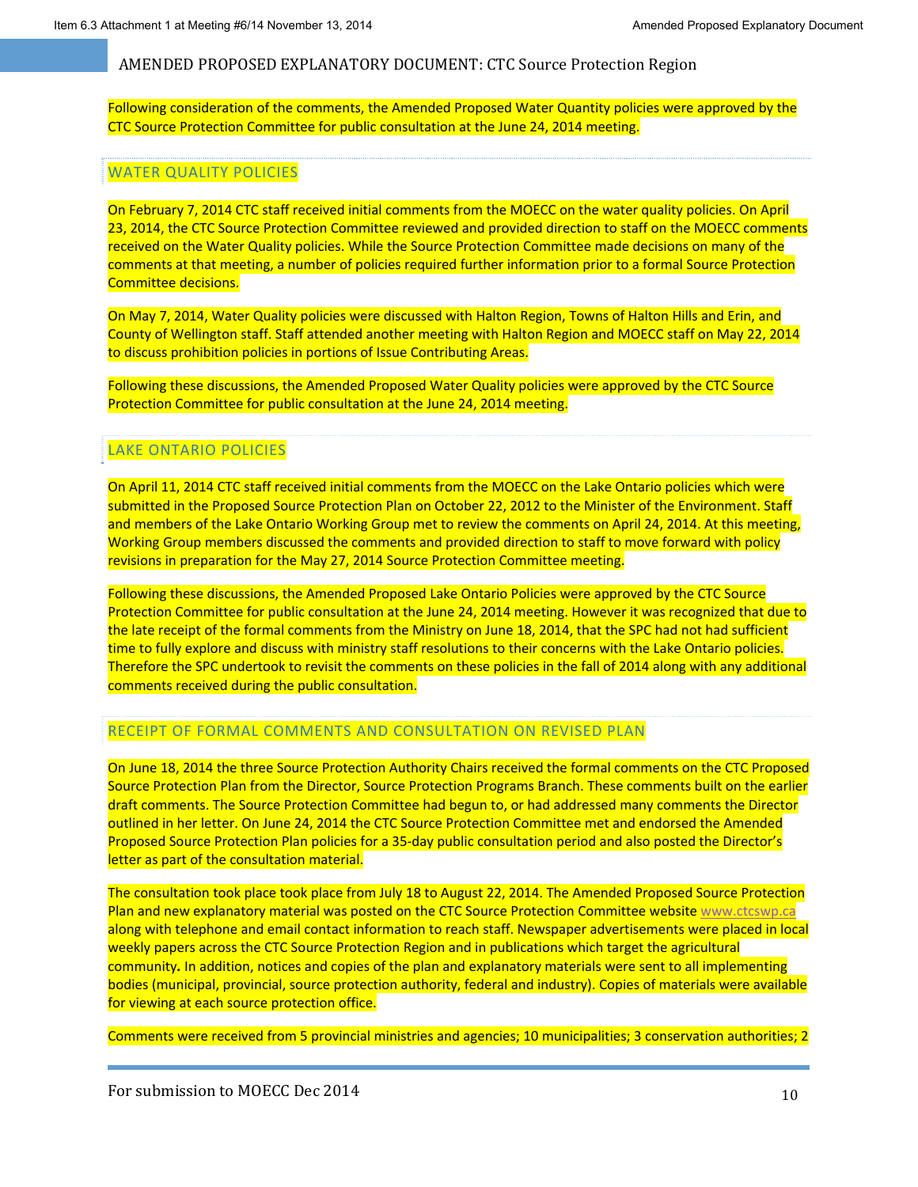Following consideration of the comments, the Amended Proposed Water Quantity policies were approved by the CTC Source Protection Committee for public consultation at the June 24, 2014 meeting.

## WATER QUALITY POLICIES

On February 7, 2014 CTC staff received initial comments from the MOECC on the water quality policies. On April 23, 2014, the CTC Source Protection Committee reviewed and provided direction to staff on the MOECC comments received on the Water Quality policies. While the Source Protection Committee made decisions on many of the comments at that meeting, a number of policies required further information prior to a formal Source Protection Committee decisions.

On May 7, 2014, Water Quality policies were discussed with Halton Region, Towns of Halton Hills and Erin, and County of Wellington staff. Staff attended another meeting with Halton Region and MOECC staff on May 22, 2014 to discuss prohibition policies in portions of Issue Contributing Areas.

Following these discussions, the Amended Proposed Water Quality policies were approved by the CTC Source Protection Committee for public consultation at the June 24, 2014 meeting.

## LAKE ONTARIO POLICIES

On April 11, 2014 CTC staff received initial comments from the MOECC on the Lake Ontario policies which were submitted in the Proposed Source Protection Plan on October 22, 2012 to the Minister of the Environment. Staff and members of the Lake Ontario Working Group met to review the comments on April 24, 2014. At this meeting, Working Group members discussed the comments and provided direction to staff to move forward with policy revisions in preparation for the May 27, 2014 Source Protection Committee meeting.

Following these discussions, the Amended Proposed Lake Ontario Policies were approved by the CTC Source Protection Committee for public consultation at the June 24, 2014 meeting. However it was recognized that due to the late receipt of the formal comments from the Ministry on June 18, 2014, that the SPC had not had sufficient time to fully explore and discuss with ministry staff resolutions to their concerns with the Lake Ontario policies. Therefore the SPC undertook to revisit the comments on these policies in the fall of 2014 along with any additional comments received during the public consultation.

## RECEIPT OF FORMAL COMMENTS AND CONSULTATION ON REVISED PLAN

On June 18, 2014 the three Source Protection Authority Chairs received the formal comments on the CTC Proposed Source Protection Plan from the Director, Source Protection Programs Branch. These comments built on the earlier draft comments. The Source Protection Committee had begun to, or had addressed many comments the Director outlined in her letter. On June 24, 2014 the CTC Source Protection Committee met and endorsed the Amended Proposed Source Protection Plan policies for a 35-day public consultation period and also posted the Director's letter as part of the consultation material.

The consultation took place took place from July 18 to August 22, 2014. The Amended Proposed Source Protection Plan and new explanatory material was posted on the CTC Source Protection Committee website www.ctcswp.ca along with telephone and email contact information to reach staff. Newspaper advertisements were placed in local weekly papers across the CTC Source Protection Region and in publications which target the agricultural community**.** In addition, notices and copies of the plan and explanatory materials were sent to all implementing bodies (municipal, provincial, source protection authority, federal and industry). Copies of materials were available for viewing at each source protection office.

Comments were received from 5 provincial ministries and agencies; 10 municipalities; 3 conservation authorities; 2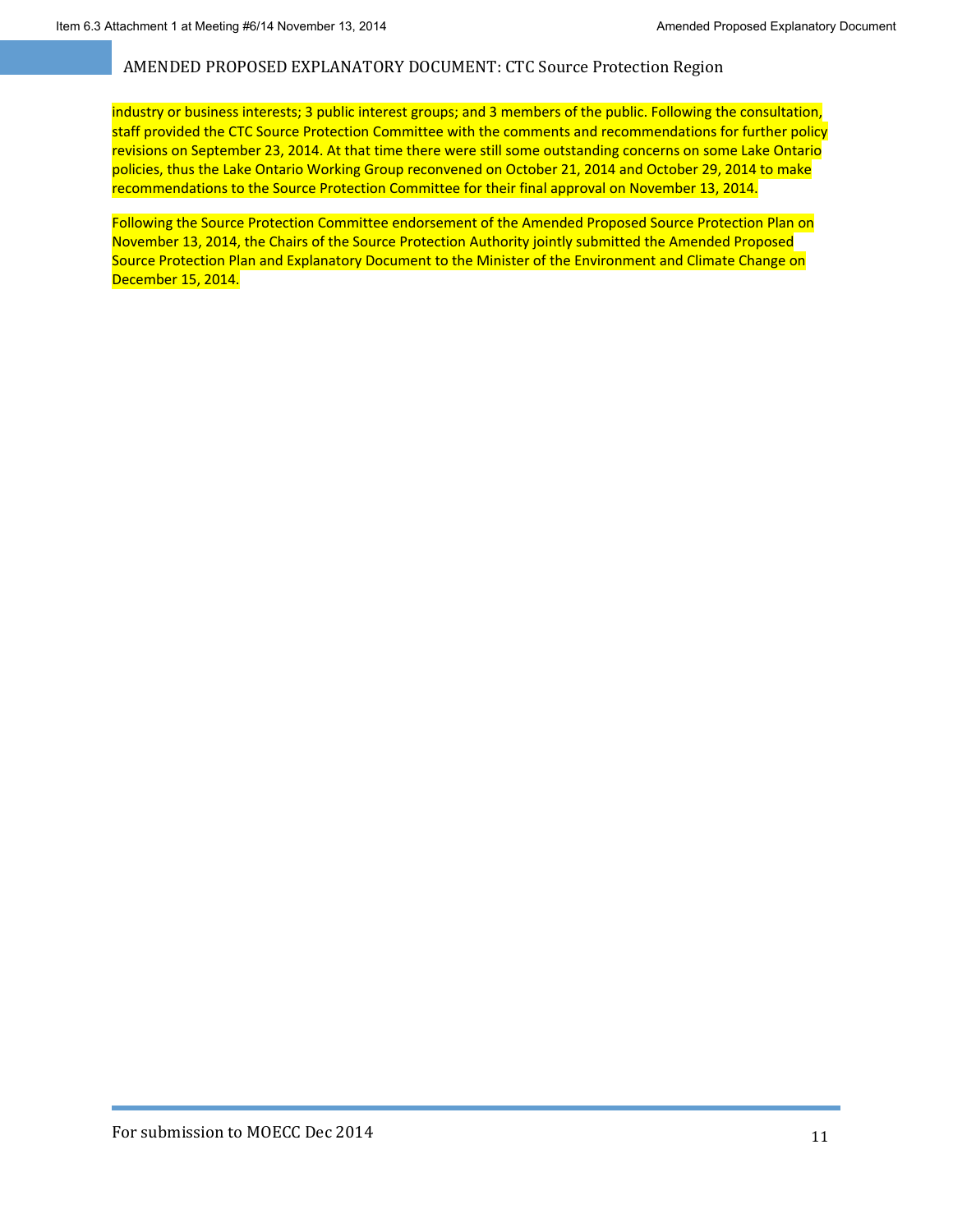industry or business interests; 3 public interest groups; and 3 members of the public. Following the consultation, staff provided the CTC Source Protection Committee with the comments and recommendations for further policy revisions on September 23, 2014. At that time there were still some outstanding concerns on some Lake Ontario policies, thus the Lake Ontario Working Group reconvened on October 21, 2014 and October 29, 2014 to make recommendations to the Source Protection Committee for their final approval on November 13, 2014.

Following the Source Protection Committee endorsement of the Amended Proposed Source Protection Plan on November 13, 2014, the Chairs of the Source Protection Authority jointly submitted the Amended Proposed Source Protection Plan and Explanatory Document to the Minister of the Environment and Climate Change on December 15, 2014.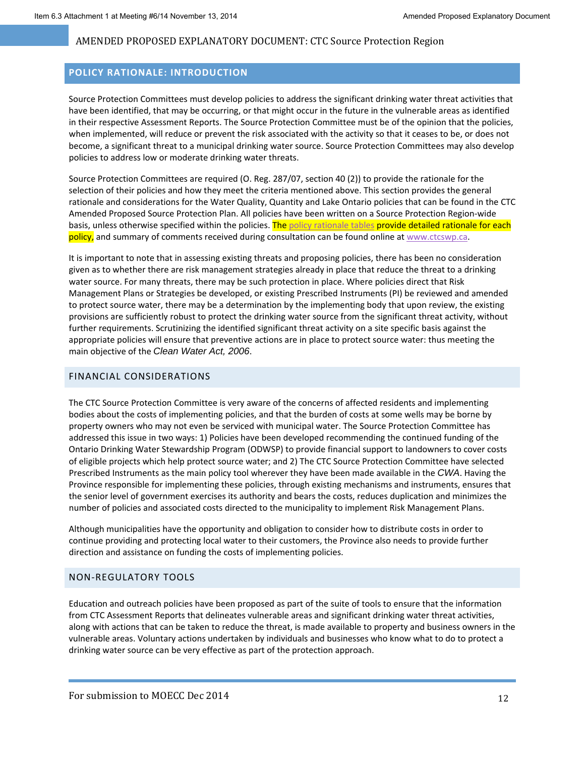## POLICY RATIONALE: INTRODUCTION

Source Protection Committees must develop policies to address the significant drinking water threat activities that have been identified, that may be occurring, or that might occur in the future in the vulnerable areas as identified in their respective Assessment Reports. The Source Protection Committee must be of the opinion that the policies, when implemented, will reduce or prevent the risk associated with the activity so that it ceases to be, or does not become, a significant threat to a municipal drinking water source. Source Protection Committees may also develop policies to address low or moderate drinking water threats.

Source Protection Committees are required (O. Reg. 287/07, section 40 (2)) to provide the rationale for the selection of their policies and how they meet the criteria mentioned above. This section provides the general rationale and considerations for the Water Quality, Quantity and Lake Ontario policies that can be found in the CTC Amended Proposed Source Protection Plan. All policies have been written on a Source Protection Region-wide basis, unless otherwise specified within the policies. The policy rationale tables provide detailed rationale for each policy, and summary of comments received during consultation can be found online at www.ctcswp.ca.

It is important to note that in assessing existing threats and proposing policies, there has been no consideration given as to whether there are risk management strategies already in place that reduce the threat to a drinking water source. For many threats, there may be such protection in place. Where policies direct that Risk Management Plans or Strategies be developed, or existing Prescribed Instruments (PI) be reviewed and amended to protect source water, there may be a determination by the implementing body that upon review, the existing provisions are sufficiently robust to protect the drinking water source from the significant threat activity, without further requirements. Scrutinizing the identified significant threat activity on a site specific basis against the appropriate policies will ensure that preventive actions are in place to protect source water: thus meeting the main objective of the *Clean Water Act, 2006*.

### FINANCIAL CONSIDERATIONS

The CTC Source Protection Committee is very aware of the concerns of affected residents and implementing bodies about the costs of implementing policies, and that the burden of costs at some wells may be borne by property owners who may not even be serviced with municipal water. The Source Protection Committee has addressed this issue in two ways: 1) Policies have been developed recommending the continued funding of the Ontario Drinking Water Stewardship Program (ODWSP) to provide financial support to landowners to cover costs of eligible projects which help protect source water; and 2) The CTC Source Protection Committee have selected Prescribed Instruments as the main policy tool wherever they have been made available in the *CWA*. Having the Province responsible for implementing these policies, through existing mechanisms and instruments, ensures that the senior level of government exercises its authority and bears the costs, reduces duplication and minimizes the number of policies and associated costs directed to the municipality to implement Risk Management Plans.

Although municipalities have the opportunity and obligation to consider how to distribute costs in order to continue providing and protecting local water to their customers, the Province also needs to provide further direction and assistance on funding the costs of implementing policies.

### NON-REGULATORY TOOLS

Education and outreach policies have been proposed as part of the suite of tools to ensure that the information from CTC Assessment Reports that delineates vulnerable areas and significant drinking water threat activities, along with actions that can be taken to reduce the threat, is made available to property and business owners in the vulnerable areas. Voluntary actions undertaken by individuals and businesses who know what to do to protect a drinking water source can be very effective as part of the protection approach.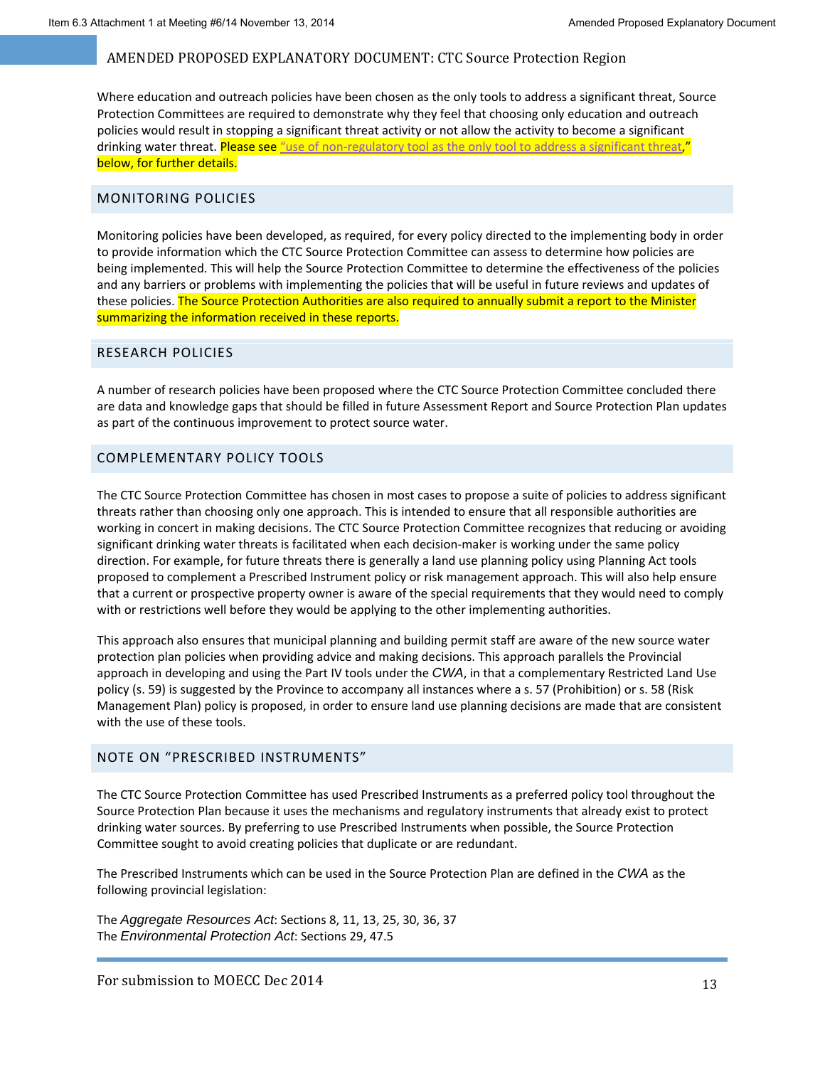Where education and outreach policies have been chosen as the only tools to address a significant threat, Source Protection Committees are required to demonstrate why they feel that choosing only education and outreach policies would result in stopping a significant threat activity or not allow the activity to become a significant drinking water threat. Please see "use of non-regulatory tool as the only tool to address a significant threat," below, for further details.

## MONITORING POLICIES

Monitoring policies have been developed, as required, for every policy directed to the implementing body in order to provide information which the CTC Source Protection Committee can assess to determine how policies are being implemented. This will help the Source Protection Committee to determine the effectiveness of the policies and any barriers or problems with implementing the policies that will be useful in future reviews and updates of these policies. The Source Protection Authorities are also required to annually submit a report to the Minister summarizing the information received in these reports.

## RESEARCH POLICIES

A number of research policies have been proposed where the CTC Source Protection Committee concluded there are data and knowledge gaps that should be filled in future Assessment Report and Source Protection Plan updates as part of the continuous improvement to protect source water.

## COMPLEMENTARY POLICY TOOLS

The CTC Source Protection Committee has chosen in most cases to propose a suite of policies to address significant threats rather than choosing only one approach. This is intended to ensure that all responsible authorities are working in concert in making decisions. The CTC Source Protection Committee recognizes that reducing or avoiding significant drinking water threats is facilitated when each decision-maker is working under the same policy direction. For example, for future threats there is generally a land use planning policy using Planning Act tools proposed to complement a Prescribed Instrument policy or risk management approach. This will also help ensure that a current or prospective property owner is aware of the special requirements that they would need to comply with or restrictions well before they would be applying to the other implementing authorities.

This approach also ensures that municipal planning and building permit staff are aware of the new source water protection plan policies when providing advice and making decisions. This approach parallels the Provincial approach in developing and using the Part IV tools under the *CWA*, in that a complementary Restricted Land Use policy (s. 59) is suggested by the Province to accompany all instances where a s. 57 (Prohibition) or s. 58 (Risk Management Plan) policy is proposed, in order to ensure land use planning decisions are made that are consistent with the use of these tools.

## NOTE ON "PRESCRIBED INSTRUMENTS"

The CTC Source Protection Committee has used Prescribed Instruments as a preferred policy tool throughout the Source Protection Plan because it uses the mechanisms and regulatory instruments that already exist to protect drinking water sources. By preferring to use Prescribed Instruments when possible, the Source Protection Committee sought to avoid creating policies that duplicate or are redundant.

The Prescribed Instruments which can be used in the Source Protection Plan are defined in the *CWA* as the following provincial legislation:

The *Aggregate Resources Act*: Sections 8, 11, 13, 25, 30, 36, 37
The *Environmental Protection Act*: Sections 29, 47.5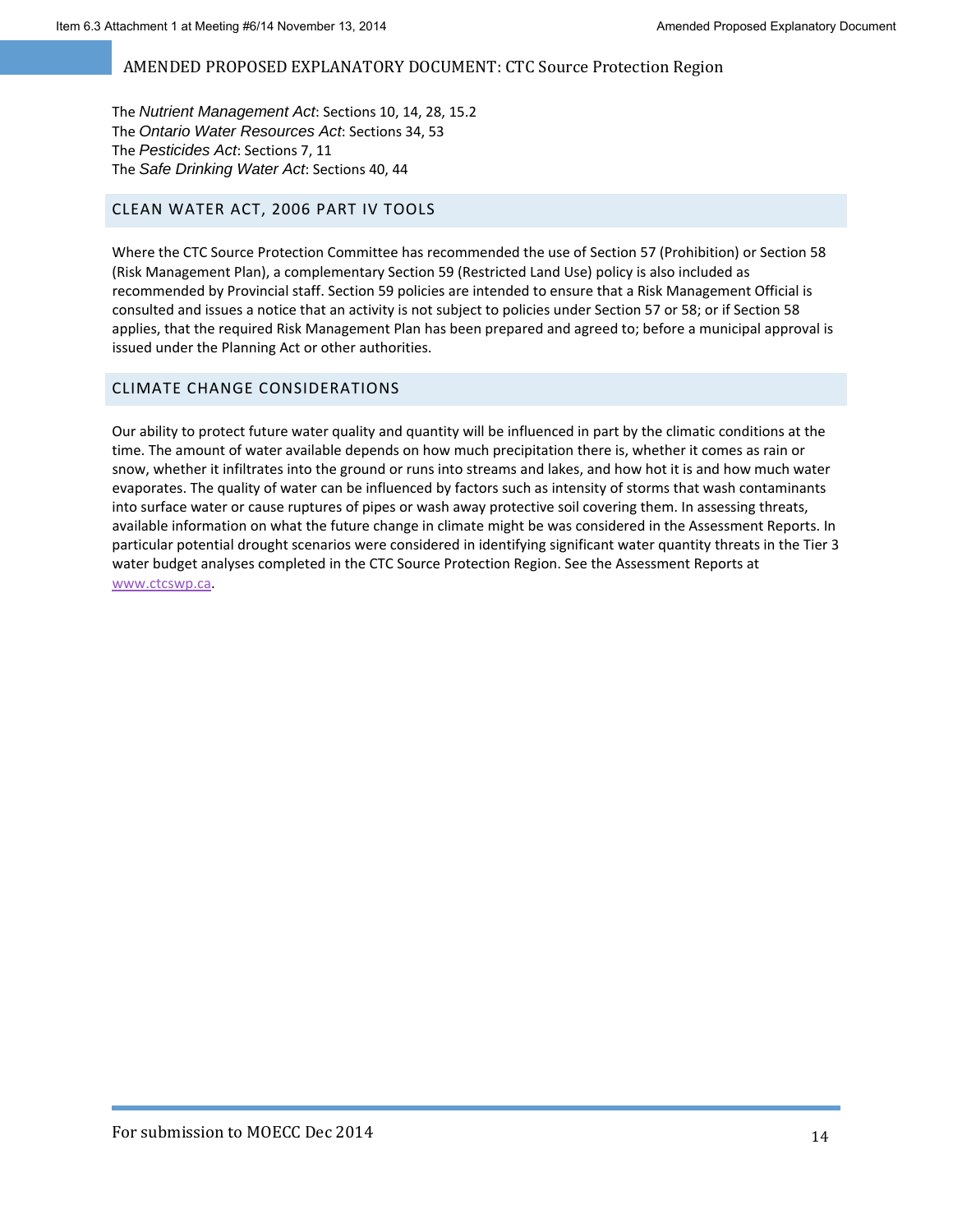The *Nutrient Management Act*: Sections 10, 14, 28, 15.2
The *Ontario Water Resources Act*: Sections 34, 53
The *Pesticides Act*: Sections 7, 11
The *Safe Drinking Water Act*: Sections 40, 44

## CLEAN WATER ACT, 2006 PART IV TOOLS

Where the CTC Source Protection Committee has recommended the use of Section 57 (Prohibition) or Section 58 (Risk Management Plan), a complementary Section 59 (Restricted Land Use) policy is also included as recommended by Provincial staff. Section 59 policies are intended to ensure that a Risk Management Official is consulted and issues a notice that an activity is not subject to policies under Section 57 or 58; or if Section 58 applies, that the required Risk Management Plan has been prepared and agreed to; before a municipal approval is issued under the Planning Act or other authorities.

## CLIMATE CHANGE CONSIDERATIONS

Our ability to protect future water quality and quantity will be influenced in part by the climatic conditions at the time. The amount of water available depends on how much precipitation there is, whether it comes as rain or snow, whether it infiltrates into the ground or runs into streams and lakes, and how hot it is and how much water evaporates. The quality of water can be influenced by factors such as intensity of storms that wash contaminants into surface water or cause ruptures of pipes or wash away protective soil covering them. In assessing threats, available information on what the future change in climate might be was considered in the Assessment Reports. In particular potential drought scenarios were considered in identifying significant water quantity threats in the Tier 3 water budget analyses completed in the CTC Source Protection Region. See the Assessment Reports at www.ctcswp.ca.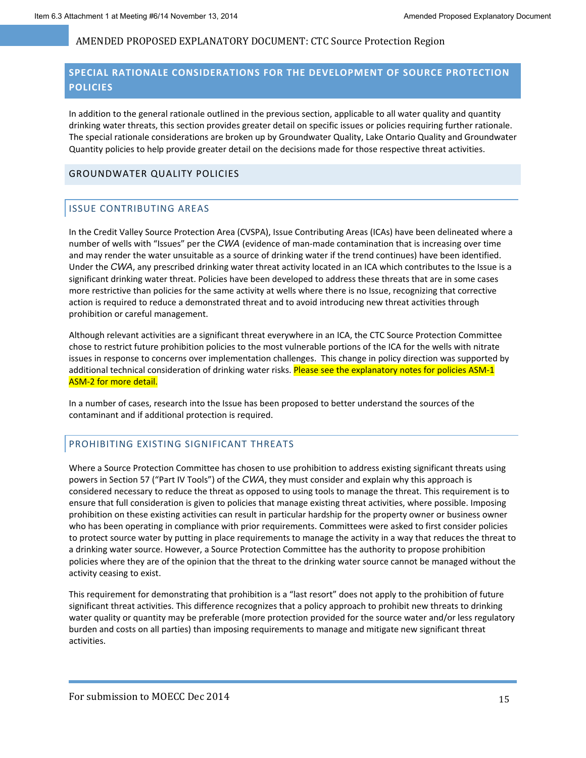## SPECIAL RATIONALE CONSIDERATIONS FOR THE DEVELOPMENT OF SOURCE PROTECTION POLICIES

In addition to the general rationale outlined in the previous section, applicable to all water quality and quantity drinking water threats, this section provides greater detail on specific issues or policies requiring further rationale. The special rationale considerations are broken up by Groundwater Quality, Lake Ontario Quality and Groundwater Quantity policies to help provide greater detail on the decisions made for those respective threat activities.

### GROUNDWATER QUALITY POLICIES

#### ISSUE CONTRIBUTING AREAS

In the Credit Valley Source Protection Area (CVSPA), Issue Contributing Areas (ICAs) have been delineated where a number of wells with "Issues" per the *CWA* (evidence of man-made contamination that is increasing over time and may render the water unsuitable as a source of drinking water if the trend continues) have been identified. Under the *CWA*, any prescribed drinking water threat activity located in an ICA which contributes to the Issue is a significant drinking water threat. Policies have been developed to address these threats that are in some cases more restrictive than policies for the same activity at wells where there is no Issue, recognizing that corrective action is required to reduce a demonstrated threat and to avoid introducing new threat activities through prohibition or careful management.

Although relevant activities are a significant threat everywhere in an ICA, the CTC Source Protection Committee chose to restrict future prohibition policies to the most vulnerable portions of the ICA for the wells with nitrate issues in response to concerns over implementation challenges. This change in policy direction was supported by additional technical consideration of drinking water risks. Please see the explanatory notes for policies ASM-1 ASM-2 for more detail.

In a number of cases, research into the Issue has been proposed to better understand the sources of the contaminant and if additional protection is required.

#### PROHIBITING EXISTING SIGNIFICANT THREATS

Where a Source Protection Committee has chosen to use prohibition to address existing significant threats using powers in Section 57 ("Part IV Tools") of the *CWA*, they must consider and explain why this approach is considered necessary to reduce the threat as opposed to using tools to manage the threat. This requirement is to ensure that full consideration is given to policies that manage existing threat activities, where possible. Imposing prohibition on these existing activities can result in particular hardship for the property owner or business owner who has been operating in compliance with prior requirements. Committees were asked to first consider policies to protect source water by putting in place requirements to manage the activity in a way that reduces the threat to a drinking water source. However, a Source Protection Committee has the authority to propose prohibition policies where they are of the opinion that the threat to the drinking water source cannot be managed without the activity ceasing to exist.

This requirement for demonstrating that prohibition is a "last resort" does not apply to the prohibition of future significant threat activities. This difference recognizes that a policy approach to prohibit new threats to drinking water quality or quantity may be preferable (more protection provided for the source water and/or less regulatory burden and costs on all parties) than imposing requirements to manage and mitigate new significant threat activities.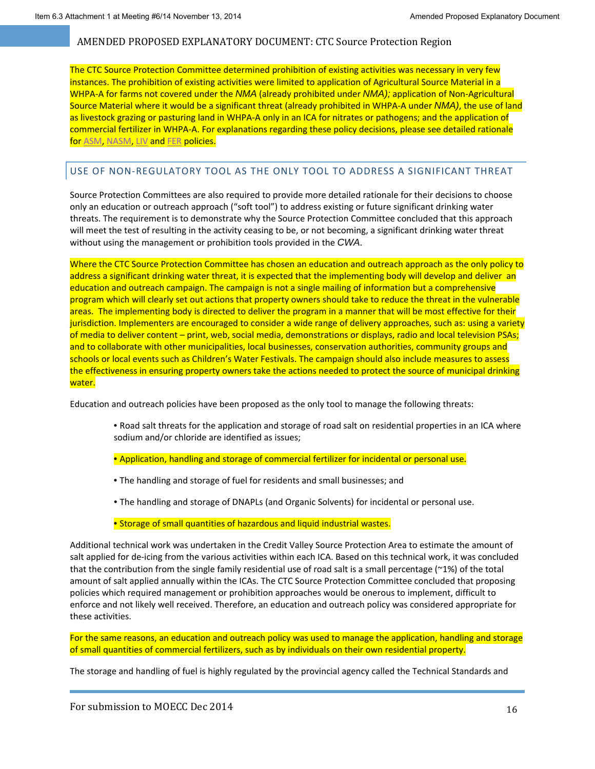The CTC Source Protection Committee determined prohibition of existing activities was necessary in very few instances. The prohibition of existing activities were limited to application of Agricultural Source Material in a WHPA-A for farms not covered under the *NMA* (already prohibited under *NMA);* application of Non-Agricultural Source Material where it would be a significant threat (already prohibited in WHPA-A under *NMA)*, the use of land as livestock grazing or pasturing land in WHPA-A only in an ICA for nitrates or pathogens; and the application of commercial fertilizer in WHPA-A. For explanations regarding these policy decisions, please see detailed rationale for ASM, NASM, LIV and FER policies.

## USE OF NON-REGULATORY TOOL AS THE ONLY TOOL TO ADDRESS A SIGNIFICANT THREAT

Source Protection Committees are also required to provide more detailed rationale for their decisions to choose only an education or outreach approach ("soft tool") to address existing or future significant drinking water threats. The requirement is to demonstrate why the Source Protection Committee concluded that this approach will meet the test of resulting in the activity ceasing to be, or not becoming, a significant drinking water threat without using the management or prohibition tools provided in the *CWA*.

Where the CTC Source Protection Committee has chosen an education and outreach approach as the only policy to address a significant drinking water threat, it is expected that the implementing body will develop and deliver an education and outreach campaign. The campaign is not a single mailing of information but a comprehensive program which will clearly set out actions that property owners should take to reduce the threat in the vulnerable areas. The implementing body is directed to deliver the program in a manner that will be most effective for their jurisdiction. Implementers are encouraged to consider a wide range of delivery approaches, such as: using a variety of media to deliver content – print, web, social media, demonstrations or displays, radio and local television PSAs; and to collaborate with other municipalities, local businesses, conservation authorities, community groups and schools or local events such as Children's Water Festivals. The campaign should also include measures to assess the effectiveness in ensuring property owners take the actions needed to protect the source of municipal drinking water.

Education and outreach policies have been proposed as the only tool to manage the following threats:

- Road salt threats for the application and storage of road salt on residential properties in an ICA where sodium and/or chloride are identified as issues;
- Application, handling and storage of commercial fertilizer for incidental or personal use.
- The handling and storage of fuel for residents and small businesses; and
- The handling and storage of DNAPLs (and Organic Solvents) for incidental or personal use.
- Storage of small quantities of hazardous and liquid industrial wastes.

Additional technical work was undertaken in the Credit Valley Source Protection Area to estimate the amount of salt applied for de-icing from the various activities within each ICA. Based on this technical work, it was concluded that the contribution from the single family residential use of road salt is a small percentage (~1%) of the total amount of salt applied annually within the ICAs. The CTC Source Protection Committee concluded that proposing policies which required management or prohibition approaches would be onerous to implement, difficult to enforce and not likely well received. Therefore, an education and outreach policy was considered appropriate for these activities.

For the same reasons, an education and outreach policy was used to manage the application, handling and storage of small quantities of commercial fertilizers, such as by individuals on their own residential property.

The storage and handling of fuel is highly regulated by the provincial agency called the Technical Standards and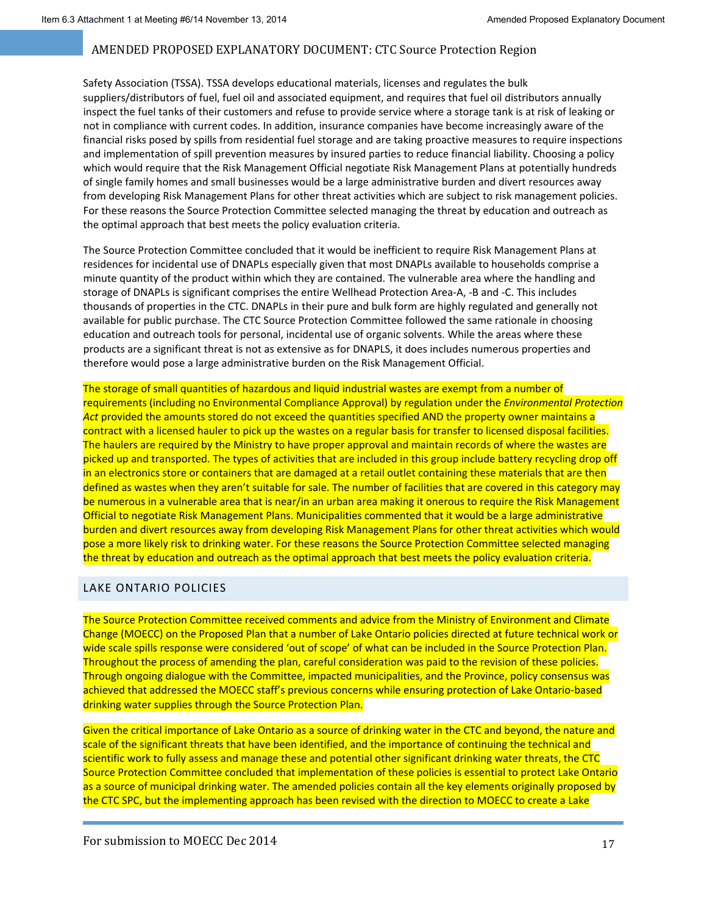Safety Association (TSSA). TSSA develops educational materials, licenses and regulates the bulk suppliers/distributors of fuel, fuel oil and associated equipment, and requires that fuel oil distributors annually inspect the fuel tanks of their customers and refuse to provide service where a storage tank is at risk of leaking or not in compliance with current codes. In addition, insurance companies have become increasingly aware of the financial risks posed by spills from residential fuel storage and are taking proactive measures to require inspections and implementation of spill prevention measures by insured parties to reduce financial liability. Choosing a policy which would require that the Risk Management Official negotiate Risk Management Plans at potentially hundreds of single family homes and small businesses would be a large administrative burden and divert resources away from developing Risk Management Plans for other threat activities which are subject to risk management policies. For these reasons the Source Protection Committee selected managing the threat by education and outreach as the optimal approach that best meets the policy evaluation criteria.

The Source Protection Committee concluded that it would be inefficient to require Risk Management Plans at residences for incidental use of DNAPLs especially given that most DNAPLs available to households comprise a minute quantity of the product within which they are contained. The vulnerable area where the handling and storage of DNAPLs is significant comprises the entire Wellhead Protection Area-A, -B and -C. This includes thousands of properties in the CTC. DNAPLs in their pure and bulk form are highly regulated and generally not available for public purchase. The CTC Source Protection Committee followed the same rationale in choosing education and outreach tools for personal, incidental use of organic solvents. While the areas where these products are a significant threat is not as extensive as for DNAPLS, it does includes numerous properties and therefore would pose a large administrative burden on the Risk Management Official.

The storage of small quantities of hazardous and liquid industrial wastes are exempt from a number of requirements (including no Environmental Compliance Approval) by regulation under the *Environmental Protection Act* provided the amounts stored do not exceed the quantities specified AND the property owner maintains a contract with a licensed hauler to pick up the wastes on a regular basis for transfer to licensed disposal facilities. The haulers are required by the Ministry to have proper approval and maintain records of where the wastes are picked up and transported. The types of activities that are included in this group include battery recycling drop off in an electronics store or containers that are damaged at a retail outlet containing these materials that are then defined as wastes when they aren't suitable for sale. The number of facilities that are covered in this category may be numerous in a vulnerable area that is near/in an urban area making it onerous to require the Risk Management Official to negotiate Risk Management Plans. Municipalities commented that it would be a large administrative burden and divert resources away from developing Risk Management Plans for other threat activities which would pose a more likely risk to drinking water. For these reasons the Source Protection Committee selected managing the threat by education and outreach as the optimal approach that best meets the policy evaluation criteria.

## LAKE ONTARIO POLICIES

The Source Protection Committee received comments and advice from the Ministry of Environment and Climate Change (MOECC) on the Proposed Plan that a number of Lake Ontario policies directed at future technical work or wide scale spills response were considered 'out of scope' of what can be included in the Source Protection Plan. Throughout the process of amending the plan, careful consideration was paid to the revision of these policies. Through ongoing dialogue with the Committee, impacted municipalities, and the Province, policy consensus was achieved that addressed the MOECC staff's previous concerns while ensuring protection of Lake Ontario-based drinking water supplies through the Source Protection Plan.

Given the critical importance of Lake Ontario as a source of drinking water in the CTC and beyond, the nature and scale of the significant threats that have been identified, and the importance of continuing the technical and scientific work to fully assess and manage these and potential other significant drinking water threats, the CTC Source Protection Committee concluded that implementation of these policies is essential to protect Lake Ontario as a source of municipal drinking water. The amended policies contain all the key elements originally proposed by the CTC SPC, but the implementing approach has been revised with the direction to MOECC to create a Lake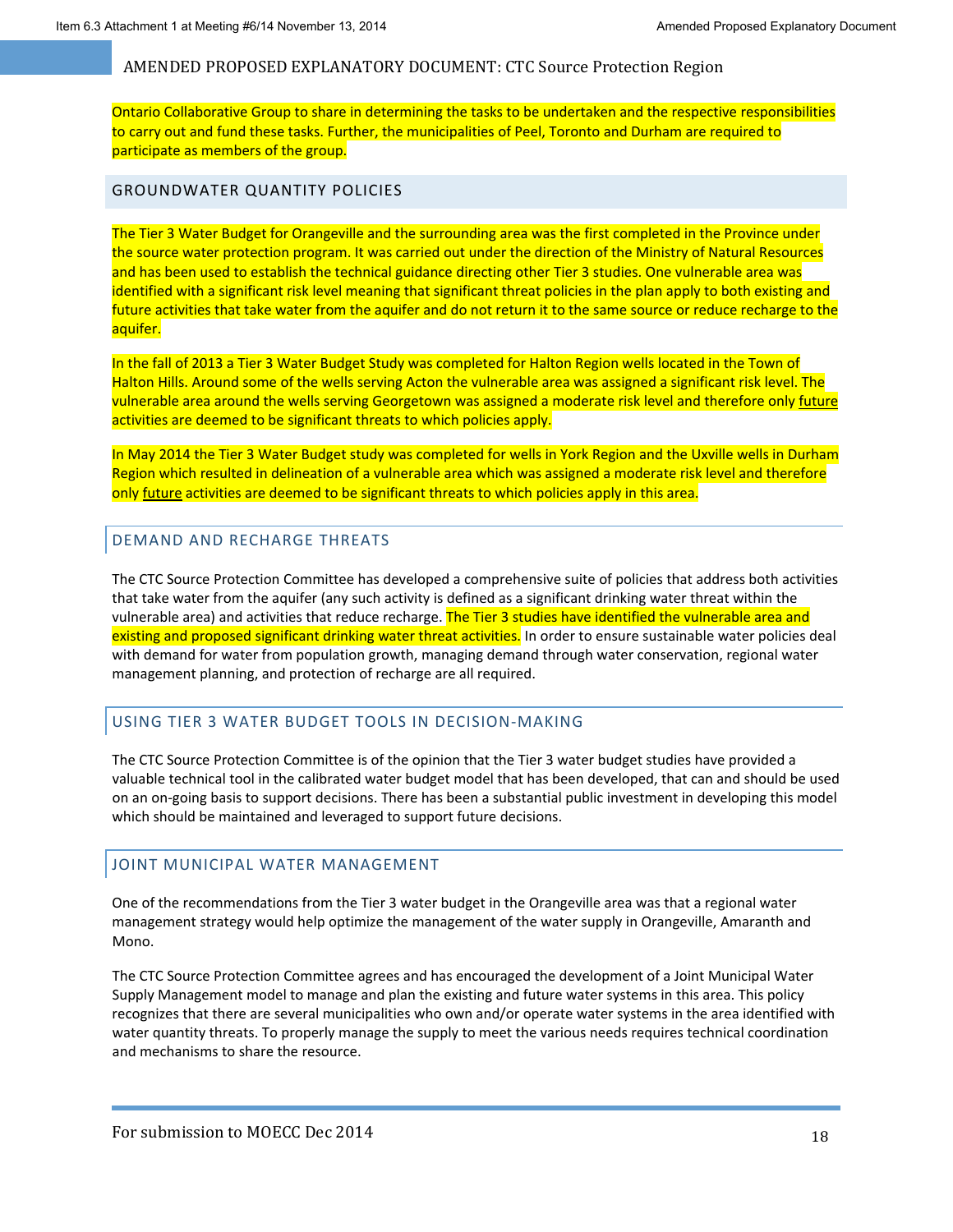Ontario Collaborative Group to share in determining the tasks to be undertaken and the respective responsibilities to carry out and fund these tasks. Further, the municipalities of Peel, Toronto and Durham are required to participate as members of the group.

## GROUNDWATER QUANTITY POLICIES

The Tier 3 Water Budget for Orangeville and the surrounding area was the first completed in the Province under the source water protection program. It was carried out under the direction of the Ministry of Natural Resources and has been used to establish the technical guidance directing other Tier 3 studies. One vulnerable area was identified with a significant risk level meaning that significant threat policies in the plan apply to both existing and future activities that take water from the aquifer and do not return it to the same source or reduce recharge to the aquifer.

In the fall of 2013 a Tier 3 Water Budget Study was completed for Halton Region wells located in the Town of Halton Hills. Around some of the wells serving Acton the vulnerable area was assigned a significant risk level. The vulnerable area around the wells serving Georgetown was assigned a moderate risk level and therefore only future activities are deemed to be significant threats to which policies apply.

In May 2014 the Tier 3 Water Budget study was completed for wells in York Region and the Uxville wells in Durham Region which resulted in delineation of a vulnerable area which was assigned a moderate risk level and therefore only future activities are deemed to be significant threats to which policies apply in this area.

### DEMAND AND RECHARGE THREATS

The CTC Source Protection Committee has developed a comprehensive suite of policies that address both activities that take water from the aquifer (any such activity is defined as a significant drinking water threat within the vulnerable area) and activities that reduce recharge. The Tier 3 studies have identified the vulnerable area and existing and proposed significant drinking water threat activities. In order to ensure sustainable water policies deal with demand for water from population growth, managing demand through water conservation, regional water management planning, and protection of recharge are all required.

### USING TIER 3 WATER BUDGET TOOLS IN DECISION-MAKING

The CTC Source Protection Committee is of the opinion that the Tier 3 water budget studies have provided a valuable technical tool in the calibrated water budget model that has been developed, that can and should be used on an on-going basis to support decisions. There has been a substantial public investment in developing this model which should be maintained and leveraged to support future decisions.

### JOINT MUNICIPAL WATER MANAGEMENT

One of the recommendations from the Tier 3 water budget in the Orangeville area was that a regional water management strategy would help optimize the management of the water supply in Orangeville, Amaranth and Mono.

The CTC Source Protection Committee agrees and has encouraged the development of a Joint Municipal Water Supply Management model to manage and plan the existing and future water systems in this area. This policy recognizes that there are several municipalities who own and/or operate water systems in the area identified with water quantity threats. To properly manage the supply to meet the various needs requires technical coordination and mechanisms to share the resource.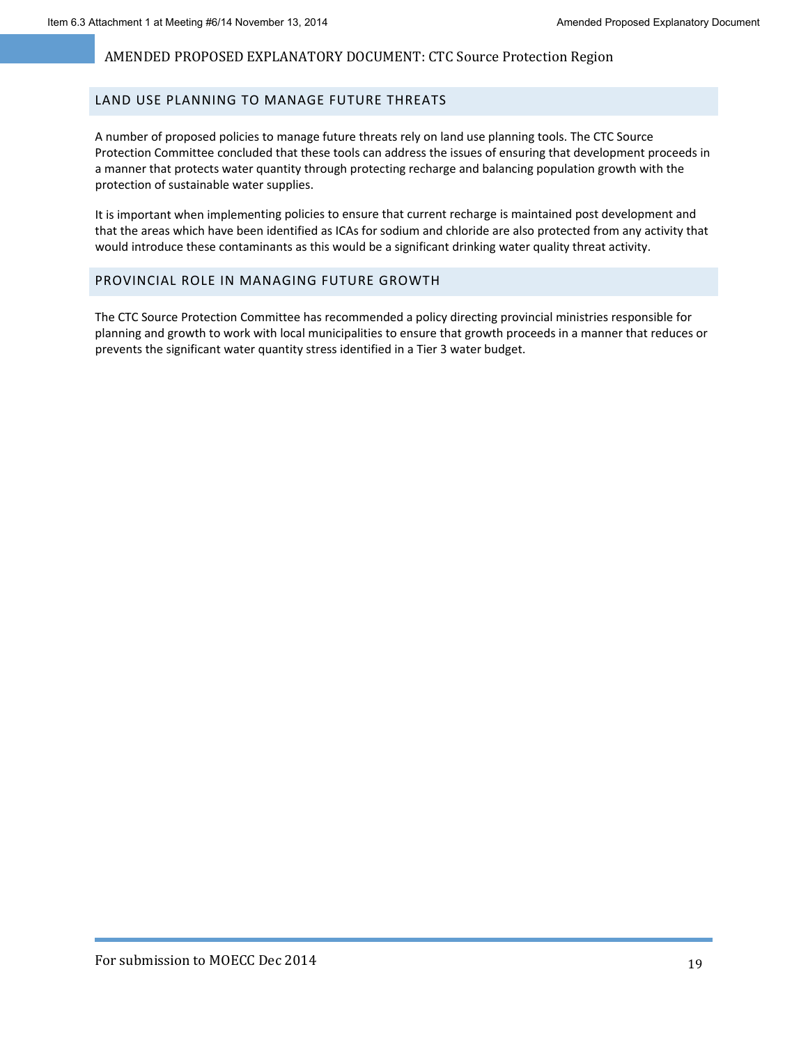## LAND USE PLANNING TO MANAGE FUTURE THREATS

A number of proposed policies to manage future threats rely on land use planning tools. The CTC Source Protection Committee concluded that these tools can address the issues of ensuring that development proceeds in a manner that protects water quantity through protecting recharge and balancing population growth with the protection of sustainable water supplies.

It is important when implementing policies to ensure that current recharge is maintained post development and that the areas which have been identified as ICAs for sodium and chloride are also protected from any activity that would introduce these contaminants as this would be a significant drinking water quality threat activity.

## PROVINCIAL ROLE IN MANAGING FUTURE GROWTH

The CTC Source Protection Committee has recommended a policy directing provincial ministries responsible for planning and growth to work with local municipalities to ensure that growth proceeds in a manner that reduces or prevents the significant water quantity stress identified in a Tier 3 water budget.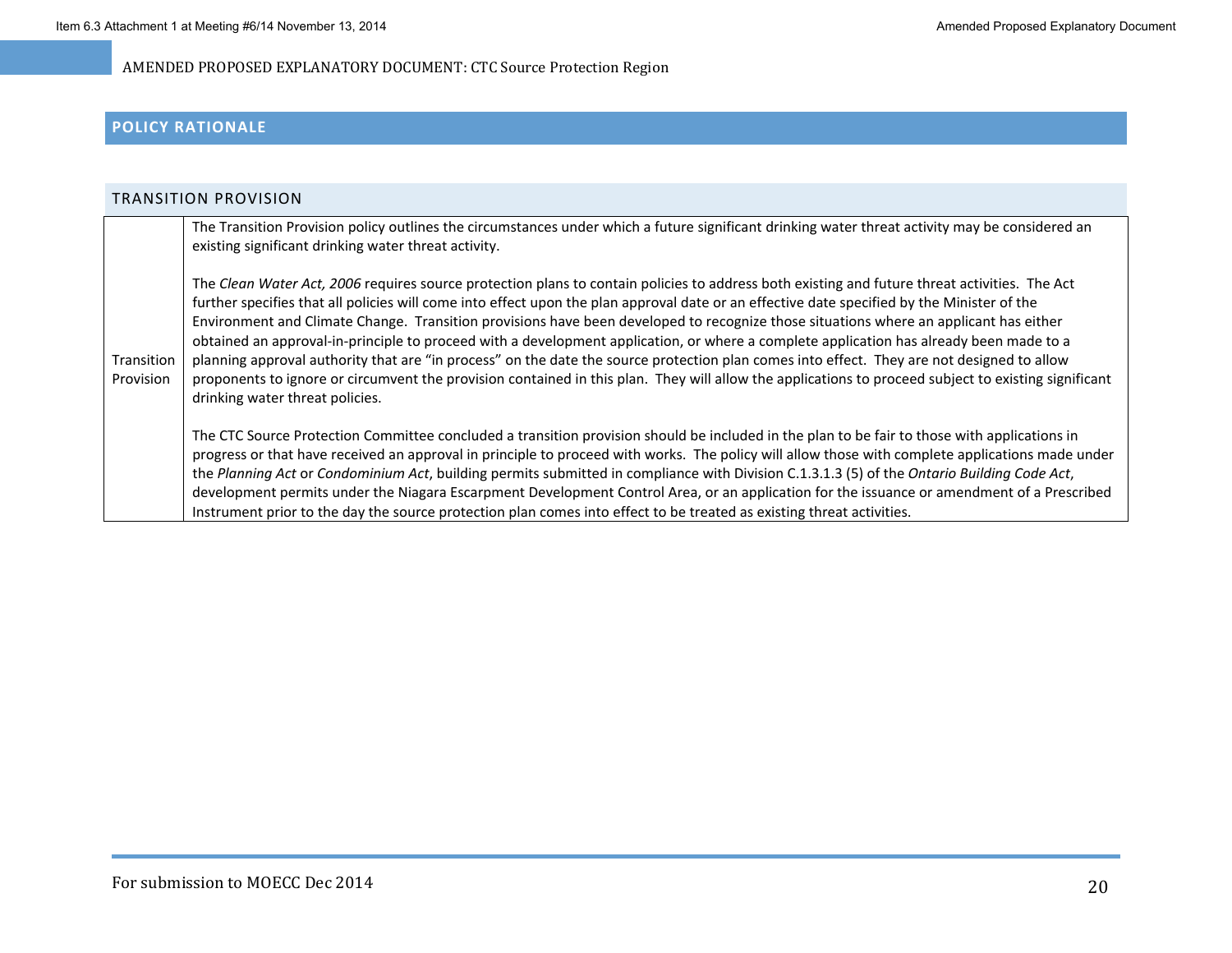## POLICY RATIONALE

### TRANSITION PROVISION

| | |
|---|---|
| Transition Provision | The Transition Provision policy outlines the circumstances under which a future significant drinking water threat activity may be considered an existing significant drinking water threat activity.<br><br>The *Clean Water Act, 2006* requires source protection plans to contain policies to address both existing and future threat activities. The Act further specifies that all policies will come into effect upon the plan approval date or an effective date specified by the Minister of the Environment and Climate Change. Transition provisions have been developed to recognize those situations where an applicant has either obtained an approval-in-principle to proceed with a development application, or where a complete application has already been made to a planning approval authority that are "in process" on the date the source protection plan comes into effect. They are not designed to allow proponents to ignore or circumvent the provision contained in this plan. They will allow the applications to proceed subject to existing significant drinking water threat policies.<br><br>The CTC Source Protection Committee concluded a transition provision should be included in the plan to be fair to those with applications in progress or that have received an approval in principle to proceed with works. The policy will allow those with complete applications made under the *Planning Act* or *Condominium Act*, building permits submitted in compliance with Division C.1.3.1.3 (5) of the *Ontario Building Code Act*, development permits under the Niagara Escarpment Development Control Area, or an application for the issuance or amendment of a Prescribed Instrument prior to the day the source protection plan comes into effect to be treated as existing threat activities. |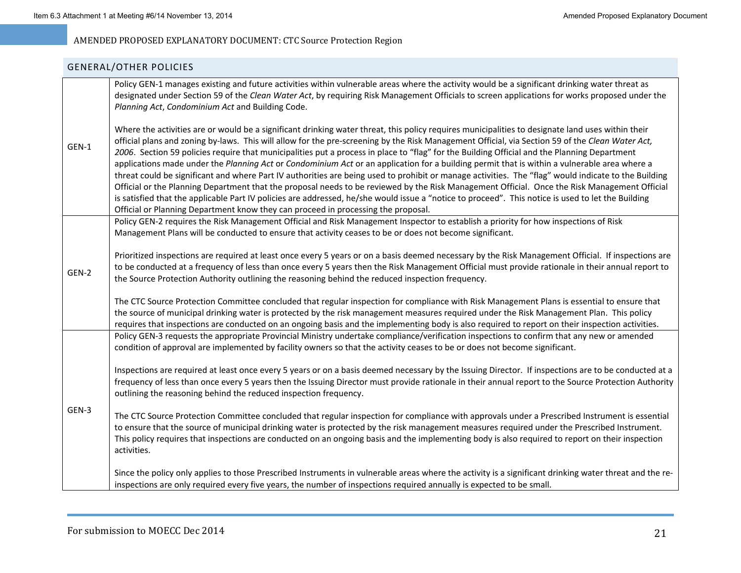## GENERAL/OTHER POLICIES

| | |
|---|---|
| GEN-1 | Policy GEN-1 manages existing and future activities within vulnerable areas where the activity would be a significant drinking water threat as designated under Section 59 of the *Clean Water Act*, by requiring Risk Management Officials to screen applications for works proposed under the *Planning Act*, *Condominium Act* and Building Code.<br><br>Where the activities are or would be a significant drinking water threat, this policy requires municipalities to designate land uses within their official plans and zoning by-laws. This will allow for the pre-screening by the Risk Management Official, via Section 59 of the *Clean Water Act, 2006*. Section 59 policies require that municipalities put a process in place to "flag" for the Building Official and the Planning Department applications made under the *Planning Act* or *Condominium Act* or an application for a building permit that is within a vulnerable area where a threat could be significant and where Part IV authorities are being used to prohibit or manage activities. The "flag" would indicate to the Building Official or the Planning Department that the proposal needs to be reviewed by the Risk Management Official. Once the Risk Management Official is satisfied that the applicable Part IV policies are addressed, he/she would issue a "notice to proceed". This notice is used to let the Building Official or Planning Department know they can proceed in processing the proposal. |
| GEN-2 | Policy GEN-2 requires the Risk Management Official and Risk Management Inspector to establish a priority for how inspections of Risk Management Plans will be conducted to ensure that activity ceases to be or does not become significant.<br><br>Prioritized inspections are required at least once every 5 years or on a basis deemed necessary by the Risk Management Official. If inspections are to be conducted at a frequency of less than once every 5 years then the Risk Management Official must provide rationale in their annual report to the Source Protection Authority outlining the reasoning behind the reduced inspection frequency.<br><br>The CTC Source Protection Committee concluded that regular inspection for compliance with Risk Management Plans is essential to ensure that the source of municipal drinking water is protected by the risk management measures required under the Risk Management Plan. This policy requires that inspections are conducted on an ongoing basis and the implementing body is also required to report on their inspection activities. |
| GEN-3 | Policy GEN-3 requests the appropriate Provincial Ministry undertake compliance/verification inspections to confirm that any new or amended condition of approval are implemented by facility owners so that the activity ceases to be or does not become significant.<br><br>Inspections are required at least once every 5 years or on a basis deemed necessary by the Issuing Director. If inspections are to be conducted at a frequency of less than once every 5 years then the Issuing Director must provide rationale in their annual report to the Source Protection Authority outlining the reasoning behind the reduced inspection frequency.<br><br>The CTC Source Protection Committee concluded that regular inspection for compliance with approvals under a Prescribed Instrument is essential to ensure that the source of municipal drinking water is protected by the risk management measures required under the Prescribed Instrument. This policy requires that inspections are conducted on an ongoing basis and the implementing body is also required to report on their inspection activities.<br><br>Since the policy only applies to those Prescribed Instruments in vulnerable areas where the activity is a significant drinking water threat and the re-inspections are only required every five years, the number of inspections required annually is expected to be small. |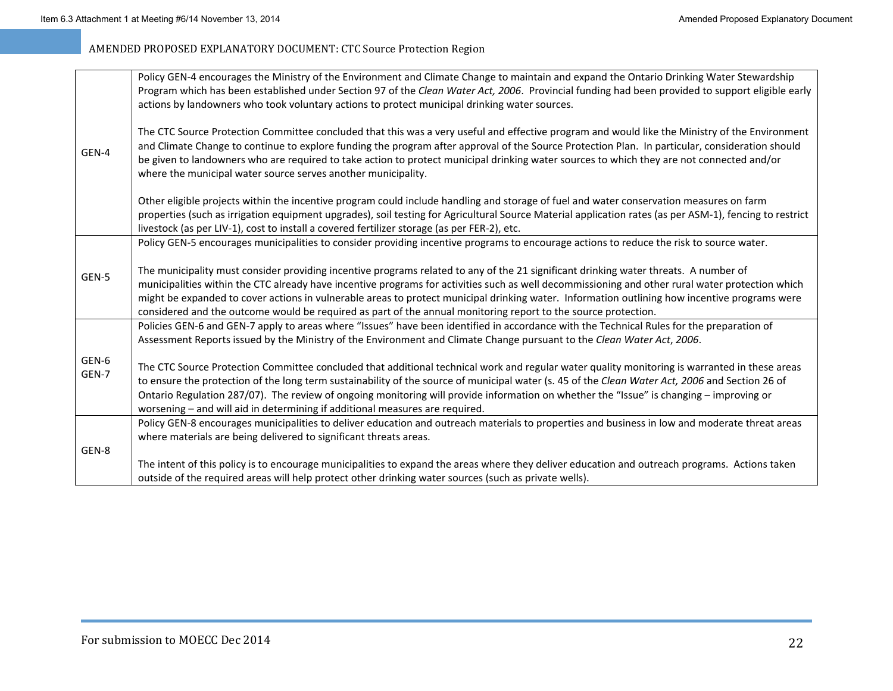| | |
|---|---|
| GEN-4 | Policy GEN-4 encourages the Ministry of the Environment and Climate Change to maintain and expand the Ontario Drinking Water Stewardship Program which has been established under Section 97 of the *Clean Water Act, 2006*. Provincial funding had been provided to support eligible early actions by landowners who took voluntary actions to protect municipal drinking water sources.<br><br>The CTC Source Protection Committee concluded that this was a very useful and effective program and would like the Ministry of the Environment and Climate Change to continue to explore funding the program after approval of the Source Protection Plan. In particular, consideration should be given to landowners who are required to take action to protect municipal drinking water sources to which they are not connected and/or where the municipal water source serves another municipality.<br><br>Other eligible projects within the incentive program could include handling and storage of fuel and water conservation measures on farm properties (such as irrigation equipment upgrades), soil testing for Agricultural Source Material application rates (as per ASM-1), fencing to restrict livestock (as per LIV-1), cost to install a covered fertilizer storage (as per FER-2), etc. |
| GEN-5 | Policy GEN-5 encourages municipalities to consider providing incentive programs to encourage actions to reduce the risk to source water.<br><br>The municipality must consider providing incentive programs related to any of the 21 significant drinking water threats. A number of municipalities within the CTC already have incentive programs for activities such as well decommissioning and other rural water protection which might be expanded to cover actions in vulnerable areas to protect municipal drinking water. Information outlining how incentive programs were considered and the outcome would be required as part of the annual monitoring report to the source protection. |
| GEN-6<br>GEN-7 | Policies GEN-6 and GEN-7 apply to areas where "Issues" have been identified in accordance with the Technical Rules for the preparation of Assessment Reports issued by the Ministry of the Environment and Climate Change pursuant to the *Clean Water Act*, *2006*.<br><br>The CTC Source Protection Committee concluded that additional technical work and regular water quality monitoring is warranted in these areas to ensure the protection of the long term sustainability of the source of municipal water (s. 45 of the *Clean Water Act, 2006* and Section 26 of Ontario Regulation 287/07). The review of ongoing monitoring will provide information on whether the "Issue" is changing – improving or worsening – and will aid in determining if additional measures are required. |
| GEN-8 | Policy GEN-8 encourages municipalities to deliver education and outreach materials to properties and business in low and moderate threat areas where materials are being delivered to significant threats areas.<br><br>The intent of this policy is to encourage municipalities to expand the areas where they deliver education and outreach programs. Actions taken outside of the required areas will help protect other drinking water sources (such as private wells). |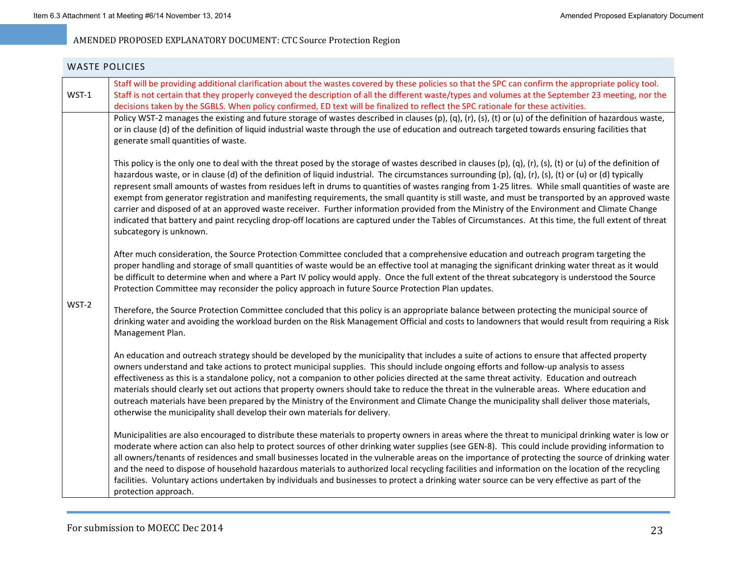## WASTE POLICIES

| | |
|---|---|
| WST-1 | Staff will be providing additional clarification about the wastes covered by these policies so that the SPC can confirm the appropriate policy tool. Staff is not certain that they properly conveyed the description of all the different waste/types and volumes at the September 23 meeting, nor the decisions taken by the SGBLS. When policy confirmed, ED text will be finalized to reflect the SPC rationale for these activities. |
| WST-2 | Policy WST-2 manages the existing and future storage of wastes described in clauses (p), (q), (r), (s), (t) or (u) of the definition of hazardous waste, or in clause (d) of the definition of liquid industrial waste through the use of education and outreach targeted towards ensuring facilities that generate small quantities of waste.<br><br>This policy is the only one to deal with the threat posed by the storage of wastes described in clauses (p), (q), (r), (s), (t) or (u) of the definition of hazardous waste, or in clause (d) of the definition of liquid industrial. The circumstances surrounding (p), (q), (r), (s), (t) or (u) or (d) typically represent small amounts of wastes from residues left in drums to quantities of wastes ranging from 1-25 litres. While small quantities of waste are exempt from generator registration and manifesting requirements, the small quantity is still waste, and must be transported by an approved waste carrier and disposed of at an approved waste receiver. Further information provided from the Ministry of the Environment and Climate Change indicated that battery and paint recycling drop-off locations are captured under the Tables of Circumstances. At this time, the full extent of threat subcategory is unknown.<br><br>After much consideration, the Source Protection Committee concluded that a comprehensive education and outreach program targeting the proper handling and storage of small quantities of waste would be an effective tool at managing the significant drinking water threat as it would be difficult to determine when and where a Part IV policy would apply. Once the full extent of the threat subcategory is understood the Source Protection Committee may reconsider the policy approach in future Source Protection Plan updates.<br><br>Therefore, the Source Protection Committee concluded that this policy is an appropriate balance between protecting the municipal source of drinking water and avoiding the workload burden on the Risk Management Official and costs to landowners that would result from requiring a Risk Management Plan.<br><br>An education and outreach strategy should be developed by the municipality that includes a suite of actions to ensure that affected property owners understand and take actions to protect municipal supplies. This should include ongoing efforts and follow-up analysis to assess effectiveness as this is a standalone policy, not a companion to other policies directed at the same threat activity. Education and outreach materials should clearly set out actions that property owners should take to reduce the threat in the vulnerable areas. Where education and outreach materials have been prepared by the Ministry of the Environment and Climate Change the municipality shall deliver those materials, otherwise the municipality shall develop their own materials for delivery.<br><br>Municipalities are also encouraged to distribute these materials to property owners in areas where the threat to municipal drinking water is low or moderate where action can also help to protect sources of other drinking water supplies (see GEN-8). This could include providing information to all owners/tenants of residences and small businesses located in the vulnerable areas on the importance of protecting the source of drinking water and the need to dispose of household hazardous materials to authorized local recycling facilities and information on the location of the recycling facilities. Voluntary actions undertaken by individuals and businesses to protect a drinking water source can be very effective as part of the protection approach. |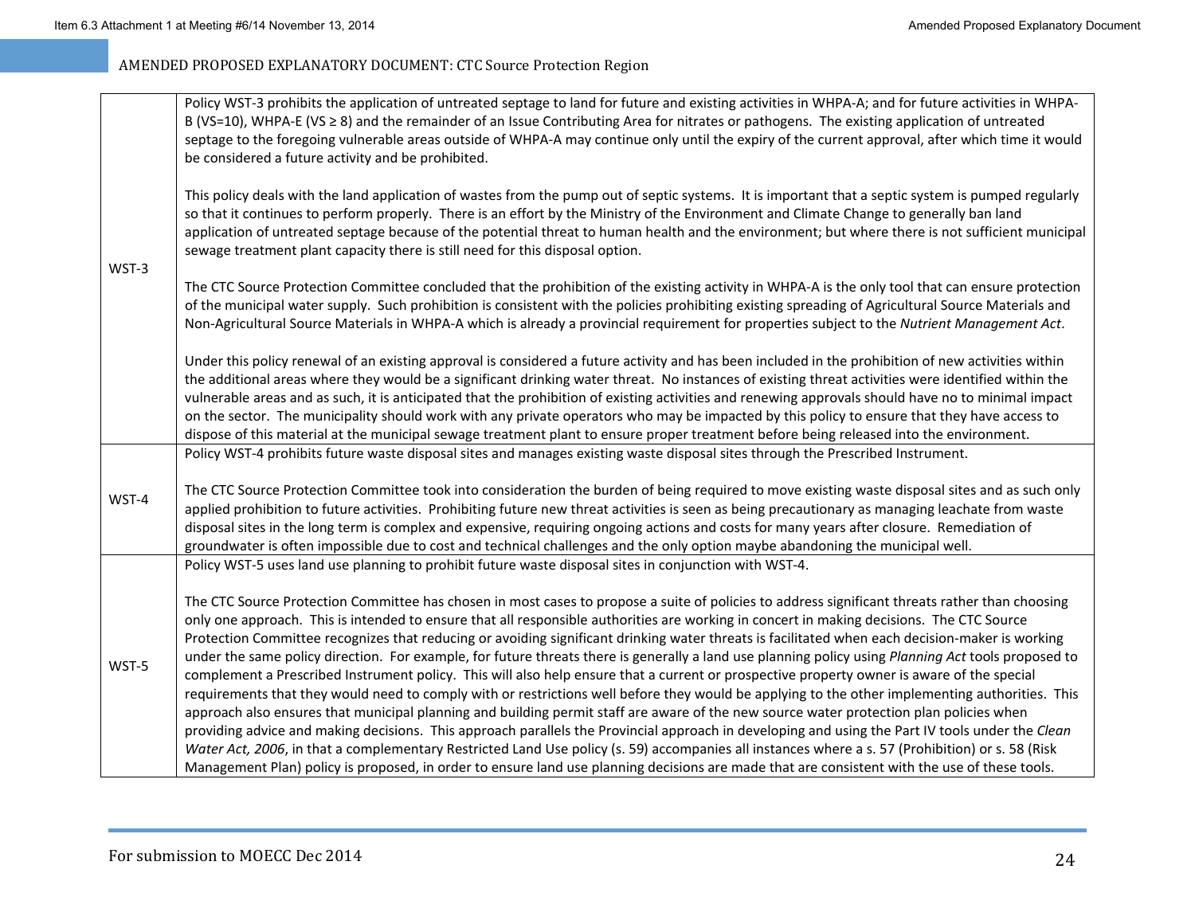| | |
|---|---|
| WST-3 | Policy WST-3 prohibits the application of untreated septage to land for future and existing activities in WHPA-A; and for future activities in WHPA-B (VS=10), WHPA-E (VS ≥ 8) and the remainder of an Issue Contributing Area for nitrates or pathogens. The existing application of untreated septage to the foregoing vulnerable areas outside of WHPA-A may continue only until the expiry of the current approval, after which time it would be considered a future activity and be prohibited.<br><br>This policy deals with the land application of wastes from the pump out of septic systems. It is important that a septic system is pumped regularly so that it continues to perform properly. There is an effort by the Ministry of the Environment and Climate Change to generally ban land application of untreated septage because of the potential threat to human health and the environment; but where there is not sufficient municipal sewage treatment plant capacity there is still need for this disposal option.<br><br>The CTC Source Protection Committee concluded that the prohibition of the existing activity in WHPA-A is the only tool that can ensure protection of the municipal water supply. Such prohibition is consistent with the policies prohibiting existing spreading of Agricultural Source Materials and Non-Agricultural Source Materials in WHPA-A which is already a provincial requirement for properties subject to the *Nutrient Management Act*.<br><br>Under this policy renewal of an existing approval is considered a future activity and has been included in the prohibition of new activities within the additional areas where they would be a significant drinking water threat. No instances of existing threat activities were identified within the vulnerable areas and as such, it is anticipated that the prohibition of existing activities and renewing approvals should have no to minimal impact on the sector. The municipality should work with any private operators who may be impacted by this policy to ensure that they have access to dispose of this material at the municipal sewage treatment plant to ensure proper treatment before being released into the environment. |
| WST-4 | Policy WST-4 prohibits future waste disposal sites and manages existing waste disposal sites through the Prescribed Instrument.<br><br>The CTC Source Protection Committee took into consideration the burden of being required to move existing waste disposal sites and as such only applied prohibition to future activities. Prohibiting future new threat activities is seen as being precautionary as managing leachate from waste disposal sites in the long term is complex and expensive, requiring ongoing actions and costs for many years after closure. Remediation of groundwater is often impossible due to cost and technical challenges and the only option maybe abandoning the municipal well. |
| WST-5 | Policy WST-5 uses land use planning to prohibit future waste disposal sites in conjunction with WST-4.<br><br>The CTC Source Protection Committee has chosen in most cases to propose a suite of policies to address significant threats rather than choosing only one approach. This is intended to ensure that all responsible authorities are working in concert in making decisions. The CTC Source Protection Committee recognizes that reducing or avoiding significant drinking water threats is facilitated when each decision-maker is working under the same policy direction. For example, for future threats there is generally a land use planning policy using *Planning Act* tools proposed to complement a Prescribed Instrument policy. This will also help ensure that a current or prospective property owner is aware of the special requirements that they would need to comply with or restrictions well before they would be applying to the other implementing authorities. This approach also ensures that municipal planning and building permit staff are aware of the new source water protection plan policies when providing advice and making decisions. This approach parallels the Provincial approach in developing and using the Part IV tools under the *Clean Water Act, 2006*, in that a complementary Restricted Land Use policy (s. 59) accompanies all instances where a s. 57 (Prohibition) or s. 58 (Risk Management Plan) policy is proposed, in order to ensure land use planning decisions are made that are consistent with the use of these tools. |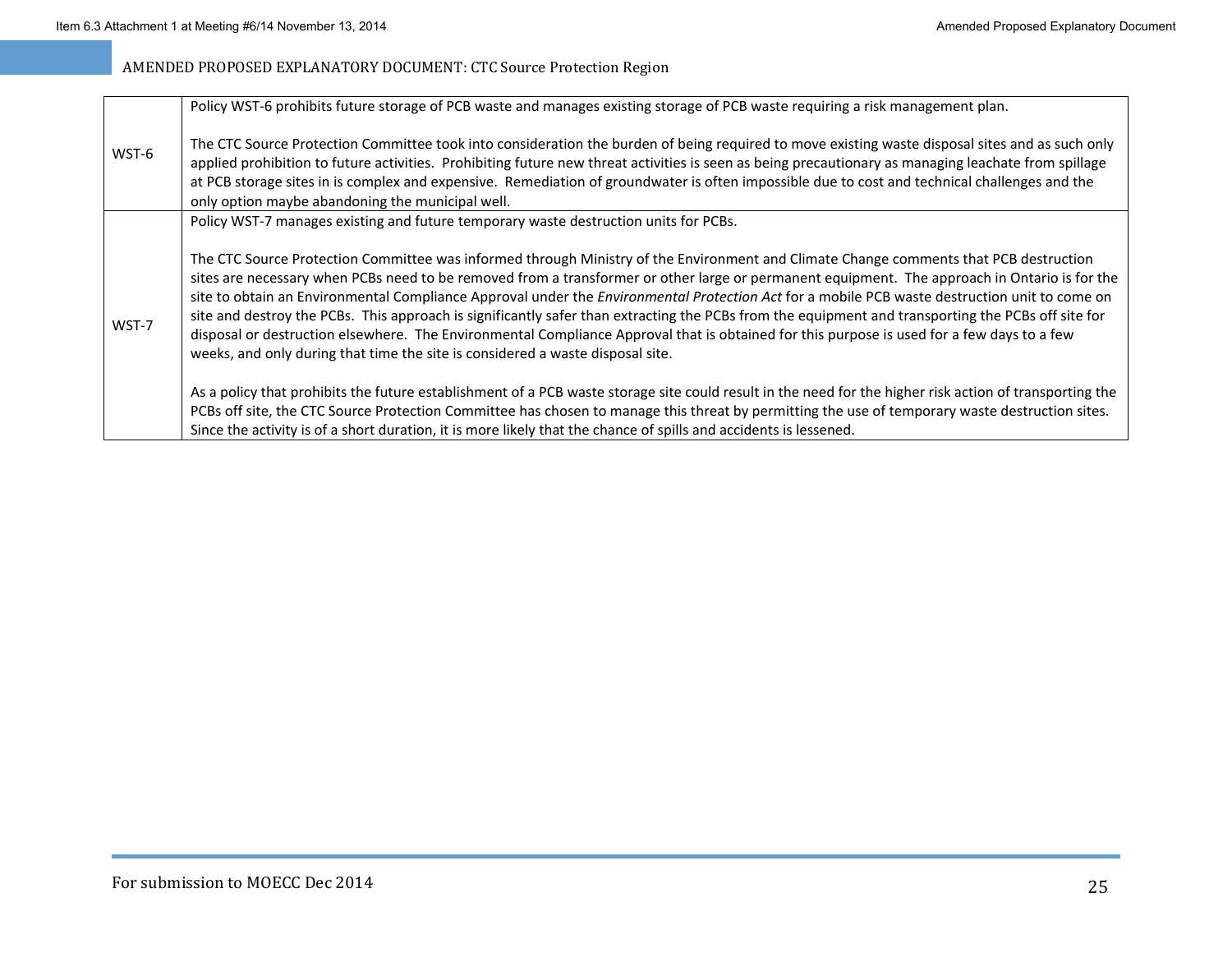| | |
|---|---|
| WST-6 | Policy WST-6 prohibits future storage of PCB waste and manages existing storage of PCB waste requiring a risk management plan.<br><br>The CTC Source Protection Committee took into consideration the burden of being required to move existing waste disposal sites and as such only applied prohibition to future activities. Prohibiting future new threat activities is seen as being precautionary as managing leachate from spillage at PCB storage sites in is complex and expensive. Remediation of groundwater is often impossible due to cost and technical challenges and the only option maybe abandoning the municipal well. |
| WST-7 | Policy WST-7 manages existing and future temporary waste destruction units for PCBs.<br><br>The CTC Source Protection Committee was informed through Ministry of the Environment and Climate Change comments that PCB destruction sites are necessary when PCBs need to be removed from a transformer or other large or permanent equipment. The approach in Ontario is for the site to obtain an Environmental Compliance Approval under the *Environmental Protection Act* for a mobile PCB waste destruction unit to come on site and destroy the PCBs. This approach is significantly safer than extracting the PCBs from the equipment and transporting the PCBs off site for disposal or destruction elsewhere. The Environmental Compliance Approval that is obtained for this purpose is used for a few days to a few weeks, and only during that time the site is considered a waste disposal site.<br><br>As a policy that prohibits the future establishment of a PCB waste storage site could result in the need for the higher risk action of transporting the PCBs off site, the CTC Source Protection Committee has chosen to manage this threat by permitting the use of temporary waste destruction sites. Since the activity is of a short duration, it is more likely that the chance of spills and accidents is lessened. |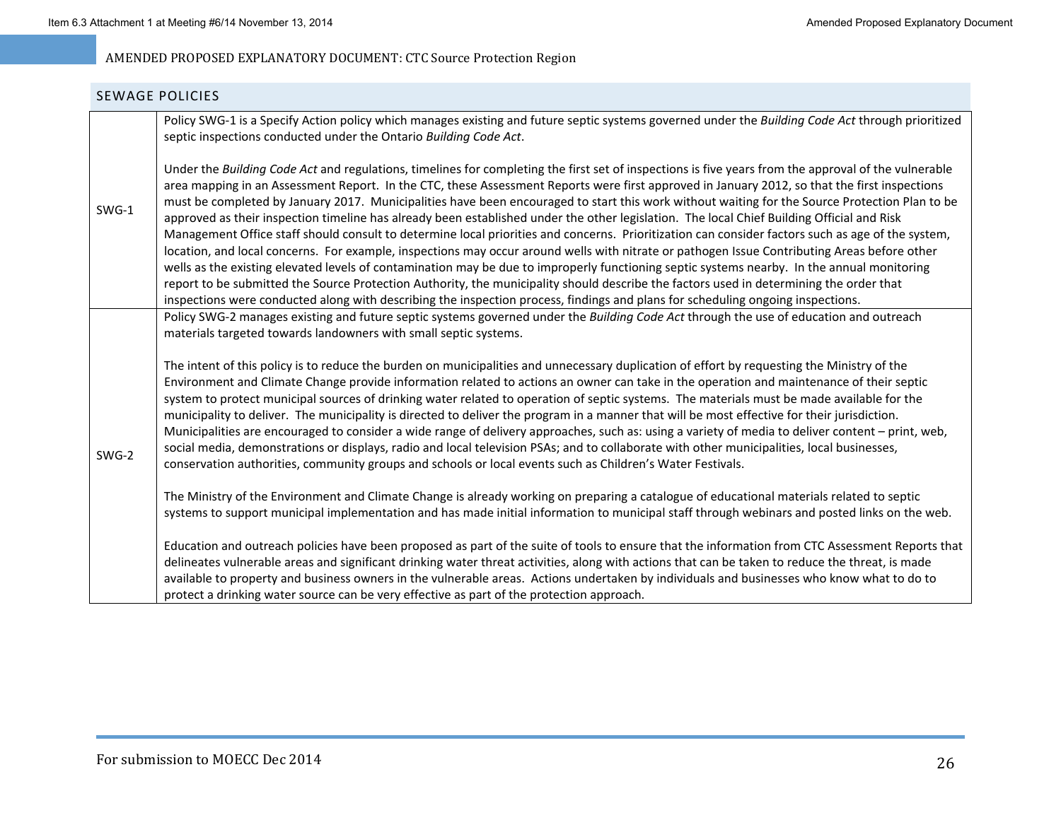## SEWAGE POLICIES

| | |
|---|---|
| SWG-1 | Policy SWG-1 is a Specify Action policy which manages existing and future septic systems governed under the *Building Code Act* through prioritized septic inspections conducted under the Ontario *Building Code Act*.<br><br>Under the *Building Code Act* and regulations, timelines for completing the first set of inspections is five years from the approval of the vulnerable area mapping in an Assessment Report. In the CTC, these Assessment Reports were first approved in January 2012, so that the first inspections must be completed by January 2017. Municipalities have been encouraged to start this work without waiting for the Source Protection Plan to be approved as their inspection timeline has already been established under the other legislation. The local Chief Building Official and Risk Management Office staff should consult to determine local priorities and concerns. Prioritization can consider factors such as age of the system, location, and local concerns. For example, inspections may occur around wells with nitrate or pathogen Issue Contributing Areas before other wells as the existing elevated levels of contamination may be due to improperly functioning septic systems nearby. In the annual monitoring report to be submitted the Source Protection Authority, the municipality should describe the factors used in determining the order that inspections were conducted along with describing the inspection process, findings and plans for scheduling ongoing inspections. |
| SWG-2 | Policy SWG-2 manages existing and future septic systems governed under the *Building Code Act* through the use of education and outreach materials targeted towards landowners with small septic systems.<br><br>The intent of this policy is to reduce the burden on municipalities and unnecessary duplication of effort by requesting the Ministry of the Environment and Climate Change provide information related to actions an owner can take in the operation and maintenance of their septic system to protect municipal sources of drinking water related to operation of septic systems. The materials must be made available for the municipality to deliver. The municipality is directed to deliver the program in a manner that will be most effective for their jurisdiction. Municipalities are encouraged to consider a wide range of delivery approaches, such as: using a variety of media to deliver content – print, web, social media, demonstrations or displays, radio and local television PSAs; and to collaborate with other municipalities, local businesses, conservation authorities, community groups and schools or local events such as Children's Water Festivals.<br><br>The Ministry of the Environment and Climate Change is already working on preparing a catalogue of educational materials related to septic systems to support municipal implementation and has made initial information to municipal staff through webinars and posted links on the web.<br><br>Education and outreach policies have been proposed as part of the suite of tools to ensure that the information from CTC Assessment Reports that delineates vulnerable areas and significant drinking water threat activities, along with actions that can be taken to reduce the threat, is made available to property and business owners in the vulnerable areas. Actions undertaken by individuals and businesses who know what to do to protect a drinking water source can be very effective as part of the protection approach. |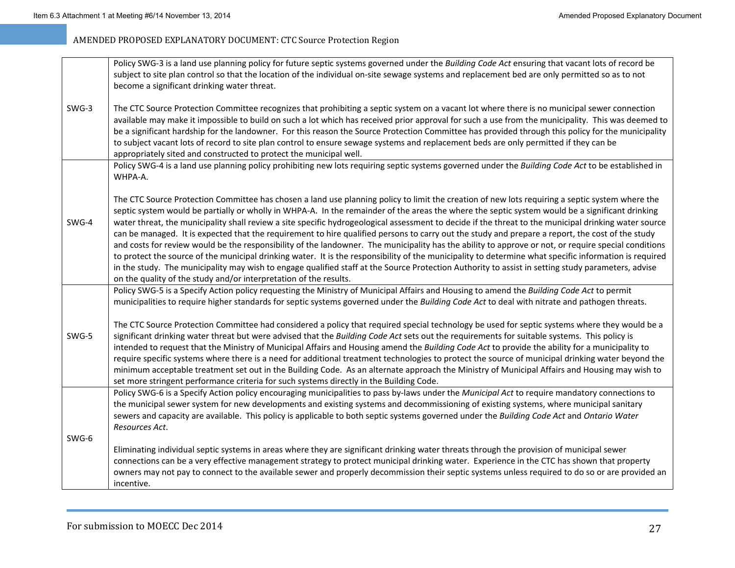| | |
|---|---|
| SWG-3 | Policy SWG-3 is a land use planning policy for future septic systems governed under the *Building Code Act* ensuring that vacant lots of record be subject to site plan control so that the location of the individual on-site sewage systems and replacement bed are only permitted so as to not become a significant drinking water threat.<br><br>The CTC Source Protection Committee recognizes that prohibiting a septic system on a vacant lot where there is no municipal sewer connection available may make it impossible to build on such a lot which has received prior approval for such a use from the municipality. This was deemed to be a significant hardship for the landowner. For this reason the Source Protection Committee has provided through this policy for the municipality to subject vacant lots of record to site plan control to ensure sewage systems and replacement beds are only permitted if they can be appropriately sited and constructed to protect the municipal well. |
| SWG-4 | Policy SWG-4 is a land use planning policy prohibiting new lots requiring septic systems governed under the *Building Code Act* to be established in WHPA-A.<br><br>The CTC Source Protection Committee has chosen a land use planning policy to limit the creation of new lots requiring a septic system where the septic system would be partially or wholly in WHPA-A. In the remainder of the areas the where the septic system would be a significant drinking water threat, the municipality shall review a site specific hydrogeological assessment to decide if the threat to the municipal drinking water source can be managed. It is expected that the requirement to hire qualified persons to carry out the study and prepare a report, the cost of the study and costs for review would be the responsibility of the landowner. The municipality has the ability to approve or not, or require special conditions to protect the source of the municipal drinking water. It is the responsibility of the municipality to determine what specific information is required in the study. The municipality may wish to engage qualified staff at the Source Protection Authority to assist in setting study parameters, advise on the quality of the study and/or interpretation of the results. |
| SWG-5 | Policy SWG-5 is a Specify Action policy requesting the Ministry of Municipal Affairs and Housing to amend the *Building Code Act* to permit municipalities to require higher standards for septic systems governed under the *Building Code Act* to deal with nitrate and pathogen threats.<br><br>The CTC Source Protection Committee had considered a policy that required special technology be used for septic systems where they would be a significant drinking water threat but were advised that the *Building Code Act* sets out the requirements for suitable systems. This policy is intended to request that the Ministry of Municipal Affairs and Housing amend the *Building Code Act* to provide the ability for a municipality to require specific systems where there is a need for additional treatment technologies to protect the source of municipal drinking water beyond the minimum acceptable treatment set out in the Building Code. As an alternate approach the Ministry of Municipal Affairs and Housing may wish to set more stringent performance criteria for such systems directly in the Building Code. |
| SWG-6 | Policy SWG-6 is a Specify Action policy encouraging municipalities to pass by-laws under the *Municipal Act* to require mandatory connections to the municipal sewer system for new developments and existing systems and decommissioning of existing systems, where municipal sanitary sewers and capacity are available. This policy is applicable to both septic systems governed under the *Building Code Act* and *Ontario Water Resources Act*.<br><br>Eliminating individual septic systems in areas where they are significant drinking water threats through the provision of municipal sewer connections can be a very effective management strategy to protect municipal drinking water. Experience in the CTC has shown that property owners may not pay to connect to the available sewer and properly decommission their septic systems unless required to do so or are provided an incentive. |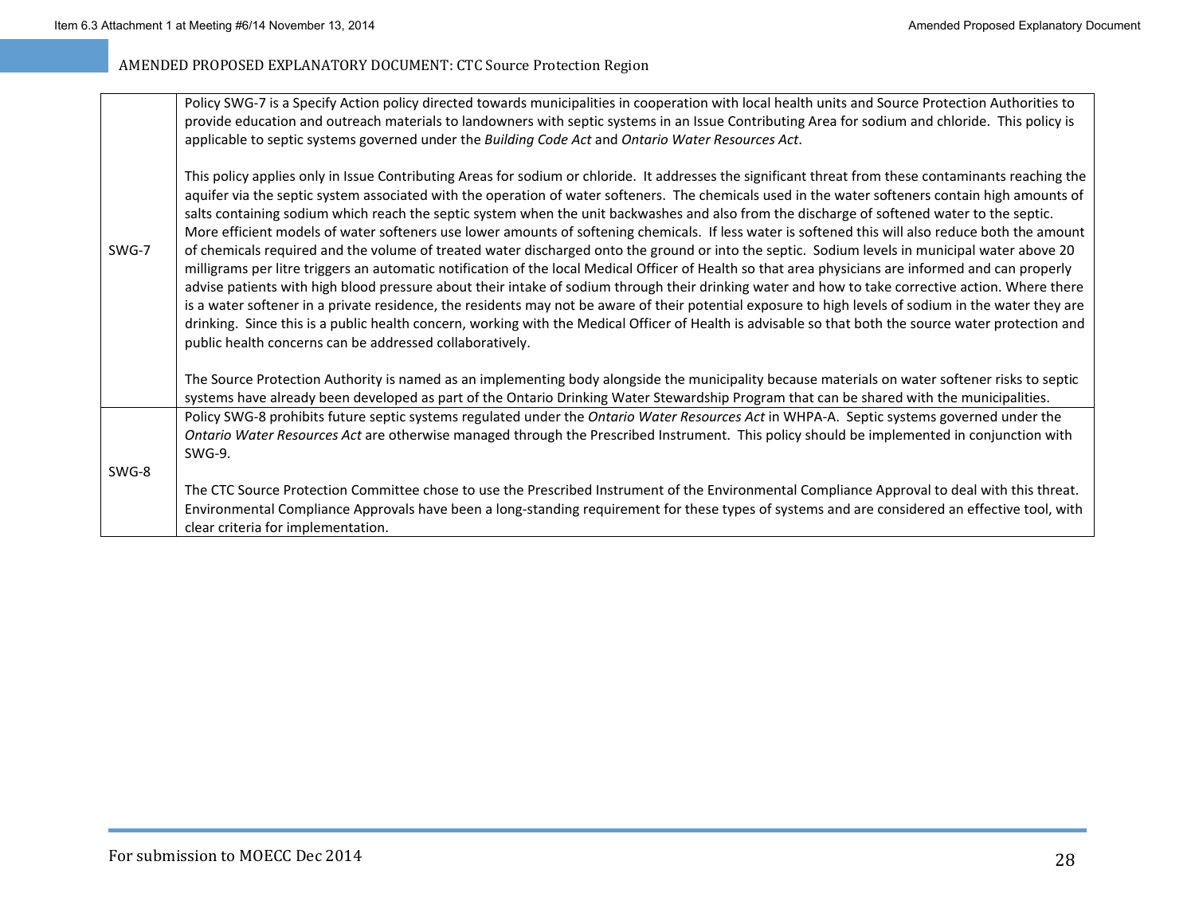| | |
|---|---|
| SWG-7 | Policy SWG-7 is a Specify Action policy directed towards municipalities in cooperation with local health units and Source Protection Authorities to provide education and outreach materials to landowners with septic systems in an Issue Contributing Area for sodium and chloride. This policy is applicable to septic systems governed under the *Building Code Act* and *Ontario Water Resources Act*.<br><br>This policy applies only in Issue Contributing Areas for sodium or chloride. It addresses the significant threat from these contaminants reaching the aquifer via the septic system associated with the operation of water softeners. The chemicals used in the water softeners contain high amounts of salts containing sodium which reach the septic system when the unit backwashes and also from the discharge of softened water to the septic. More efficient models of water softeners use lower amounts of softening chemicals. If less water is softened this will also reduce both the amount of chemicals required and the volume of treated water discharged onto the ground or into the septic. Sodium levels in municipal water above 20 milligrams per litre triggers an automatic notification of the local Medical Officer of Health so that area physicians are informed and can properly advise patients with high blood pressure about their intake of sodium through their drinking water and how to take corrective action. Where there is a water softener in a private residence, the residents may not be aware of their potential exposure to high levels of sodium in the water they are drinking. Since this is a public health concern, working with the Medical Officer of Health is advisable so that both the source water protection and public health concerns can be addressed collaboratively.<br><br>The Source Protection Authority is named as an implementing body alongside the municipality because materials on water softener risks to septic systems have already been developed as part of the Ontario Drinking Water Stewardship Program that can be shared with the municipalities. |
| SWG-8 | Policy SWG-8 prohibits future septic systems regulated under the *Ontario Water Resources Act* in WHPA-A. Septic systems governed under the *Ontario Water Resources Act* are otherwise managed through the Prescribed Instrument. This policy should be implemented in conjunction with SWG-9.<br><br>The CTC Source Protection Committee chose to use the Prescribed Instrument of the Environmental Compliance Approval to deal with this threat. Environmental Compliance Approvals have been a long-standing requirement for these types of systems and are considered an effective tool, with clear criteria for implementation. |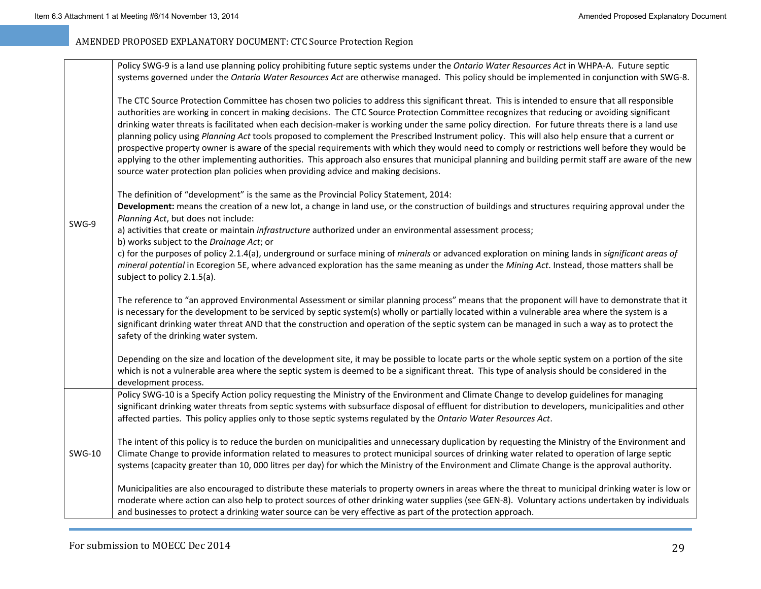| | |
|---|---|
| SWG-9 | Policy SWG-9 is a land use planning policy prohibiting future septic systems under the *Ontario Water Resources Act* in WHPA-A. Future septic systems governed under the *Ontario Water Resources Act* are otherwise managed. This policy should be implemented in conjunction with SWG-8.<br><br>The CTC Source Protection Committee has chosen two policies to address this significant threat. This is intended to ensure that all responsible authorities are working in concert in making decisions. The CTC Source Protection Committee recognizes that reducing or avoiding significant drinking water threats is facilitated when each decision-maker is working under the same policy direction. For future threats there is a land use planning policy using *Planning Act* tools proposed to complement the Prescribed Instrument policy. This will also help ensure that a current or prospective property owner is aware of the special requirements with which they would need to comply or restrictions well before they would be applying to the other implementing authorities. This approach also ensures that municipal planning and building permit staff are aware of the new source water protection plan policies when providing advice and making decisions.<br><br>The definition of "development" is the same as the Provincial Policy Statement, 2014:<br>**Development:** means the creation of a new lot, a change in land use, or the construction of buildings and structures requiring approval under the *Planning Act*, but does not include:<br>a) activities that create or maintain *infrastructure* authorized under an environmental assessment process;<br>b) works subject to the *Drainage Act*; or<br>c) for the purposes of policy 2.1.4(a), underground or surface mining of *minerals* or advanced exploration on mining lands in *significant areas of mineral potential* in Ecoregion 5E, where advanced exploration has the same meaning as under the *Mining Act*. Instead, those matters shall be subject to policy 2.1.5(a).<br><br>The reference to "an approved Environmental Assessment or similar planning process" means that the proponent will have to demonstrate that it is necessary for the development to be serviced by septic system(s) wholly or partially located within a vulnerable area where the system is a significant drinking water threat AND that the construction and operation of the septic system can be managed in such a way as to protect the safety of the drinking water system.<br><br>Depending on the size and location of the development site, it may be possible to locate parts or the whole septic system on a portion of the site which is not a vulnerable area where the septic system is deemed to be a significant threat. This type of analysis should be considered in the development process. |
| SWG-10 | Policy SWG-10 is a Specify Action policy requesting the Ministry of the Environment and Climate Change to develop guidelines for managing significant drinking water threats from septic systems with subsurface disposal of effluent for distribution to developers, municipalities and other affected parties. This policy applies only to those septic systems regulated by the *Ontario Water Resources Act*.<br><br>The intent of this policy is to reduce the burden on municipalities and unnecessary duplication by requesting the Ministry of the Environment and Climate Change to provide information related to measures to protect municipal sources of drinking water related to operation of large septic systems (capacity greater than 10, 000 litres per day) for which the Ministry of the Environment and Climate Change is the approval authority.<br><br>Municipalities are also encouraged to distribute these materials to property owners in areas where the threat to municipal drinking water is low or moderate where action can also help to protect sources of other drinking water supplies (see GEN-8). Voluntary actions undertaken by individuals and businesses to protect a drinking water source can be very effective as part of the protection approach. |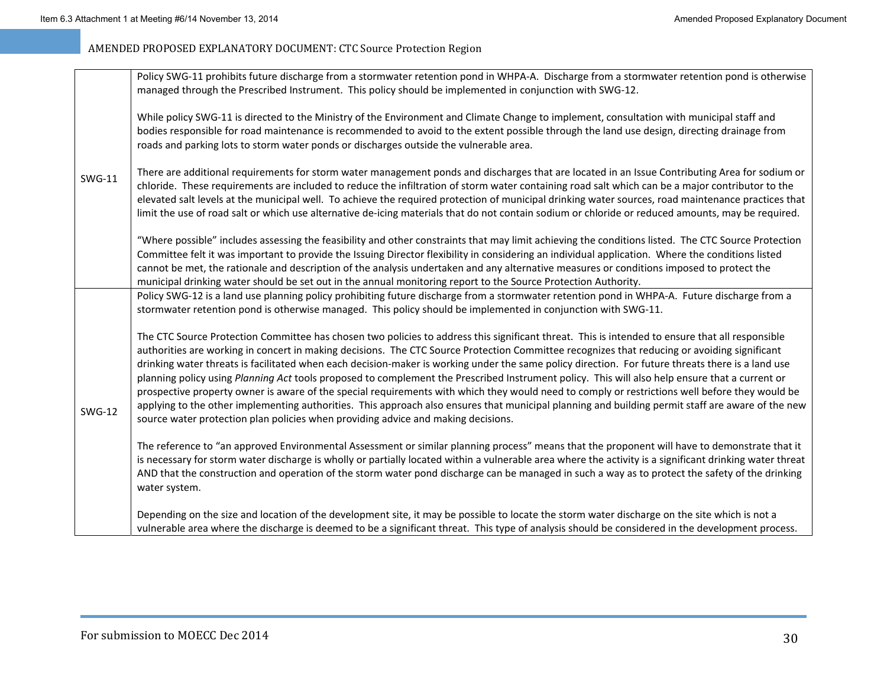| | |
|---|---|
| SWG-11 | Policy SWG-11 prohibits future discharge from a stormwater retention pond in WHPA-A. Discharge from a stormwater retention pond is otherwise managed through the Prescribed Instrument. This policy should be implemented in conjunction with SWG-12.<br><br>While policy SWG-11 is directed to the Ministry of the Environment and Climate Change to implement, consultation with municipal staff and bodies responsible for road maintenance is recommended to avoid to the extent possible through the land use design, directing drainage from roads and parking lots to storm water ponds or discharges outside the vulnerable area.<br><br>There are additional requirements for storm water management ponds and discharges that are located in an Issue Contributing Area for sodium or chloride. These requirements are included to reduce the infiltration of storm water containing road salt which can be a major contributor to the elevated salt levels at the municipal well. To achieve the required protection of municipal drinking water sources, road maintenance practices that limit the use of road salt or which use alternative de-icing materials that do not contain sodium or chloride or reduced amounts, may be required.<br><br>"Where possible" includes assessing the feasibility and other constraints that may limit achieving the conditions listed. The CTC Source Protection Committee felt it was important to provide the Issuing Director flexibility in considering an individual application. Where the conditions listed cannot be met, the rationale and description of the analysis undertaken and any alternative measures or conditions imposed to protect the municipal drinking water should be set out in the annual monitoring report to the Source Protection Authority. |
| SWG-12 | Policy SWG-12 is a land use planning policy prohibiting future discharge from a stormwater retention pond in WHPA-A. Future discharge from a stormwater retention pond is otherwise managed. This policy should be implemented in conjunction with SWG-11.<br><br>The CTC Source Protection Committee has chosen two policies to address this significant threat. This is intended to ensure that all responsible authorities are working in concert in making decisions. The CTC Source Protection Committee recognizes that reducing or avoiding significant drinking water threats is facilitated when each decision-maker is working under the same policy direction. For future threats there is a land use planning policy using *Planning Act* tools proposed to complement the Prescribed Instrument policy. This will also help ensure that a current or prospective property owner is aware of the special requirements with which they would need to comply or restrictions well before they would be applying to the other implementing authorities. This approach also ensures that municipal planning and building permit staff are aware of the new source water protection plan policies when providing advice and making decisions.<br><br>The reference to "an approved Environmental Assessment or similar planning process" means that the proponent will have to demonstrate that it is necessary for storm water discharge is wholly or partially located within a vulnerable area where the activity is a significant drinking water threat AND that the construction and operation of the storm water pond discharge can be managed in such a way as to protect the safety of the drinking water system.<br><br>Depending on the size and location of the development site, it may be possible to locate the storm water discharge on the site which is not a vulnerable area where the discharge is deemed to be a significant threat. This type of analysis should be considered in the development process. |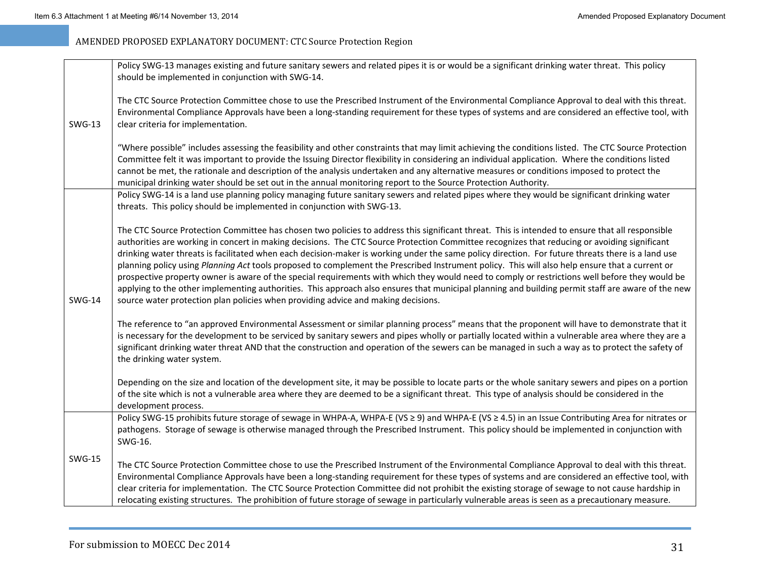| | |
|---|---|
| SWG-13 | Policy SWG-13 manages existing and future sanitary sewers and related pipes it is or would be a significant drinking water threat. This policy should be implemented in conjunction with SWG-14.<br><br>The CTC Source Protection Committee chose to use the Prescribed Instrument of the Environmental Compliance Approval to deal with this threat. Environmental Compliance Approvals have been a long-standing requirement for these types of systems and are considered an effective tool, with clear criteria for implementation.<br><br>“Where possible” includes assessing the feasibility and other constraints that may limit achieving the conditions listed. The CTC Source Protection Committee felt it was important to provide the Issuing Director flexibility in considering an individual application. Where the conditions listed cannot be met, the rationale and description of the analysis undertaken and any alternative measures or conditions imposed to protect the municipal drinking water should be set out in the annual monitoring report to the Source Protection Authority. |
| SWG-14 | Policy SWG-14 is a land use planning policy managing future sanitary sewers and related pipes where they would be significant drinking water threats. This policy should be implemented in conjunction with SWG-13.<br><br>The CTC Source Protection Committee has chosen two policies to address this significant threat. This is intended to ensure that all responsible authorities are working in concert in making decisions. The CTC Source Protection Committee recognizes that reducing or avoiding significant drinking water threats is facilitated when each decision-maker is working under the same policy direction. For future threats there is a land use planning policy using *Planning Act* tools proposed to complement the Prescribed Instrument policy. This will also help ensure that a current or prospective property owner is aware of the special requirements with which they would need to comply or restrictions well before they would be applying to the other implementing authorities. This approach also ensures that municipal planning and building permit staff are aware of the new source water protection plan policies when providing advice and making decisions.<br><br>The reference to “an approved Environmental Assessment or similar planning process” means that the proponent will have to demonstrate that it is necessary for the development to be serviced by sanitary sewers and pipes wholly or partially located within a vulnerable area where they are a significant drinking water threat AND that the construction and operation of the sewers can be managed in such a way as to protect the safety of the drinking water system.<br><br>Depending on the size and location of the development site, it may be possible to locate parts or the whole sanitary sewers and pipes on a portion of the site which is not a vulnerable area where they are deemed to be a significant threat. This type of analysis should be considered in the development process. |
| SWG-15 | Policy SWG-15 prohibits future storage of sewage in WHPA-A, WHPA-E (VS ≥ 9) and WHPA-E (VS ≥ 4.5) in an Issue Contributing Area for nitrates or pathogens. Storage of sewage is otherwise managed through the Prescribed Instrument. This policy should be implemented in conjunction with SWG-16.<br><br>The CTC Source Protection Committee chose to use the Prescribed Instrument of the Environmental Compliance Approval to deal with this threat. Environmental Compliance Approvals have been a long-standing requirement for these types of systems and are considered an effective tool, with clear criteria for implementation. The CTC Source Protection Committee did not prohibit the existing storage of sewage to not cause hardship in relocating existing structures. The prohibition of future storage of sewage in particularly vulnerable areas is seen as a precautionary measure. |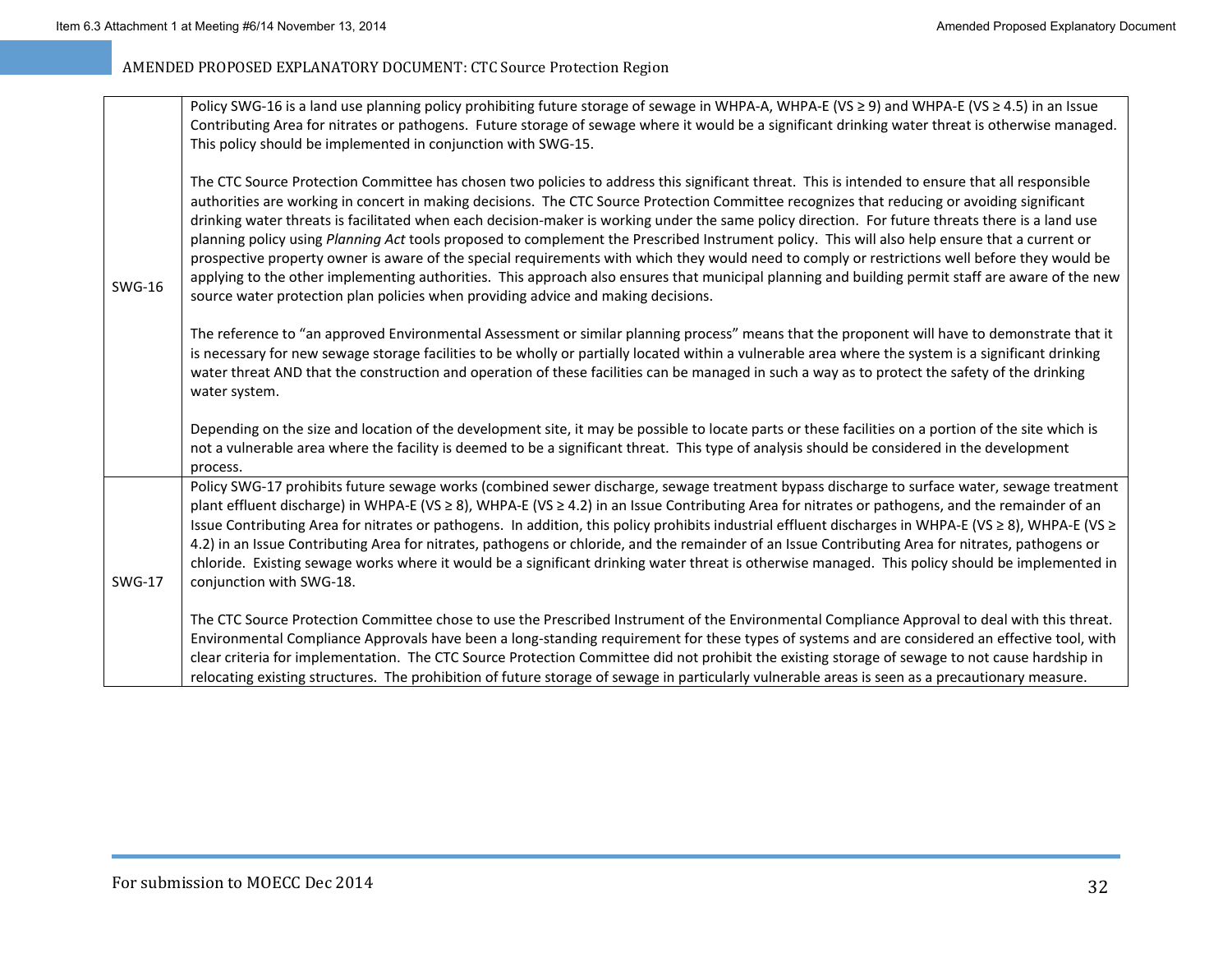| | |
|---|---|
| SWG-16 | Policy SWG-16 is a land use planning policy prohibiting future storage of sewage in WHPA-A, WHPA-E (VS ≥ 9) and WHPA-E (VS ≥ 4.5) in an Issue Contributing Area for nitrates or pathogens. Future storage of sewage where it would be a significant drinking water threat is otherwise managed. This policy should be implemented in conjunction with SWG-15.<br><br>The CTC Source Protection Committee has chosen two policies to address this significant threat. This is intended to ensure that all responsible authorities are working in concert in making decisions. The CTC Source Protection Committee recognizes that reducing or avoiding significant drinking water threats is facilitated when each decision-maker is working under the same policy direction. For future threats there is a land use planning policy using *Planning Act* tools proposed to complement the Prescribed Instrument policy. This will also help ensure that a current or prospective property owner is aware of the special requirements with which they would need to comply or restrictions well before they would be applying to the other implementing authorities. This approach also ensures that municipal planning and building permit staff are aware of the new source water protection plan policies when providing advice and making decisions.<br><br>The reference to "an approved Environmental Assessment or similar planning process" means that the proponent will have to demonstrate that it is necessary for new sewage storage facilities to be wholly or partially located within a vulnerable area where the system is a significant drinking water threat AND that the construction and operation of these facilities can be managed in such a way as to protect the safety of the drinking water system.<br><br>Depending on the size and location of the development site, it may be possible to locate parts or these facilities on a portion of the site which is not a vulnerable area where the facility is deemed to be a significant threat. This type of analysis should be considered in the development process. |
| SWG-17 | Policy SWG-17 prohibits future sewage works (combined sewer discharge, sewage treatment bypass discharge to surface water, sewage treatment plant effluent discharge) in WHPA-E (VS ≥ 8), WHPA-E (VS ≥ 4.2) in an Issue Contributing Area for nitrates or pathogens, and the remainder of an Issue Contributing Area for nitrates or pathogens. In addition, this policy prohibits industrial effluent discharges in WHPA-E (VS ≥ 8), WHPA-E (VS ≥ 4.2) in an Issue Contributing Area for nitrates, pathogens or chloride, and the remainder of an Issue Contributing Area for nitrates, pathogens or chloride. Existing sewage works where it would be a significant drinking water threat is otherwise managed. This policy should be implemented in conjunction with SWG-18.<br><br>The CTC Source Protection Committee chose to use the Prescribed Instrument of the Environmental Compliance Approval to deal with this threat. Environmental Compliance Approvals have been a long-standing requirement for these types of systems and are considered an effective tool, with clear criteria for implementation. The CTC Source Protection Committee did not prohibit the existing storage of sewage to not cause hardship in relocating existing structures. The prohibition of future storage of sewage in particularly vulnerable areas is seen as a precautionary measure. |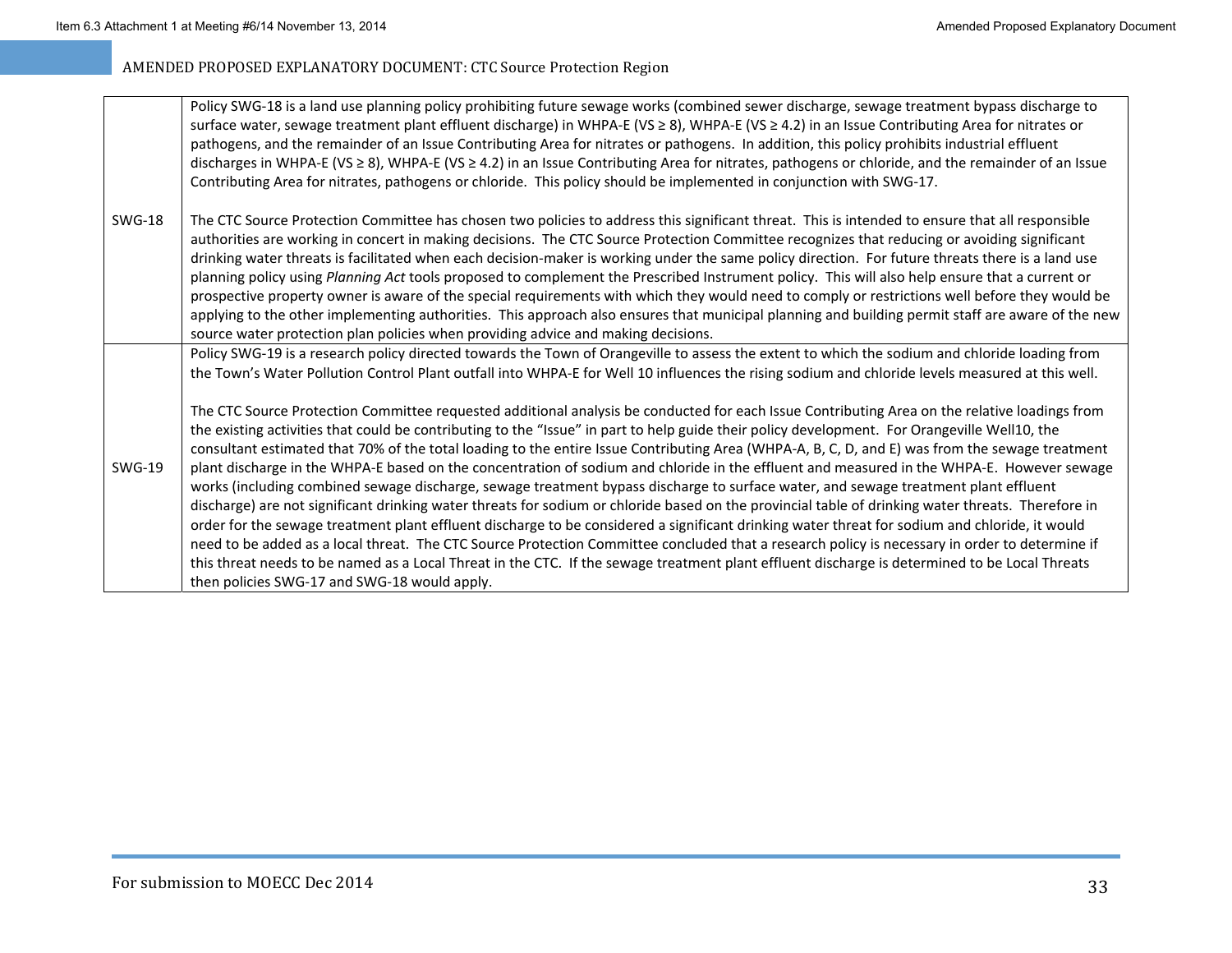| | |
|---|---|
| SWG-18 | Policy SWG-18 is a land use planning policy prohibiting future sewage works (combined sewer discharge, sewage treatment bypass discharge to surface water, sewage treatment plant effluent discharge) in WHPA-E (VS ≥ 8), WHPA-E (VS ≥ 4.2) in an Issue Contributing Area for nitrates or pathogens, and the remainder of an Issue Contributing Area for nitrates or pathogens. In addition, this policy prohibits industrial effluent discharges in WHPA-E (VS ≥ 8), WHPA-E (VS ≥ 4.2) in an Issue Contributing Area for nitrates, pathogens or chloride, and the remainder of an Issue Contributing Area for nitrates, pathogens or chloride. This policy should be implemented in conjunction with SWG-17.<br><br>The CTC Source Protection Committee has chosen two policies to address this significant threat. This is intended to ensure that all responsible authorities are working in concert in making decisions. The CTC Source Protection Committee recognizes that reducing or avoiding significant drinking water threats is facilitated when each decision-maker is working under the same policy direction. For future threats there is a land use planning policy using *Planning Act* tools proposed to complement the Prescribed Instrument policy. This will also help ensure that a current or prospective property owner is aware of the special requirements with which they would need to comply or restrictions well before they would be applying to the other implementing authorities. This approach also ensures that municipal planning and building permit staff are aware of the new source water protection plan policies when providing advice and making decisions. |
| SWG-19 | Policy SWG-19 is a research policy directed towards the Town of Orangeville to assess the extent to which the sodium and chloride loading from the Town's Water Pollution Control Plant outfall into WHPA-E for Well 10 influences the rising sodium and chloride levels measured at this well.<br><br>The CTC Source Protection Committee requested additional analysis be conducted for each Issue Contributing Area on the relative loadings from the existing activities that could be contributing to the "Issue" in part to help guide their policy development. For Orangeville Well10, the consultant estimated that 70% of the total loading to the entire Issue Contributing Area (WHPA-A, B, C, D, and E) was from the sewage treatment plant discharge in the WHPA-E based on the concentration of sodium and chloride in the effluent and measured in the WHPA-E. However sewage works (including combined sewage discharge, sewage treatment bypass discharge to surface water, and sewage treatment plant effluent discharge) are not significant drinking water threats for sodium or chloride based on the provincial table of drinking water threats. Therefore in order for the sewage treatment plant effluent discharge to be considered a significant drinking water threat for sodium and chloride, it would need to be added as a local threat. The CTC Source Protection Committee concluded that a research policy is necessary in order to determine if this threat needs to be named as a Local Threat in the CTC. If the sewage treatment plant effluent discharge is determined to be Local Threats then policies SWG-17 and SWG-18 would apply. |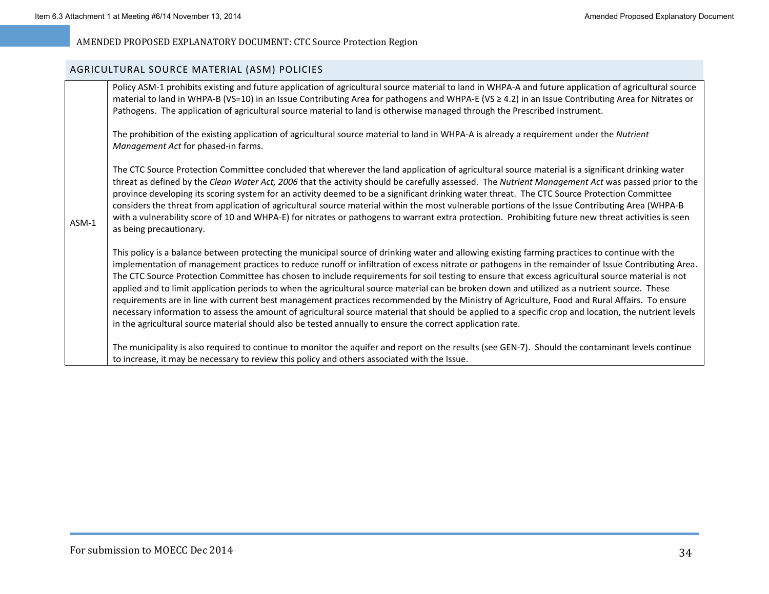## AGRICULTURAL SOURCE MATERIAL (ASM) POLICIES

| | |
|---|---|
| ASM-1 | Policy ASM-1 prohibits existing and future application of agricultural source material to land in WHPA-A and future application of agricultural source material to land in WHPA-B (VS=10) in an Issue Contributing Area for pathogens and WHPA-E (VS ≥ 4.2) in an Issue Contributing Area for Nitrates or Pathogens. The application of agricultural source material to land is otherwise managed through the Prescribed Instrument.<br><br>The prohibition of the existing application of agricultural source material to land in WHPA-A is already a requirement under the *Nutrient Management Act* for phased-in farms.<br><br>The CTC Source Protection Committee concluded that wherever the land application of agricultural source material is a significant drinking water threat as defined by the *Clean Water Act, 2006* that the activity should be carefully assessed. The *Nutrient Management Act* was passed prior to the province developing its scoring system for an activity deemed to be a significant drinking water threat. The CTC Source Protection Committee considers the threat from application of agricultural source material within the most vulnerable portions of the Issue Contributing Area (WHPA-B with a vulnerability score of 10 and WHPA-E) for nitrates or pathogens to warrant extra protection. Prohibiting future new threat activities is seen as being precautionary.<br><br>This policy is a balance between protecting the municipal source of drinking water and allowing existing farming practices to continue with the implementation of management practices to reduce runoff or infiltration of excess nitrate or pathogens in the remainder of Issue Contributing Area. The CTC Source Protection Committee has chosen to include requirements for soil testing to ensure that excess agricultural source material is not applied and to limit application periods to when the agricultural source material can be broken down and utilized as a nutrient source. These requirements are in line with current best management practices recommended by the Ministry of Agriculture, Food and Rural Affairs. To ensure necessary information to assess the amount of agricultural source material that should be applied to a specific crop and location, the nutrient levels in the agricultural source material should also be tested annually to ensure the correct application rate.<br><br>The municipality is also required to continue to monitor the aquifer and report on the results (see GEN-7). Should the contaminant levels continue to increase, it may be necessary to review this policy and others associated with the Issue. |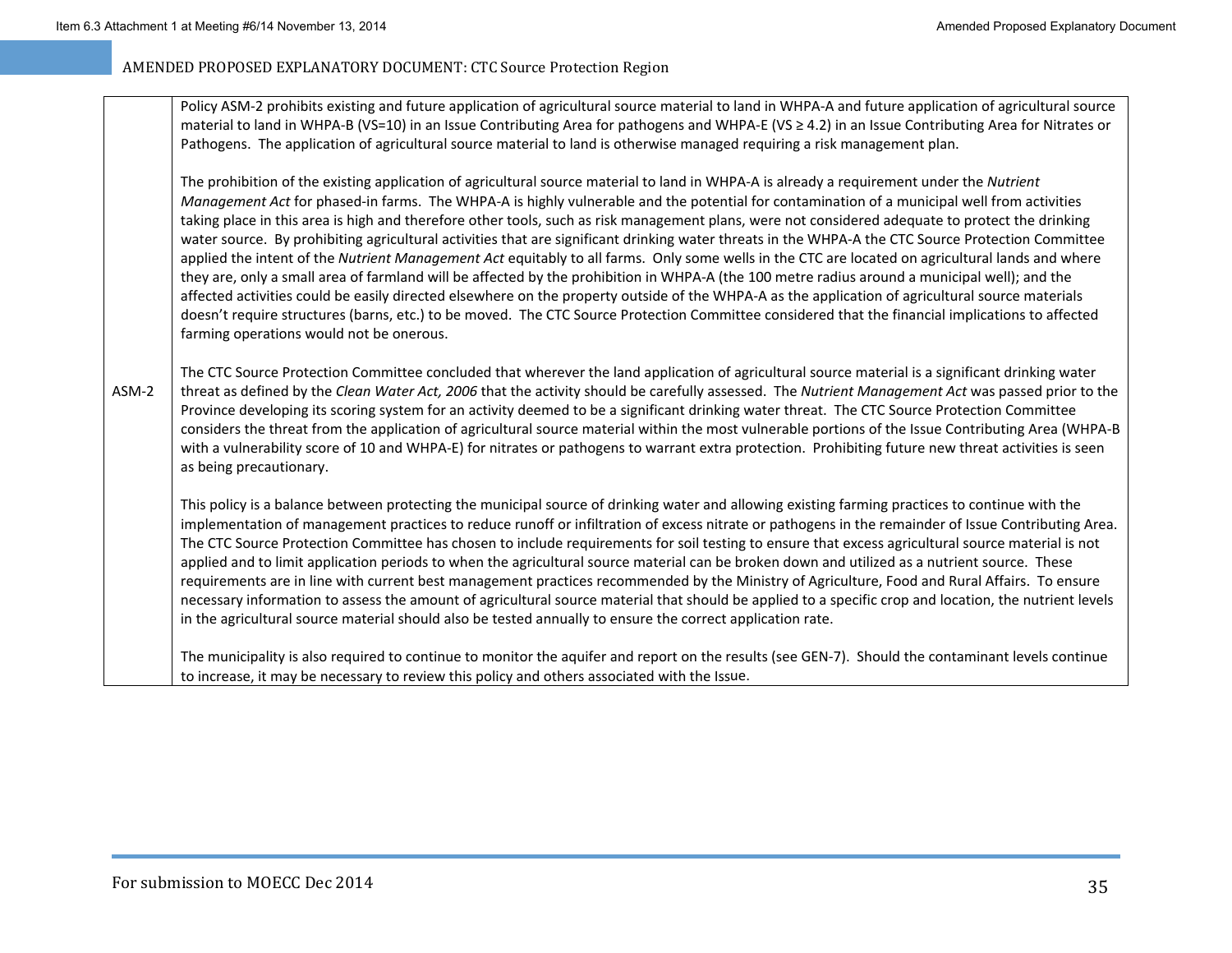| | |
|---|---|
| ASM-2 | Policy ASM-2 prohibits existing and future application of agricultural source material to land in WHPA-A and future application of agricultural source material to land in WHPA-B (VS=10) in an Issue Contributing Area for pathogens and WHPA-E (VS ≥ 4.2) in an Issue Contributing Area for Nitrates or Pathogens. The application of agricultural source material to land is otherwise managed requiring a risk management plan.<br><br>The prohibition of the existing application of agricultural source material to land in WHPA-A is already a requirement under the *Nutrient Management Act* for phased-in farms. The WHPA-A is highly vulnerable and the potential for contamination of a municipal well from activities taking place in this area is high and therefore other tools, such as risk management plans, were not considered adequate to protect the drinking water source. By prohibiting agricultural activities that are significant drinking water threats in the WHPA-A the CTC Source Protection Committee applied the intent of the *Nutrient Management Act* equitably to all farms. Only some wells in the CTC are located on agricultural lands and where they are, only a small area of farmland will be affected by the prohibition in WHPA-A (the 100 metre radius around a municipal well); and the affected activities could be easily directed elsewhere on the property outside of the WHPA-A as the application of agricultural source materials doesn't require structures (barns, etc.) to be moved. The CTC Source Protection Committee considered that the financial implications to affected farming operations would not be onerous.<br><br>The CTC Source Protection Committee concluded that wherever the land application of agricultural source material is a significant drinking water threat as defined by the *Clean Water Act, 2006* that the activity should be carefully assessed. The *Nutrient Management Act* was passed prior to the Province developing its scoring system for an activity deemed to be a significant drinking water threat. The CTC Source Protection Committee considers the threat from the application of agricultural source material within the most vulnerable portions of the Issue Contributing Area (WHPA-B with a vulnerability score of 10 and WHPA-E) for nitrates or pathogens to warrant extra protection. Prohibiting future new threat activities is seen as being precautionary.<br><br>This policy is a balance between protecting the municipal source of drinking water and allowing existing farming practices to continue with the implementation of management practices to reduce runoff or infiltration of excess nitrate or pathogens in the remainder of Issue Contributing Area. The CTC Source Protection Committee has chosen to include requirements for soil testing to ensure that excess agricultural source material is not applied and to limit application periods to when the agricultural source material can be broken down and utilized as a nutrient source. These requirements are in line with current best management practices recommended by the Ministry of Agriculture, Food and Rural Affairs. To ensure necessary information to assess the amount of agricultural source material that should be applied to a specific crop and location, the nutrient levels in the agricultural source material should also be tested annually to ensure the correct application rate.<br><br>The municipality is also required to continue to monitor the aquifer and report on the results (see GEN-7). Should the contaminant levels continue to increase, it may be necessary to review this policy and others associated with the Issue. |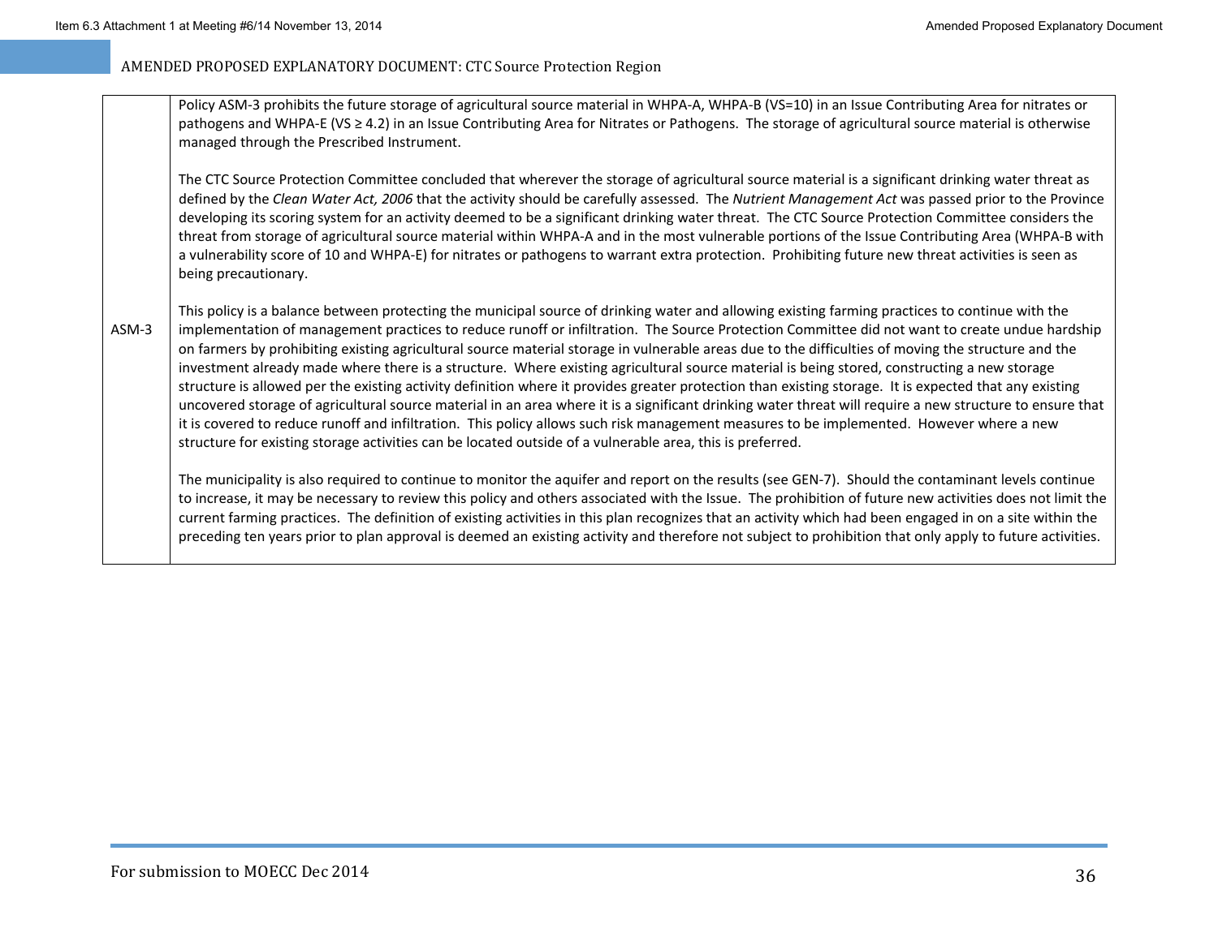| | |
|---|---|
| ASM-3 | Policy ASM-3 prohibits the future storage of agricultural source material in WHPA-A, WHPA-B (VS=10) in an Issue Contributing Area for nitrates or pathogens and WHPA-E (VS ≥ 4.2) in an Issue Contributing Area for Nitrates or Pathogens. The storage of agricultural source material is otherwise managed through the Prescribed Instrument.<br><br>The CTC Source Protection Committee concluded that wherever the storage of agricultural source material is a significant drinking water threat as defined by the *Clean Water Act, 2006* that the activity should be carefully assessed. The *Nutrient Management Act* was passed prior to the Province developing its scoring system for an activity deemed to be a significant drinking water threat. The CTC Source Protection Committee considers the threat from storage of agricultural source material within WHPA-A and in the most vulnerable portions of the Issue Contributing Area (WHPA-B with a vulnerability score of 10 and WHPA-E) for nitrates or pathogens to warrant extra protection. Prohibiting future new threat activities is seen as being precautionary.<br><br>This policy is a balance between protecting the municipal source of drinking water and allowing existing farming practices to continue with the implementation of management practices to reduce runoff or infiltration. The Source Protection Committee did not want to create undue hardship on farmers by prohibiting existing agricultural source material storage in vulnerable areas due to the difficulties of moving the structure and the investment already made where there is a structure. Where existing agricultural source material is being stored, constructing a new storage structure is allowed per the existing activity definition where it provides greater protection than existing storage. It is expected that any existing uncovered storage of agricultural source material in an area where it is a significant drinking water threat will require a new structure to ensure that it is covered to reduce runoff and infiltration. This policy allows such risk management measures to be implemented. However where a new structure for existing storage activities can be located outside of a vulnerable area, this is preferred.<br><br>The municipality is also required to continue to monitor the aquifer and report on the results (see GEN-7). Should the contaminant levels continue to increase, it may be necessary to review this policy and others associated with the Issue. The prohibition of future new activities does not limit the current farming practices. The definition of existing activities in this plan recognizes that an activity which had been engaged in on a site within the preceding ten years prior to plan approval is deemed an existing activity and therefore not subject to prohibition that only apply to future activities. |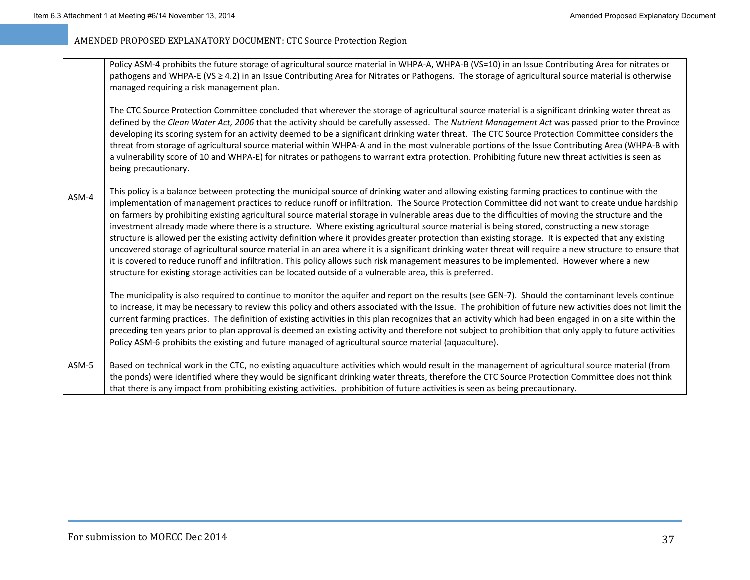| | |
|---|---|
| ASM-4 | Policy ASM-4 prohibits the future storage of agricultural source material in WHPA-A, WHPA-B (VS=10) in an Issue Contributing Area for nitrates or pathogens and WHPA-E (VS ≥ 4.2) in an Issue Contributing Area for Nitrates or Pathogens. The storage of agricultural source material is otherwise managed requiring a risk management plan.<br><br>The CTC Source Protection Committee concluded that wherever the storage of agricultural source material is a significant drinking water threat as defined by the *Clean Water Act, 2006* that the activity should be carefully assessed. The *Nutrient Management Act* was passed prior to the Province developing its scoring system for an activity deemed to be a significant drinking water threat. The CTC Source Protection Committee considers the threat from storage of agricultural source material within WHPA-A and in the most vulnerable portions of the Issue Contributing Area (WHPA-B with a vulnerability score of 10 and WHPA-E) for nitrates or pathogens to warrant extra protection. Prohibiting future new threat activities is seen as being precautionary.<br><br>This policy is a balance between protecting the municipal source of drinking water and allowing existing farming practices to continue with the implementation of management practices to reduce runoff or infiltration. The Source Protection Committee did not want to create undue hardship on farmers by prohibiting existing agricultural source material storage in vulnerable areas due to the difficulties of moving the structure and the investment already made where there is a structure. Where existing agricultural source material is being stored, constructing a new storage structure is allowed per the existing activity definition where it provides greater protection than existing storage. It is expected that any existing uncovered storage of agricultural source material in an area where it is a significant drinking water threat will require a new structure to ensure that it is covered to reduce runoff and infiltration. This policy allows such risk management measures to be implemented. However where a new structure for existing storage activities can be located outside of a vulnerable area, this is preferred.<br><br>The municipality is also required to continue to monitor the aquifer and report on the results (see GEN-7). Should the contaminant levels continue to increase, it may be necessary to review this policy and others associated with the Issue. The prohibition of future new activities does not limit the current farming practices. The definition of existing activities in this plan recognizes that an activity which had been engaged in on a site within the preceding ten years prior to plan approval is deemed an existing activity and therefore not subject to prohibition that only apply to future activities |
| ASM-5 | Policy ASM-6 prohibits the existing and future managed of agricultural source material (aquaculture).<br><br>Based on technical work in the CTC, no existing aquaculture activities which would result in the management of agricultural source material (from the ponds) were identified where they would be significant drinking water threats, therefore the CTC Source Protection Committee does not think that there is any impact from prohibiting existing activities. prohibition of future activities is seen as being precautionary. |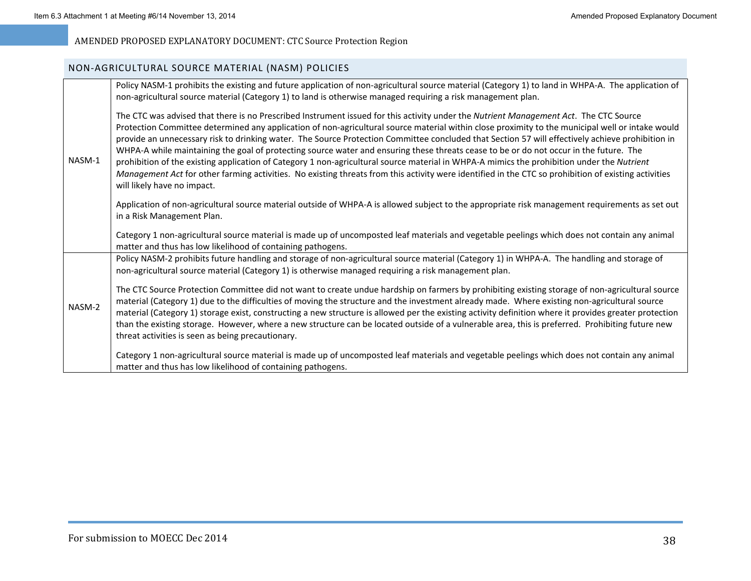## NON-AGRICULTURAL SOURCE MATERIAL (NASM) POLICIES

| | |
|---|---|
| NASM-1 | Policy NASM-1 prohibits the existing and future application of non-agricultural source material (Category 1) to land in WHPA-A. The application of non-agricultural source material (Category 1) to land is otherwise managed requiring a risk management plan.<br><br>The CTC was advised that there is no Prescribed Instrument issued for this activity under the *Nutrient Management Act*. The CTC Source Protection Committee determined any application of non-agricultural source material within close proximity to the municipal well or intake would provide an unnecessary risk to drinking water. The Source Protection Committee concluded that Section 57 will effectively achieve prohibition in WHPA-A while maintaining the goal of protecting source water and ensuring these threats cease to be or do not occur in the future. The prohibition of the existing application of Category 1 non-agricultural source material in WHPA-A mimics the prohibition under the *Nutrient Management Act* for other farming activities. No existing threats from this activity were identified in the CTC so prohibition of existing activities will likely have no impact.<br><br>Application of non-agricultural source material outside of WHPA-A is allowed subject to the appropriate risk management requirements as set out in a Risk Management Plan.<br><br>Category 1 non-agricultural source material is made up of uncomposted leaf materials and vegetable peelings which does not contain any animal matter and thus has low likelihood of containing pathogens. |
| NASM-2 | Policy NASM-2 prohibits future handling and storage of non-agricultural source material (Category 1) in WHPA-A. The handling and storage of non-agricultural source material (Category 1) is otherwise managed requiring a risk management plan.<br><br>The CTC Source Protection Committee did not want to create undue hardship on farmers by prohibiting existing storage of non-agricultural source material (Category 1) due to the difficulties of moving the structure and the investment already made. Where existing non-agricultural source material (Category 1) storage exist, constructing a new structure is allowed per the existing activity definition where it provides greater protection than the existing storage. However, where a new structure can be located outside of a vulnerable area, this is preferred. Prohibiting future new threat activities is seen as being precautionary.<br><br>Category 1 non-agricultural source material is made up of uncomposted leaf materials and vegetable peelings which does not contain any animal matter and thus has low likelihood of containing pathogens. |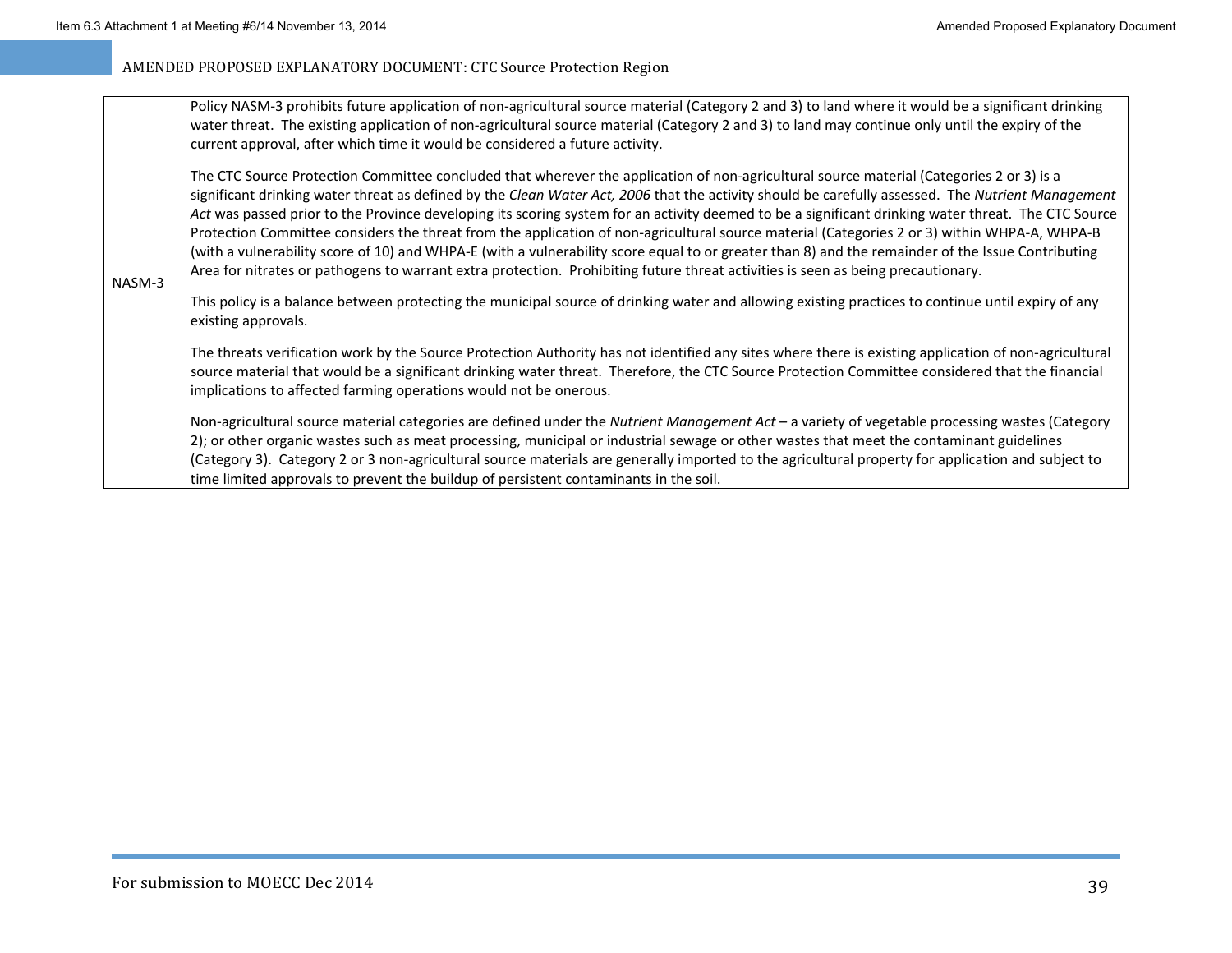| | |
|---|---|
| NASM-3 | Policy NASM-3 prohibits future application of non-agricultural source material (Category 2 and 3) to land where it would be a significant drinking water threat. The existing application of non-agricultural source material (Category 2 and 3) to land may continue only until the expiry of the current approval, after which time it would be considered a future activity.<br><br>The CTC Source Protection Committee concluded that wherever the application of non-agricultural source material (Categories 2 or 3) is a significant drinking water threat as defined by the *Clean Water Act, 2006* that the activity should be carefully assessed. The *Nutrient Management Act* was passed prior to the Province developing its scoring system for an activity deemed to be a significant drinking water threat. The CTC Source Protection Committee considers the threat from the application of non-agricultural source material (Categories 2 or 3) within WHPA-A, WHPA-B (with a vulnerability score of 10) and WHPA-E (with a vulnerability score equal to or greater than 8) and the remainder of the Issue Contributing Area for nitrates or pathogens to warrant extra protection. Prohibiting future threat activities is seen as being precautionary.<br><br>This policy is a balance between protecting the municipal source of drinking water and allowing existing practices to continue until expiry of any existing approvals.<br><br>The threats verification work by the Source Protection Authority has not identified any sites where there is existing application of non-agricultural source material that would be a significant drinking water threat. Therefore, the CTC Source Protection Committee considered that the financial implications to affected farming operations would not be onerous.<br><br>Non-agricultural source material categories are defined under the *Nutrient Management Act* – a variety of vegetable processing wastes (Category 2); or other organic wastes such as meat processing, municipal or industrial sewage or other wastes that meet the contaminant guidelines (Category 3). Category 2 or 3 non-agricultural source materials are generally imported to the agricultural property for application and subject to time limited approvals to prevent the buildup of persistent contaminants in the soil. |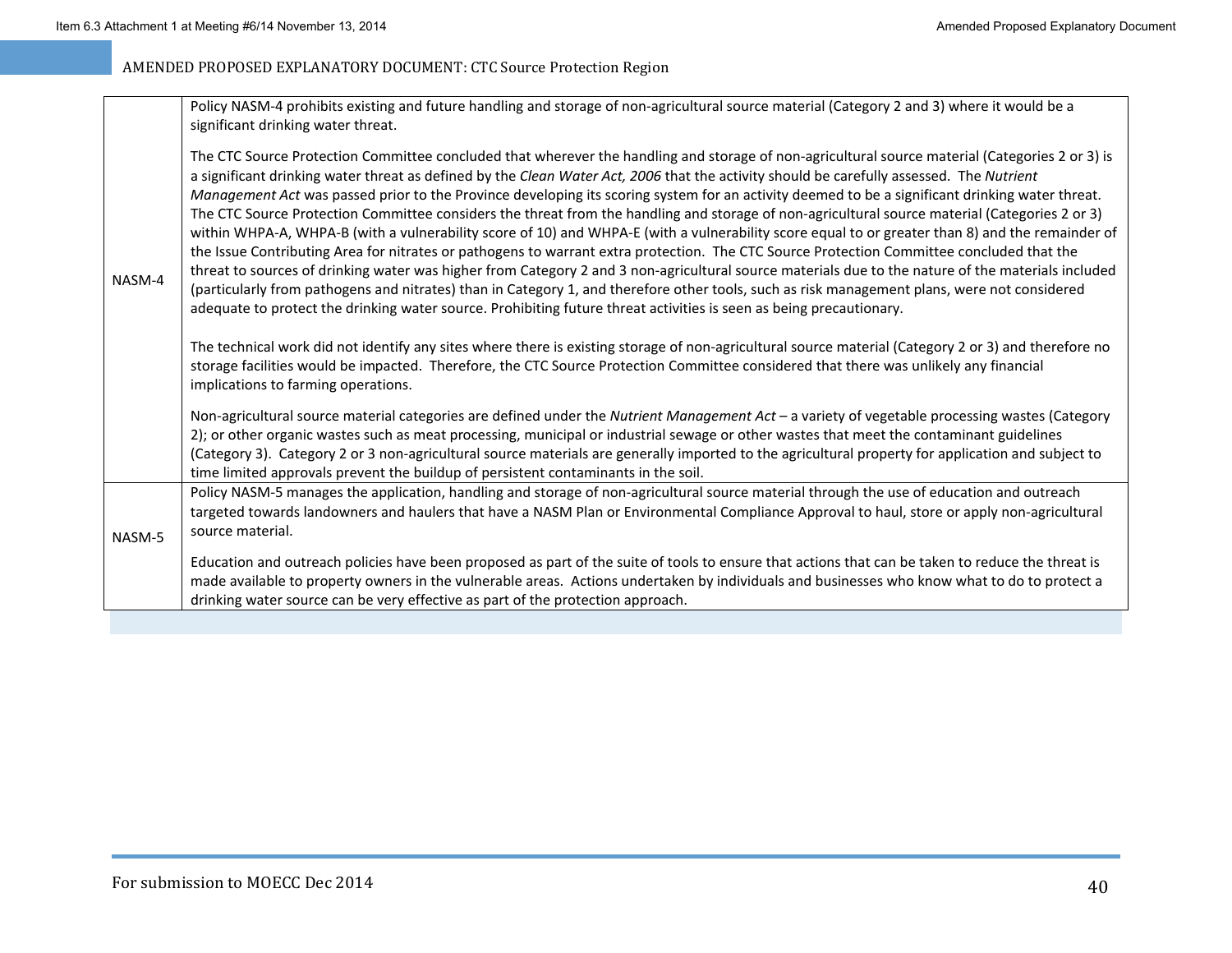| | |
|---|---|
| NASM-4 | Policy NASM-4 prohibits existing and future handling and storage of non-agricultural source material (Category 2 and 3) where it would be a significant drinking water threat.<br><br>The CTC Source Protection Committee concluded that wherever the handling and storage of non-agricultural source material (Categories 2 or 3) is a significant drinking water threat as defined by the *Clean Water Act, 2006* that the activity should be carefully assessed. The *Nutrient Management Act* was passed prior to the Province developing its scoring system for an activity deemed to be a significant drinking water threat. The CTC Source Protection Committee considers the threat from the handling and storage of non-agricultural source material (Categories 2 or 3) within WHPA-A, WHPA-B (with a vulnerability score of 10) and WHPA-E (with a vulnerability score equal to or greater than 8) and the remainder of the Issue Contributing Area for nitrates or pathogens to warrant extra protection. The CTC Source Protection Committee concluded that the threat to sources of drinking water was higher from Category 2 and 3 non-agricultural source materials due to the nature of the materials included (particularly from pathogens and nitrates) than in Category 1, and therefore other tools, such as risk management plans, were not considered adequate to protect the drinking water source. Prohibiting future threat activities is seen as being precautionary.<br><br>The technical work did not identify any sites where there is existing storage of non-agricultural source material (Category 2 or 3) and therefore no storage facilities would be impacted. Therefore, the CTC Source Protection Committee considered that there was unlikely any financial implications to farming operations.<br><br>Non-agricultural source material categories are defined under the *Nutrient Management Act* – a variety of vegetable processing wastes (Category 2); or other organic wastes such as meat processing, municipal or industrial sewage or other wastes that meet the contaminant guidelines (Category 3). Category 2 or 3 non-agricultural source materials are generally imported to the agricultural property for application and subject to time limited approvals prevent the buildup of persistent contaminants in the soil. |
| NASM-5 | Policy NASM-5 manages the application, handling and storage of non-agricultural source material through the use of education and outreach targeted towards landowners and haulers that have a NASM Plan or Environmental Compliance Approval to haul, store or apply non-agricultural source material.<br><br>Education and outreach policies have been proposed as part of the suite of tools to ensure that actions that can be taken to reduce the threat is made available to property owners in the vulnerable areas. Actions undertaken by individuals and businesses who know what to do to protect a drinking water source can be very effective as part of the protection approach. |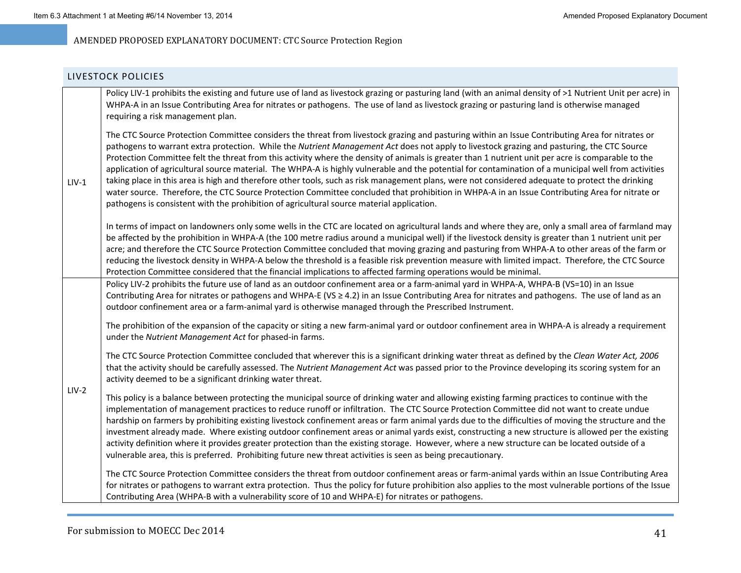## LIVESTOCK POLICIES

| | |
|---|---|
| LIV-1 | Policy LIV-1 prohibits the existing and future use of land as livestock grazing or pasturing land (with an animal density of >1 Nutrient Unit per acre) in WHPA-A in an Issue Contributing Area for nitrates or pathogens. The use of land as livestock grazing or pasturing land is otherwise managed requiring a risk management plan.<br><br>The CTC Source Protection Committee considers the threat from livestock grazing and pasturing within an Issue Contributing Area for nitrates or pathogens to warrant extra protection. While the *Nutrient Management Act* does not apply to livestock grazing and pasturing, the CTC Source Protection Committee felt the threat from this activity where the density of animals is greater than 1 nutrient unit per acre is comparable to the application of agricultural source material. The WHPA-A is highly vulnerable and the potential for contamination of a municipal well from activities taking place in this area is high and therefore other tools, such as risk management plans, were not considered adequate to protect the drinking water source. Therefore, the CTC Source Protection Committee concluded that prohibition in WHPA-A in an Issue Contributing Area for nitrate or pathogens is consistent with the prohibition of agricultural source material application.<br><br>In terms of impact on landowners only some wells in the CTC are located on agricultural lands and where they are, only a small area of farmland may be affected by the prohibition in WHPA-A (the 100 metre radius around a municipal well) if the livestock density is greater than 1 nutrient unit per acre; and therefore the CTC Source Protection Committee concluded that moving grazing and pasturing from WHPA-A to other areas of the farm or reducing the livestock density in WHPA-A below the threshold is a feasible risk prevention measure with limited impact. Therefore, the CTC Source Protection Committee considered that the financial implications to affected farming operations would be minimal. |
| LIV-2 | Policy LIV-2 prohibits the future use of land as an outdoor confinement area or a farm-animal yard in WHPA-A, WHPA-B (VS=10) in an Issue Contributing Area for nitrates or pathogens and WHPA-E (VS ≥ 4.2) in an Issue Contributing Area for nitrates and pathogens. The use of land as an outdoor confinement area or a farm-animal yard is otherwise managed through the Prescribed Instrument.<br><br>The prohibition of the expansion of the capacity or siting a new farm-animal yard or outdoor confinement area in WHPA-A is already a requirement under the *Nutrient Management Act* for phased-in farms.<br><br>The CTC Source Protection Committee concluded that wherever this is a significant drinking water threat as defined by the *Clean Water Act, 2006* that the activity should be carefully assessed. The *Nutrient Management Act* was passed prior to the Province developing its scoring system for an activity deemed to be a significant drinking water threat.<br><br>This policy is a balance between protecting the municipal source of drinking water and allowing existing farming practices to continue with the implementation of management practices to reduce runoff or infiltration. The CTC Source Protection Committee did not want to create undue hardship on farmers by prohibiting existing livestock confinement areas or farm animal yards due to the difficulties of moving the structure and the investment already made. Where existing outdoor confinement areas or animal yards exist, constructing a new structure is allowed per the existing activity definition where it provides greater protection than the existing storage. However, where a new structure can be located outside of a vulnerable area, this is preferred. Prohibiting future new threat activities is seen as being precautionary.<br><br>The CTC Source Protection Committee considers the threat from outdoor confinement areas or farm-animal yards within an Issue Contributing Area for nitrates or pathogens to warrant extra protection. Thus the policy for future prohibition also applies to the most vulnerable portions of the Issue Contributing Area (WHPA-B with a vulnerability score of 10 and WHPA-E) for nitrates or pathogens. |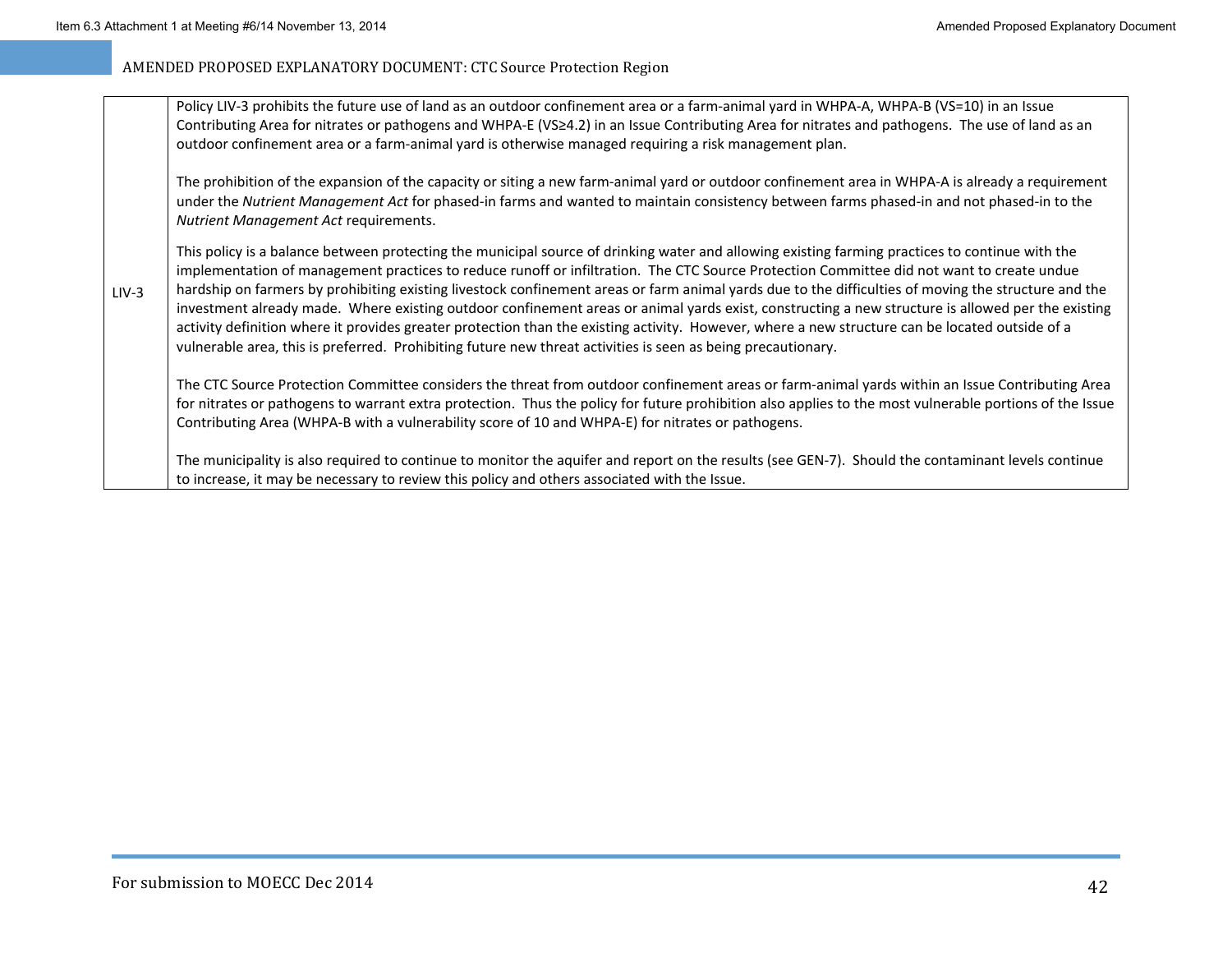AMENDED PROPOSED EXPLANATORY DOCUMENT: CTC Source Protection Region

| | |
|---|---|
| LIV-3 | Policy LIV-3 prohibits the future use of land as an outdoor confinement area or a farm-animal yard in WHPA-A, WHPA-B (VS=10) in an Issue Contributing Area for nitrates or pathogens and WHPA-E (VS≥4.2) in an Issue Contributing Area for nitrates and pathogens. The use of land as an outdoor confinement area or a farm-animal yard is otherwise managed requiring a risk management plan.<br><br>The prohibition of the expansion of the capacity or siting a new farm-animal yard or outdoor confinement area in WHPA-A is already a requirement under the *Nutrient Management Act* for phased-in farms and wanted to maintain consistency between farms phased-in and not phased-in to the *Nutrient Management Act* requirements.<br><br>This policy is a balance between protecting the municipal source of drinking water and allowing existing farming practices to continue with the implementation of management practices to reduce runoff or infiltration. The CTC Source Protection Committee did not want to create undue hardship on farmers by prohibiting existing livestock confinement areas or farm animal yards due to the difficulties of moving the structure and the investment already made. Where existing outdoor confinement areas or animal yards exist, constructing a new structure is allowed per the existing activity definition where it provides greater protection than the existing activity. However, where a new structure can be located outside of a vulnerable area, this is preferred. Prohibiting future new threat activities is seen as being precautionary.<br><br>The CTC Source Protection Committee considers the threat from outdoor confinement areas or farm-animal yards within an Issue Contributing Area for nitrates or pathogens to warrant extra protection. Thus the policy for future prohibition also applies to the most vulnerable portions of the Issue Contributing Area (WHPA-B with a vulnerability score of 10 and WHPA-E) for nitrates or pathogens.<br><br>The municipality is also required to continue to monitor the aquifer and report on the results (see GEN-7). Should the contaminant levels continue to increase, it may be necessary to review this policy and others associated with the Issue. |

For submission to MOECC Dec 2014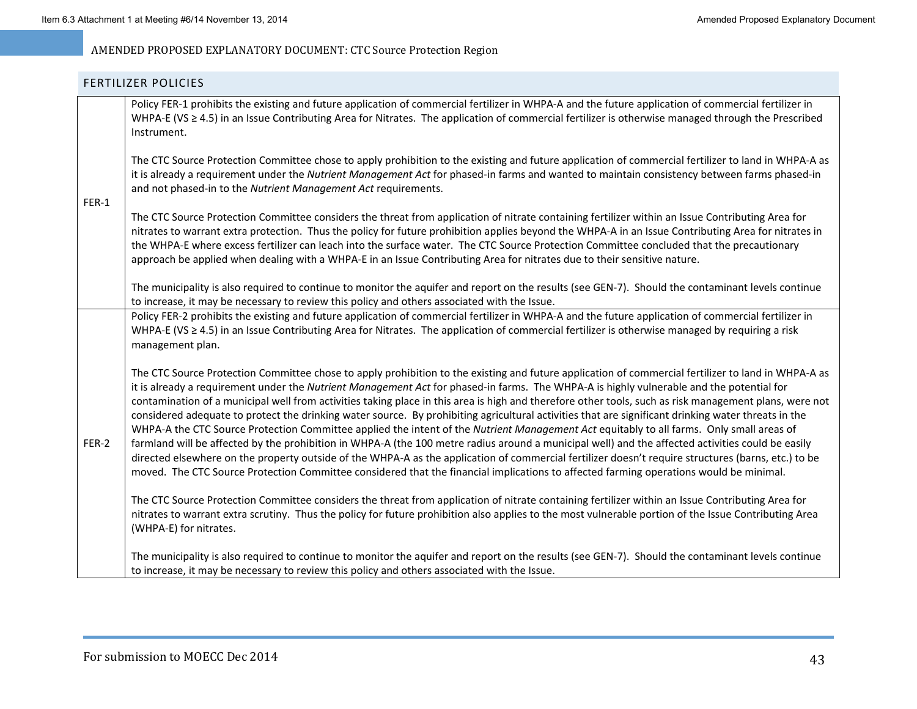## FERTILIZER POLICIES

| | |
|---|---|
| FER-1 | Policy FER-1 prohibits the existing and future application of commercial fertilizer in WHPA-A and the future application of commercial fertilizer in WHPA-E (VS ≥ 4.5) in an Issue Contributing Area for Nitrates. The application of commercial fertilizer is otherwise managed through the Prescribed Instrument.<br><br>The CTC Source Protection Committee chose to apply prohibition to the existing and future application of commercial fertilizer to land in WHPA-A as it is already a requirement under the *Nutrient Management Act* for phased-in farms and wanted to maintain consistency between farms phased-in and not phased-in to the *Nutrient Management Act* requirements.<br><br>The CTC Source Protection Committee considers the threat from application of nitrate containing fertilizer within an Issue Contributing Area for nitrates to warrant extra protection. Thus the policy for future prohibition applies beyond the WHPA-A in an Issue Contributing Area for nitrates in the WHPA-E where excess fertilizer can leach into the surface water. The CTC Source Protection Committee concluded that the precautionary approach be applied when dealing with a WHPA-E in an Issue Contributing Area for nitrates due to their sensitive nature.<br><br>The municipality is also required to continue to monitor the aquifer and report on the results (see GEN-7). Should the contaminant levels continue to increase, it may be necessary to review this policy and others associated with the Issue. |
| FER-2 | Policy FER-2 prohibits the existing and future application of commercial fertilizer in WHPA-A and the future application of commercial fertilizer in WHPA-E (VS ≥ 4.5) in an Issue Contributing Area for Nitrates. The application of commercial fertilizer is otherwise managed by requiring a risk management plan.<br><br>The CTC Source Protection Committee chose to apply prohibition to the existing and future application of commercial fertilizer to land in WHPA-A as it is already a requirement under the *Nutrient Management Act* for phased-in farms. The WHPA-A is highly vulnerable and the potential for contamination of a municipal well from activities taking place in this area is high and therefore other tools, such as risk management plans, were not considered adequate to protect the drinking water source. By prohibiting agricultural activities that are significant drinking water threats in the WHPA-A the CTC Source Protection Committee applied the intent of the *Nutrient Management Act* equitably to all farms. Only small areas of farmland will be affected by the prohibition in WHPA-A (the 100 metre radius around a municipal well) and the affected activities could be easily directed elsewhere on the property outside of the WHPA-A as the application of commercial fertilizer doesn't require structures (barns, etc.) to be moved. The CTC Source Protection Committee considered that the financial implications to affected farming operations would be minimal.<br><br>The CTC Source Protection Committee considers the threat from application of nitrate containing fertilizer within an Issue Contributing Area for nitrates to warrant extra scrutiny. Thus the policy for future prohibition also applies to the most vulnerable portion of the Issue Contributing Area (WHPA-E) for nitrates.<br><br>The municipality is also required to continue to monitor the aquifer and report on the results (see GEN-7). Should the contaminant levels continue to increase, it may be necessary to review this policy and others associated with the Issue. |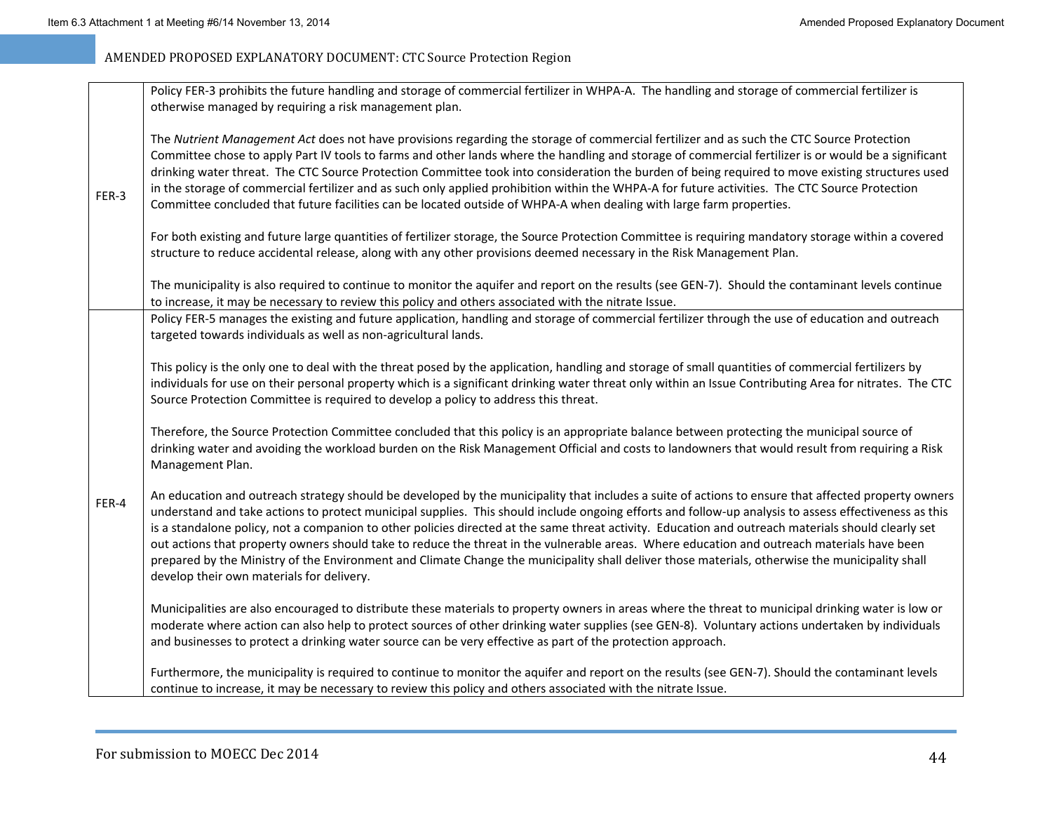| | |
|---|---|
| FER-3 | Policy FER-3 prohibits the future handling and storage of commercial fertilizer in WHPA-A. The handling and storage of commercial fertilizer is otherwise managed by requiring a risk management plan.<br><br>The *Nutrient Management Act* does not have provisions regarding the storage of commercial fertilizer and as such the CTC Source Protection Committee chose to apply Part IV tools to farms and other lands where the handling and storage of commercial fertilizer is or would be a significant drinking water threat. The CTC Source Protection Committee took into consideration the burden of being required to move existing structures used in the storage of commercial fertilizer and as such only applied prohibition within the WHPA-A for future activities. The CTC Source Protection Committee concluded that future facilities can be located outside of WHPA-A when dealing with large farm properties.<br><br>For both existing and future large quantities of fertilizer storage, the Source Protection Committee is requiring mandatory storage within a covered structure to reduce accidental release, along with any other provisions deemed necessary in the Risk Management Plan.<br><br>The municipality is also required to continue to monitor the aquifer and report on the results (see GEN-7). Should the contaminant levels continue to increase, it may be necessary to review this policy and others associated with the nitrate Issue. |
| FER-4 | Policy FER-5 manages the existing and future application, handling and storage of commercial fertilizer through the use of education and outreach targeted towards individuals as well as non-agricultural lands.<br><br>This policy is the only one to deal with the threat posed by the application, handling and storage of small quantities of commercial fertilizers by individuals for use on their personal property which is a significant drinking water threat only within an Issue Contributing Area for nitrates. The CTC Source Protection Committee is required to develop a policy to address this threat.<br><br>Therefore, the Source Protection Committee concluded that this policy is an appropriate balance between protecting the municipal source of drinking water and avoiding the workload burden on the Risk Management Official and costs to landowners that would result from requiring a Risk Management Plan.<br><br>An education and outreach strategy should be developed by the municipality that includes a suite of actions to ensure that affected property owners understand and take actions to protect municipal supplies. This should include ongoing efforts and follow-up analysis to assess effectiveness as this is a standalone policy, not a companion to other policies directed at the same threat activity. Education and outreach materials should clearly set out actions that property owners should take to reduce the threat in the vulnerable areas. Where education and outreach materials have been prepared by the Ministry of the Environment and Climate Change the municipality shall deliver those materials, otherwise the municipality shall develop their own materials for delivery.<br><br>Municipalities are also encouraged to distribute these materials to property owners in areas where the threat to municipal drinking water is low or moderate where action can also help to protect sources of other drinking water supplies (see GEN-8). Voluntary actions undertaken by individuals and businesses to protect a drinking water source can be very effective as part of the protection approach.<br><br>Furthermore, the municipality is required to continue to monitor the aquifer and report on the results (see GEN-7). Should the contaminant levels continue to increase, it may be necessary to review this policy and others associated with the nitrate Issue. |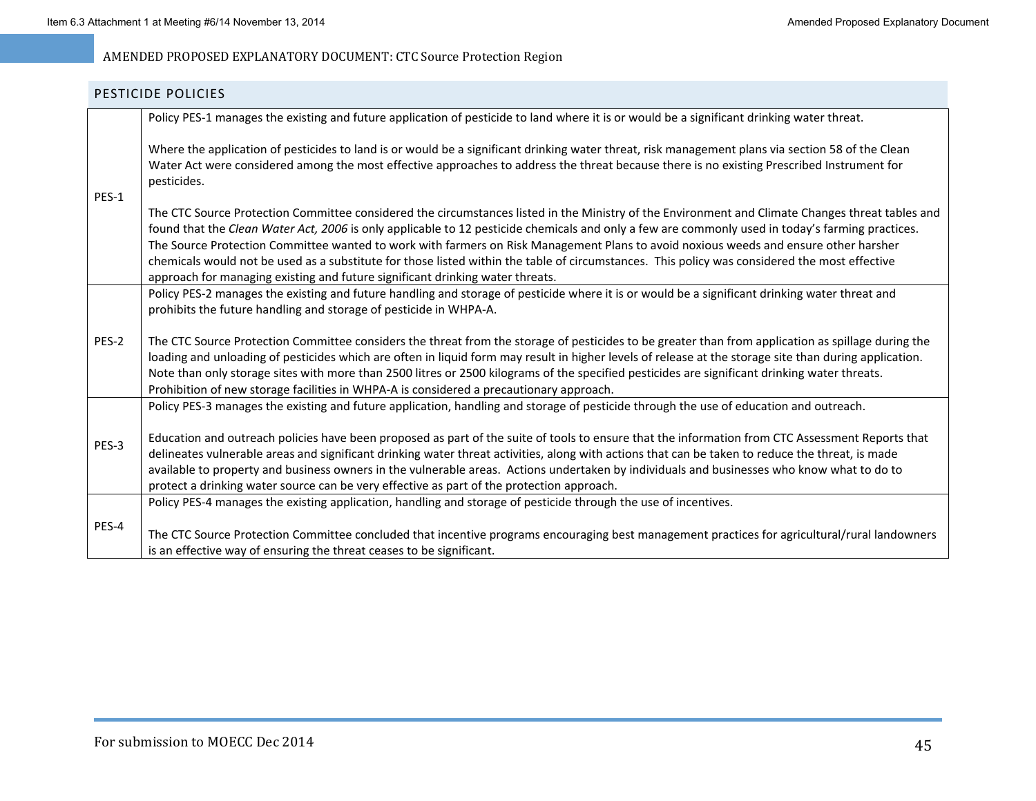## PESTICIDE POLICIES

| | |
|---|---|
| PES-1 | Policy PES-1 manages the existing and future application of pesticide to land where it is or would be a significant drinking water threat.<br><br>Where the application of pesticides to land is or would be a significant drinking water threat, risk management plans via section 58 of the Clean Water Act were considered among the most effective approaches to address the threat because there is no existing Prescribed Instrument for pesticides.<br><br>The CTC Source Protection Committee considered the circumstances listed in the Ministry of the Environment and Climate Changes threat tables and found that the *Clean Water Act, 2006* is only applicable to 12 pesticide chemicals and only a few are commonly used in today's farming practices. The Source Protection Committee wanted to work with farmers on Risk Management Plans to avoid noxious weeds and ensure other harsher chemicals would not be used as a substitute for those listed within the table of circumstances. This policy was considered the most effective approach for managing existing and future significant drinking water threats. |
| PES-2 | Policy PES-2 manages the existing and future handling and storage of pesticide where it is or would be a significant drinking water threat and prohibits the future handling and storage of pesticide in WHPA-A.<br><br>The CTC Source Protection Committee considers the threat from the storage of pesticides to be greater than from application as spillage during the loading and unloading of pesticides which are often in liquid form may result in higher levels of release at the storage site than during application. Note than only storage sites with more than 2500 litres or 2500 kilograms of the specified pesticides are significant drinking water threats. Prohibition of new storage facilities in WHPA-A is considered a precautionary approach. |
| PES-3 | Policy PES-3 manages the existing and future application, handling and storage of pesticide through the use of education and outreach.<br><br>Education and outreach policies have been proposed as part of the suite of tools to ensure that the information from CTC Assessment Reports that delineates vulnerable areas and significant drinking water threat activities, along with actions that can be taken to reduce the threat, is made available to property and business owners in the vulnerable areas. Actions undertaken by individuals and businesses who know what to do to protect a drinking water source can be very effective as part of the protection approach. |
| PES-4 | Policy PES-4 manages the existing application, handling and storage of pesticide through the use of incentives.<br><br>The CTC Source Protection Committee concluded that incentive programs encouraging best management practices for agricultural/rural landowners is an effective way of ensuring the threat ceases to be significant. |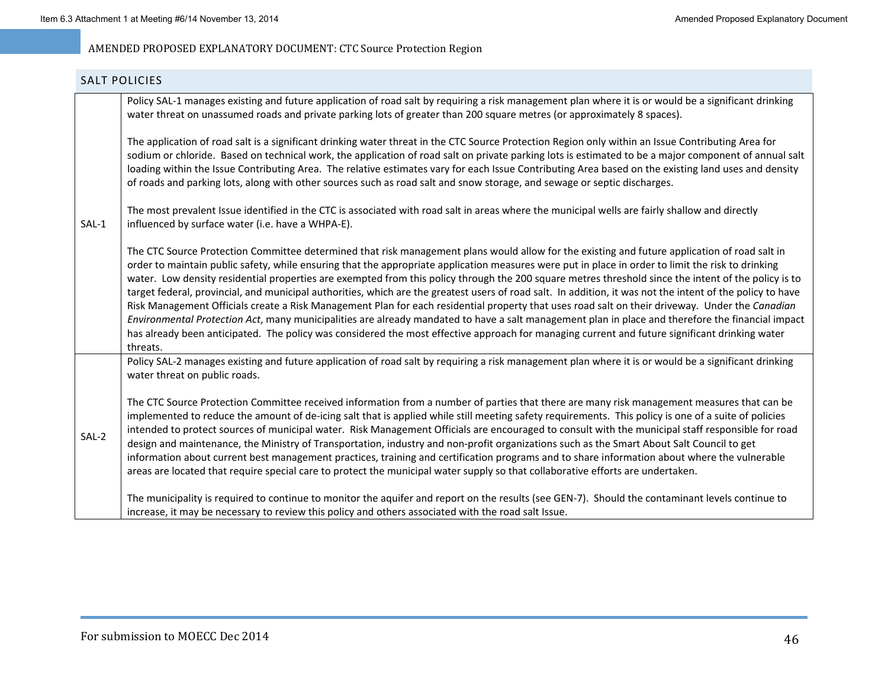## SALT POLICIES

| | |
|---|---|
| SAL-1 | Policy SAL-1 manages existing and future application of road salt by requiring a risk management plan where it is or would be a significant drinking water threat on unassumed roads and private parking lots of greater than 200 square metres (or approximately 8 spaces).<br><br>The application of road salt is a significant drinking water threat in the CTC Source Protection Region only within an Issue Contributing Area for sodium or chloride. Based on technical work, the application of road salt on private parking lots is estimated to be a major component of annual salt loading within the Issue Contributing Area. The relative estimates vary for each Issue Contributing Area based on the existing land uses and density of roads and parking lots, along with other sources such as road salt and snow storage, and sewage or septic discharges.<br><br>The most prevalent Issue identified in the CTC is associated with road salt in areas where the municipal wells are fairly shallow and directly influenced by surface water (i.e. have a WHPA-E).<br><br>The CTC Source Protection Committee determined that risk management plans would allow for the existing and future application of road salt in order to maintain public safety, while ensuring that the appropriate application measures were put in place in order to limit the risk to drinking water. Low density residential properties are exempted from this policy through the 200 square metres threshold since the intent of the policy is to target federal, provincial, and municipal authorities, which are the greatest users of road salt. In addition, it was not the intent of the policy to have Risk Management Officials create a Risk Management Plan for each residential property that uses road salt on their driveway. Under the *Canadian Environmental Protection Act*, many municipalities are already mandated to have a salt management plan in place and therefore the financial impact has already been anticipated. The policy was considered the most effective approach for managing current and future significant drinking water threats. |
| SAL-2 | Policy SAL-2 manages existing and future application of road salt by requiring a risk management plan where it is or would be a significant drinking water threat on public roads.<br><br>The CTC Source Protection Committee received information from a number of parties that there are many risk management measures that can be implemented to reduce the amount of de-icing salt that is applied while still meeting safety requirements. This policy is one of a suite of policies intended to protect sources of municipal water. Risk Management Officials are encouraged to consult with the municipal staff responsible for road design and maintenance, the Ministry of Transportation, industry and non-profit organizations such as the Smart About Salt Council to get information about current best management practices, training and certification programs and to share information about where the vulnerable areas are located that require special care to protect the municipal water supply so that collaborative efforts are undertaken.<br><br>The municipality is required to continue to monitor the aquifer and report on the results (see GEN-7). Should the contaminant levels continue to increase, it may be necessary to review this policy and others associated with the road salt Issue. |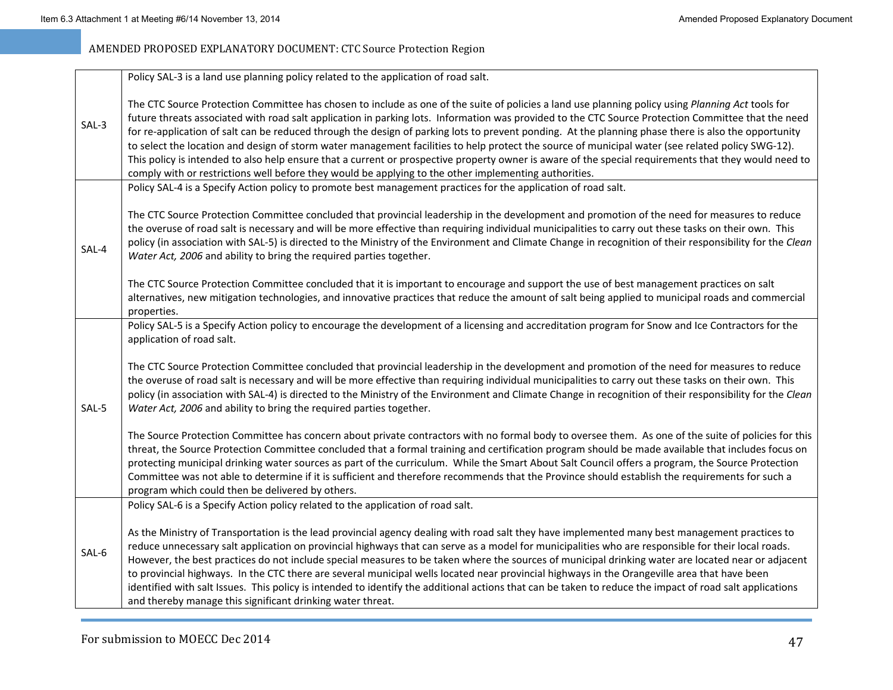| | |
|---|---|
| SAL-3 | Policy SAL-3 is a land use planning policy related to the application of road salt.<br><br>The CTC Source Protection Committee has chosen to include as one of the suite of policies a land use planning policy using *Planning Act* tools for future threats associated with road salt application in parking lots. Information was provided to the CTC Source Protection Committee that the need for re-application of salt can be reduced through the design of parking lots to prevent ponding. At the planning phase there is also the opportunity to select the location and design of storm water management facilities to help protect the source of municipal water (see related policy SWG-12). This policy is intended to also help ensure that a current or prospective property owner is aware of the special requirements that they would need to comply with or restrictions well before they would be applying to the other implementing authorities. |
| SAL-4 | Policy SAL-4 is a Specify Action policy to promote best management practices for the application of road salt.<br><br>The CTC Source Protection Committee concluded that provincial leadership in the development and promotion of the need for measures to reduce the overuse of road salt is necessary and will be more effective than requiring individual municipalities to carry out these tasks on their own. This policy (in association with SAL-5) is directed to the Ministry of the Environment and Climate Change in recognition of their responsibility for the *Clean Water Act, 2006* and ability to bring the required parties together.<br><br>The CTC Source Protection Committee concluded that it is important to encourage and support the use of best management practices on salt alternatives, new mitigation technologies, and innovative practices that reduce the amount of salt being applied to municipal roads and commercial properties. |
| SAL-5 | Policy SAL-5 is a Specify Action policy to encourage the development of a licensing and accreditation program for Snow and Ice Contractors for the application of road salt.<br><br>The CTC Source Protection Committee concluded that provincial leadership in the development and promotion of the need for measures to reduce the overuse of road salt is necessary and will be more effective than requiring individual municipalities to carry out these tasks on their own. This policy (in association with SAL-4) is directed to the Ministry of the Environment and Climate Change in recognition of their responsibility for the *Clean Water Act, 2006* and ability to bring the required parties together.<br><br>The Source Protection Committee has concern about private contractors with no formal body to oversee them. As one of the suite of policies for this threat, the Source Protection Committee concluded that a formal training and certification program should be made available that includes focus on protecting municipal drinking water sources as part of the curriculum. While the Smart About Salt Council offers a program, the Source Protection Committee was not able to determine if it is sufficient and therefore recommends that the Province should establish the requirements for such a program which could then be delivered by others. |
| SAL-6 | Policy SAL-6 is a Specify Action policy related to the application of road salt.<br><br>As the Ministry of Transportation is the lead provincial agency dealing with road salt they have implemented many best management practices to reduce unnecessary salt application on provincial highways that can serve as a model for municipalities who are responsible for their local roads. However, the best practices do not include special measures to be taken where the sources of municipal drinking water are located near or adjacent to provincial highways. In the CTC there are several municipal wells located near provincial highways in the Orangeville area that have been identified with salt Issues. This policy is intended to identify the additional actions that can be taken to reduce the impact of road salt applications and thereby manage this significant drinking water threat. |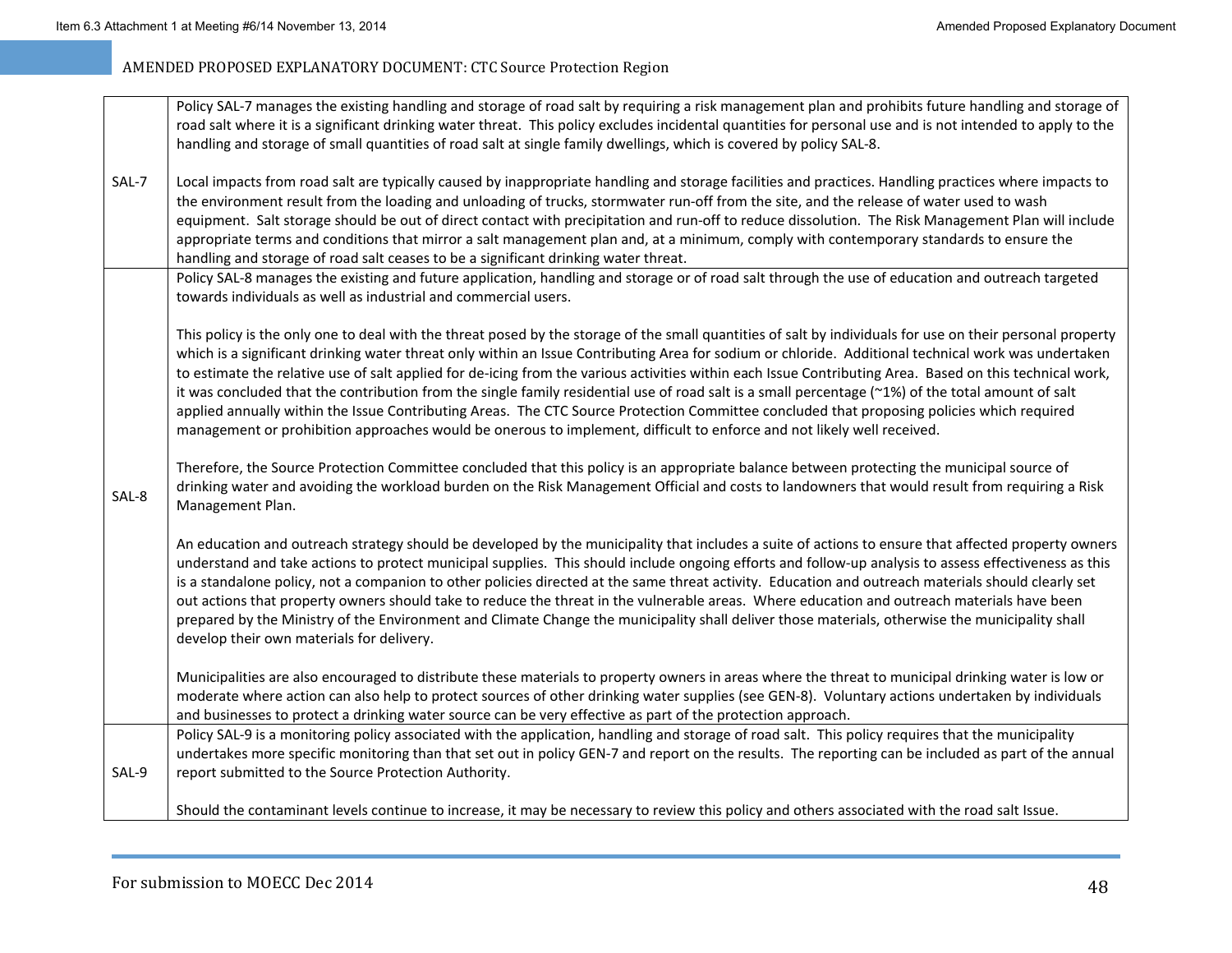| | |
|---|---|
| SAL-7 | Policy SAL-7 manages the existing handling and storage of road salt by requiring a risk management plan and prohibits future handling and storage of road salt where it is a significant drinking water threat. This policy excludes incidental quantities for personal use and is not intended to apply to the handling and storage of small quantities of road salt at single family dwellings, which is covered by policy SAL-8.<br><br>Local impacts from road salt are typically caused by inappropriate handling and storage facilities and practices. Handling practices where impacts to the environment result from the loading and unloading of trucks, stormwater run-off from the site, and the release of water used to wash equipment. Salt storage should be out of direct contact with precipitation and run-off to reduce dissolution. The Risk Management Plan will include appropriate terms and conditions that mirror a salt management plan and, at a minimum, comply with contemporary standards to ensure the handling and storage of road salt ceases to be a significant drinking water threat. |
| SAL-8 | Policy SAL-8 manages the existing and future application, handling and storage or of road salt through the use of education and outreach targeted towards individuals as well as industrial and commercial users.<br><br>This policy is the only one to deal with the threat posed by the storage of the small quantities of salt by individuals for use on their personal property which is a significant drinking water threat only within an Issue Contributing Area for sodium or chloride. Additional technical work was undertaken to estimate the relative use of salt applied for de-icing from the various activities within each Issue Contributing Area. Based on this technical work, it was concluded that the contribution from the single family residential use of road salt is a small percentage (~1%) of the total amount of salt applied annually within the Issue Contributing Areas. The CTC Source Protection Committee concluded that proposing policies which required management or prohibition approaches would be onerous to implement, difficult to enforce and not likely well received.<br><br>Therefore, the Source Protection Committee concluded that this policy is an appropriate balance between protecting the municipal source of drinking water and avoiding the workload burden on the Risk Management Official and costs to landowners that would result from requiring a Risk Management Plan.<br><br>An education and outreach strategy should be developed by the municipality that includes a suite of actions to ensure that affected property owners understand and take actions to protect municipal supplies. This should include ongoing efforts and follow-up analysis to assess effectiveness as this is a standalone policy, not a companion to other policies directed at the same threat activity. Education and outreach materials should clearly set out actions that property owners should take to reduce the threat in the vulnerable areas. Where education and outreach materials have been prepared by the Ministry of the Environment and Climate Change the municipality shall deliver those materials, otherwise the municipality shall develop their own materials for delivery.<br><br>Municipalities are also encouraged to distribute these materials to property owners in areas where the threat to municipal drinking water is low or moderate where action can also help to protect sources of other drinking water supplies (see GEN-8). Voluntary actions undertaken by individuals and businesses to protect a drinking water source can be very effective as part of the protection approach. |
| SAL-9 | Policy SAL-9 is a monitoring policy associated with the application, handling and storage of road salt. This policy requires that the municipality undertakes more specific monitoring than that set out in policy GEN-7 and report on the results. The reporting can be included as part of the annual report submitted to the Source Protection Authority.<br><br>Should the contaminant levels continue to increase, it may be necessary to review this policy and others associated with the road salt Issue. |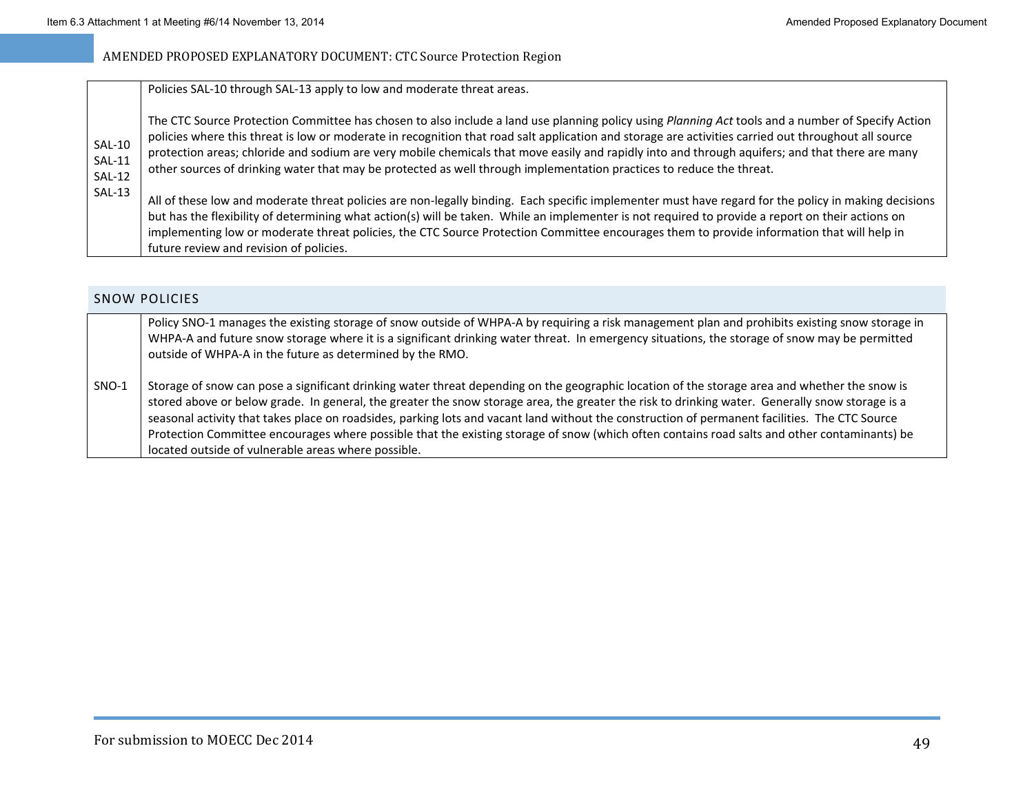| | |
|---|---|
| SAL-10<br>SAL-11<br>SAL-12<br>SAL-13 | Policies SAL-10 through SAL-13 apply to low and moderate threat areas.<br><br>The CTC Source Protection Committee has chosen to also include a land use planning policy using *Planning Act* tools and a number of Specify Action policies where this threat is low or moderate in recognition that road salt application and storage are activities carried out throughout all source protection areas; chloride and sodium are very mobile chemicals that move easily and rapidly into and through aquifers; and that there are many other sources of drinking water that may be protected as well through implementation practices to reduce the threat.<br><br>All of these low and moderate threat policies are non-legally binding. Each specific implementer must have regard for the policy in making decisions but has the flexibility of determining what action(s) will be taken. While an implementer is not required to provide a report on their actions on implementing low or moderate threat policies, the CTC Source Protection Committee encourages them to provide information that will help in future review and revision of policies. |

## SNOW POLICIES

| | |
|---|---|
| SNO-1 | Policy SNO-1 manages the existing storage of snow outside of WHPA-A by requiring a risk management plan and prohibits existing snow storage in WHPA-A and future snow storage where it is a significant drinking water threat. In emergency situations, the storage of snow may be permitted outside of WHPA-A in the future as determined by the RMO.<br><br>Storage of snow can pose a significant drinking water threat depending on the geographic location of the storage area and whether the snow is stored above or below grade. In general, the greater the snow storage area, the greater the risk to drinking water. Generally snow storage is a seasonal activity that takes place on roadsides, parking lots and vacant land without the construction of permanent facilities. The CTC Source Protection Committee encourages where possible that the existing storage of snow (which often contains road salts and other contaminants) be located outside of vulnerable areas where possible. |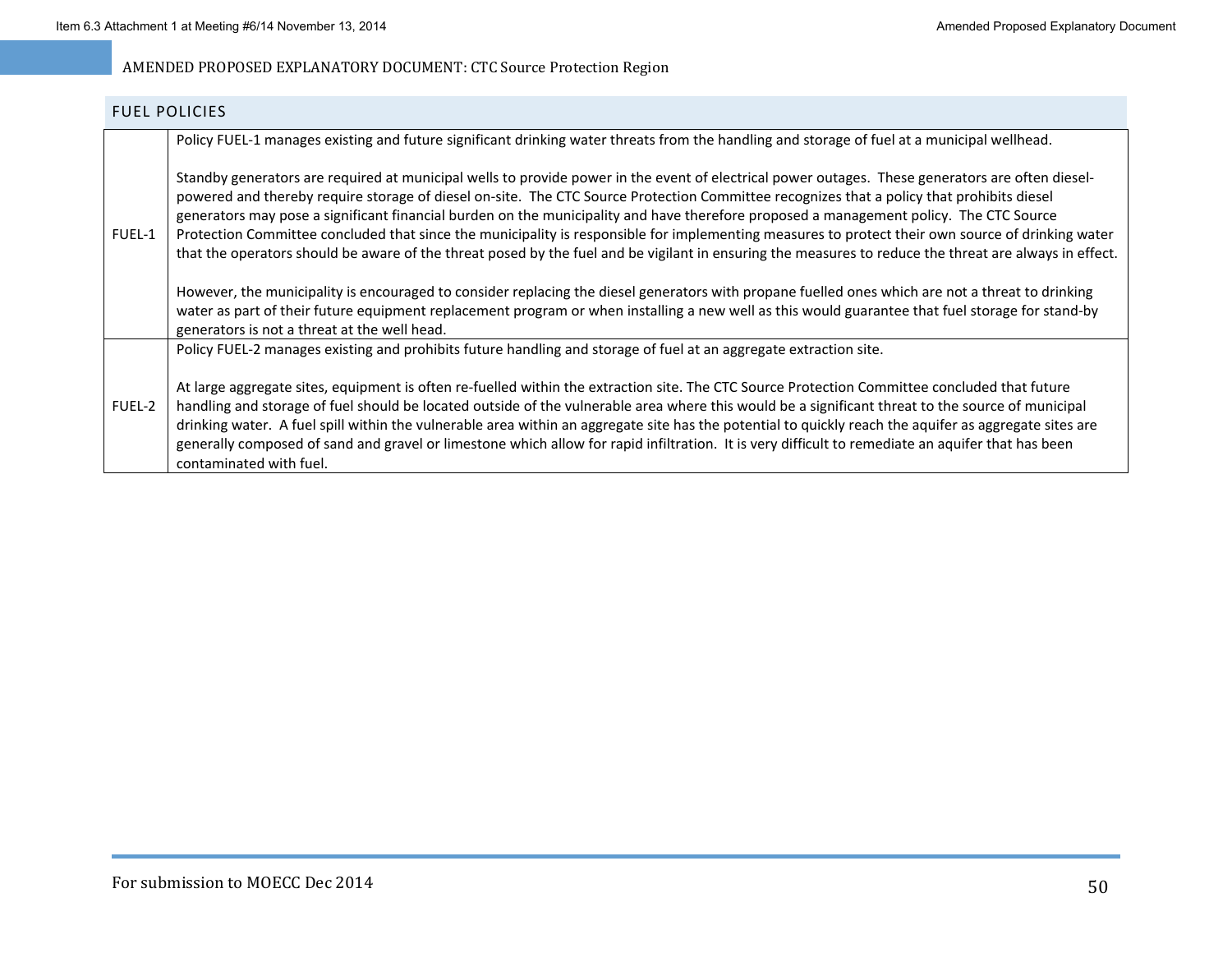## FUEL POLICIES

| | |
|---|---|
| FUEL-1 | Policy FUEL-1 manages existing and future significant drinking water threats from the handling and storage of fuel at a municipal wellhead.<br><br>Standby generators are required at municipal wells to provide power in the event of electrical power outages. These generators are often diesel-powered and thereby require storage of diesel on-site. The CTC Source Protection Committee recognizes that a policy that prohibits diesel generators may pose a significant financial burden on the municipality and have therefore proposed a management policy. The CTC Source Protection Committee concluded that since the municipality is responsible for implementing measures to protect their own source of drinking water that the operators should be aware of the threat posed by the fuel and be vigilant in ensuring the measures to reduce the threat are always in effect.<br><br>However, the municipality is encouraged to consider replacing the diesel generators with propane fuelled ones which are not a threat to drinking water as part of their future equipment replacement program or when installing a new well as this would guarantee that fuel storage for stand-by generators is not a threat at the well head. |
| FUEL-2 | Policy FUEL-2 manages existing and prohibits future handling and storage of fuel at an aggregate extraction site.<br><br>At large aggregate sites, equipment is often re-fuelled within the extraction site. The CTC Source Protection Committee concluded that future handling and storage of fuel should be located outside of the vulnerable area where this would be a significant threat to the source of municipal drinking water. A fuel spill within the vulnerable area within an aggregate site has the potential to quickly reach the aquifer as aggregate sites are generally composed of sand and gravel or limestone which allow for rapid infiltration. It is very difficult to remediate an aquifer that has been contaminated with fuel. |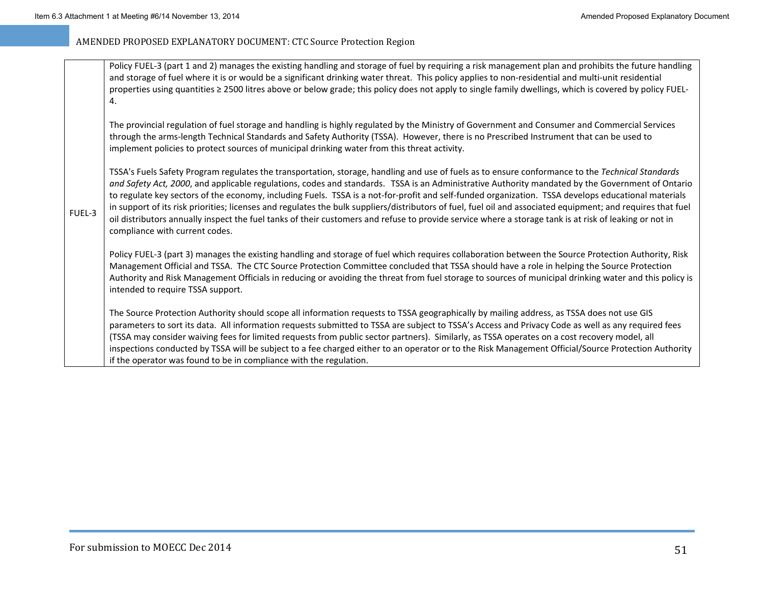| FUEL-3 | Policy FUEL-3 (part 1 and 2) manages the existing handling and storage of fuel by requiring a risk management plan and prohibits the future handling and storage of fuel where it is or would be a significant drinking water threat. This policy applies to non-residential and multi-unit residential properties using quantities ≥ 2500 litres above or below grade; this policy does not apply to single family dwellings, which is covered by policy FUEL-4.<br><br>The provincial regulation of fuel storage and handling is highly regulated by the Ministry of Government and Consumer and Commercial Services through the arms-length Technical Standards and Safety Authority (TSSA). However, there is no Prescribed Instrument that can be used to implement policies to protect sources of municipal drinking water from this threat activity.<br><br>TSSA's Fuels Safety Program regulates the transportation, storage, handling and use of fuels as to ensure conformance to the *Technical Standards and Safety Act, 2000*, and applicable regulations, codes and standards. TSSA is an Administrative Authority mandated by the Government of Ontario to regulate key sectors of the economy, including Fuels. TSSA is a not-for-profit and self-funded organization. TSSA develops educational materials in support of its risk priorities; licenses and regulates the bulk suppliers/distributors of fuel, fuel oil and associated equipment; and requires that fuel oil distributors annually inspect the fuel tanks of their customers and refuse to provide service where a storage tank is at risk of leaking or not in compliance with current codes.<br><br>Policy FUEL-3 (part 3) manages the existing handling and storage of fuel which requires collaboration between the Source Protection Authority, Risk Management Official and TSSA. The CTC Source Protection Committee concluded that TSSA should have a role in helping the Source Protection Authority and Risk Management Officials in reducing or avoiding the threat from fuel storage to sources of municipal drinking water and this policy is intended to require TSSA support.<br><br>The Source Protection Authority should scope all information requests to TSSA geographically by mailing address, as TSSA does not use GIS parameters to sort its data. All information requests submitted to TSSA are subject to TSSA's Access and Privacy Code as well as any required fees (TSSA may consider waiving fees for limited requests from public sector partners). Similarly, as TSSA operates on a cost recovery model, all inspections conducted by TSSA will be subject to a fee charged either to an operator or to the Risk Management Official/Source Protection Authority if the operator was found to be in compliance with the regulation. |
|---|---|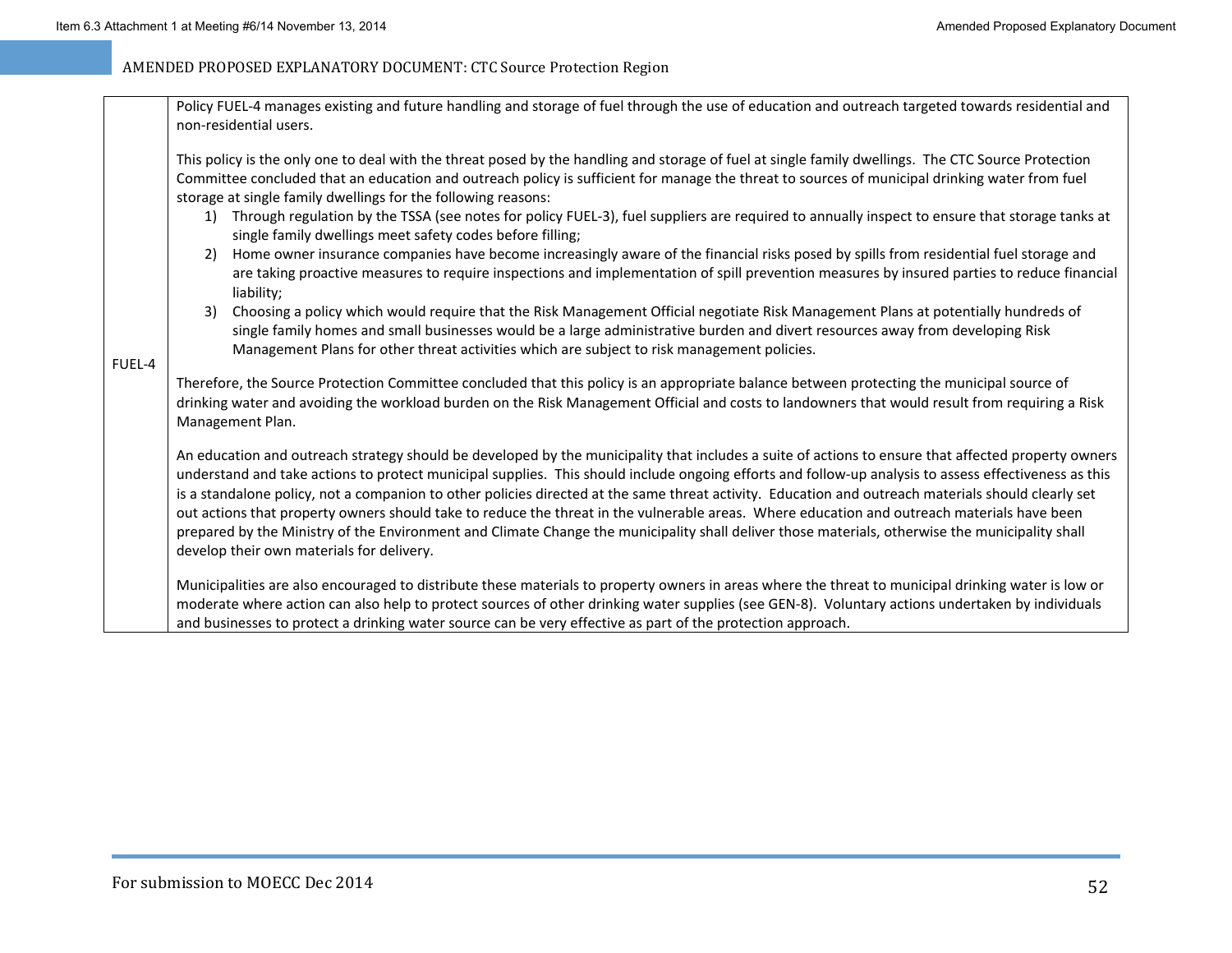| | |
|---|---|
| FUEL-4 | Policy FUEL-4 manages existing and future handling and storage of fuel through the use of education and outreach targeted towards residential and non-residential users.<br><br>This policy is the only one to deal with the threat posed by the handling and storage of fuel at single family dwellings. The CTC Source Protection Committee concluded that an education and outreach policy is sufficient for manage the threat to sources of municipal drinking water from fuel storage at single family dwellings for the following reasons:<br>1) Through regulation by the TSSA (see notes for policy FUEL-3), fuel suppliers are required to annually inspect to ensure that storage tanks at single family dwellings meet safety codes before filling;<br>2) Home owner insurance companies have become increasingly aware of the financial risks posed by spills from residential fuel storage and are taking proactive measures to require inspections and implementation of spill prevention measures by insured parties to reduce financial liability;<br>3) Choosing a policy which would require that the Risk Management Official negotiate Risk Management Plans at potentially hundreds of single family homes and small businesses would be a large administrative burden and divert resources away from developing Risk Management Plans for other threat activities which are subject to risk management policies.<br><br>Therefore, the Source Protection Committee concluded that this policy is an appropriate balance between protecting the municipal source of drinking water and avoiding the workload burden on the Risk Management Official and costs to landowners that would result from requiring a Risk Management Plan.<br><br>An education and outreach strategy should be developed by the municipality that includes a suite of actions to ensure that affected property owners understand and take actions to protect municipal supplies. This should include ongoing efforts and follow-up analysis to assess effectiveness as this is a standalone policy, not a companion to other policies directed at the same threat activity. Education and outreach materials should clearly set out actions that property owners should take to reduce the threat in the vulnerable areas. Where education and outreach materials have been prepared by the Ministry of the Environment and Climate Change the municipality shall deliver those materials, otherwise the municipality shall develop their own materials for delivery.<br><br>Municipalities are also encouraged to distribute these materials to property owners in areas where the threat to municipal drinking water is low or moderate where action can also help to protect sources of other drinking water supplies (see GEN-8). Voluntary actions undertaken by individuals and businesses to protect a drinking water source can be very effective as part of the protection approach. |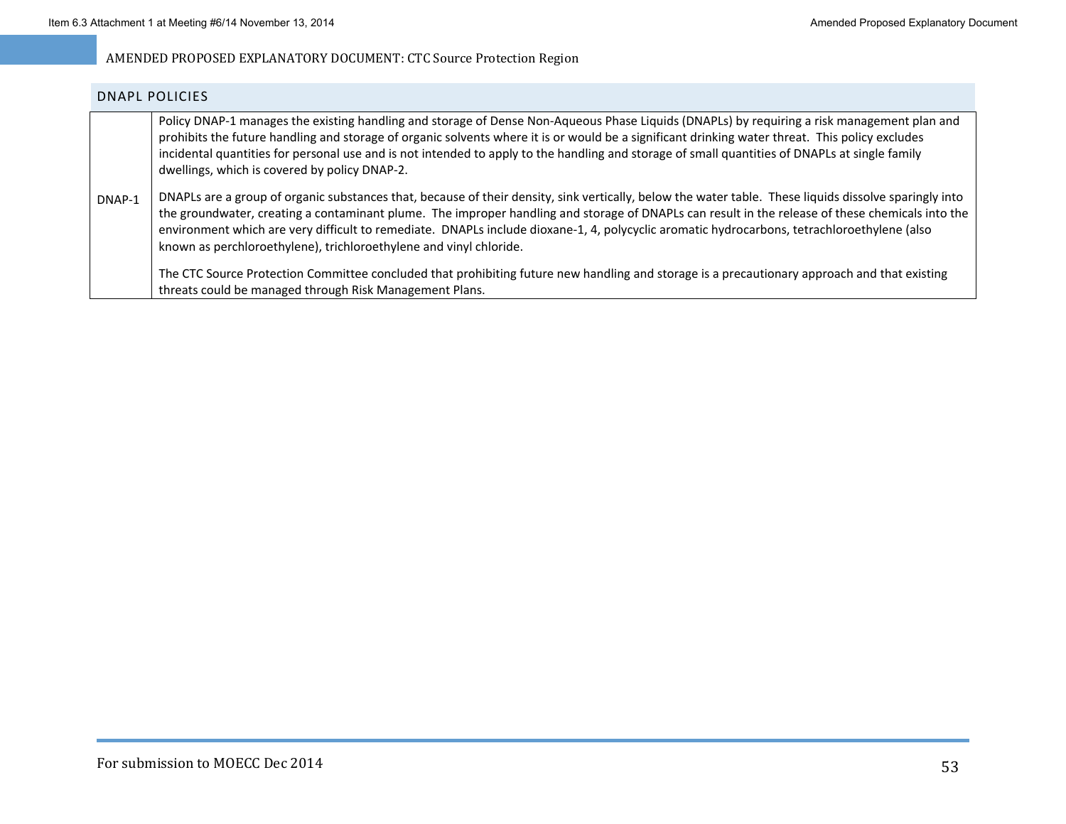## DNAPL POLICIES

| | |
|---|---|
| DNAP-1 | Policy DNAP-1 manages the existing handling and storage of Dense Non-Aqueous Phase Liquids (DNAPLs) by requiring a risk management plan and prohibits the future handling and storage of organic solvents where it is or would be a significant drinking water threat. This policy excludes incidental quantities for personal use and is not intended to apply to the handling and storage of small quantities of DNAPLs at single family dwellings, which is covered by policy DNAP-2. <br><br> DNAPLs are a group of organic substances that, because of their density, sink vertically, below the water table. These liquids dissolve sparingly into the groundwater, creating a contaminant plume. The improper handling and storage of DNAPLs can result in the release of these chemicals into the environment which are very difficult to remediate. DNAPLs include dioxane-1, 4, polycyclic aromatic hydrocarbons, tetrachloroethylene (also known as perchloroethylene), trichloroethylene and vinyl chloride. <br><br> The CTC Source Protection Committee concluded that prohibiting future new handling and storage is a precautionary approach and that existing threats could be managed through Risk Management Plans. |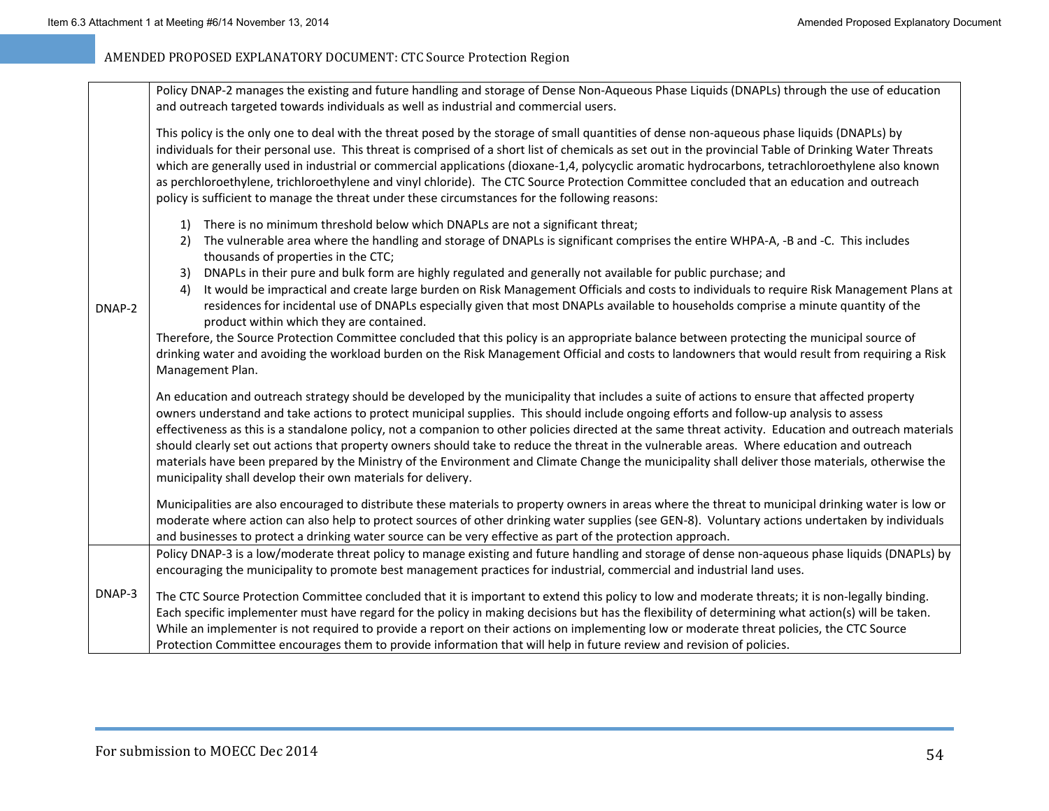| | |
|---|---|
| DNAP-2 | Policy DNAP-2 manages the existing and future handling and storage of Dense Non-Aqueous Phase Liquids (DNAPLs) through the use of education and outreach targeted towards individuals as well as industrial and commercial users.<br><br>This policy is the only one to deal with the threat posed by the storage of small quantities of dense non-aqueous phase liquids (DNAPLs) by individuals for their personal use. This threat is comprised of a short list of chemicals as set out in the provincial Table of Drinking Water Threats which are generally used in industrial or commercial applications (dioxane-1,4, polycyclic aromatic hydrocarbons, tetrachloroethylene also known as perchloroethylene, trichloroethylene and vinyl chloride). The CTC Source Protection Committee concluded that an education and outreach policy is sufficient to manage the threat under these circumstances for the following reasons:<br><br>1) There is no minimum threshold below which DNAPLs are not a significant threat;<br>2) The vulnerable area where the handling and storage of DNAPLs is significant comprises the entire WHPA-A, -B and -C. This includes thousands of properties in the CTC;<br>3) DNAPLs in their pure and bulk form are highly regulated and generally not available for public purchase; and<br>4) It would be impractical and create large burden on Risk Management Officials and costs to individuals to require Risk Management Plans at residences for incidental use of DNAPLs especially given that most DNAPLs available to households comprise a minute quantity of the product within which they are contained.<br><br>Therefore, the Source Protection Committee concluded that this policy is an appropriate balance between protecting the municipal source of drinking water and avoiding the workload burden on the Risk Management Official and costs to landowners that would result from requiring a Risk Management Plan.<br><br>An education and outreach strategy should be developed by the municipality that includes a suite of actions to ensure that affected property owners understand and take actions to protect municipal supplies. This should include ongoing efforts and follow-up analysis to assess effectiveness as this is a standalone policy, not a companion to other policies directed at the same threat activity. Education and outreach materials should clearly set out actions that property owners should take to reduce the threat in the vulnerable areas. Where education and outreach materials have been prepared by the Ministry of the Environment and Climate Change the municipality shall deliver those materials, otherwise the municipality shall develop their own materials for delivery.<br><br>Municipalities are also encouraged to distribute these materials to property owners in areas where the threat to municipal drinking water is low or moderate where action can also help to protect sources of other drinking water supplies (see GEN-8). Voluntary actions undertaken by individuals and businesses to protect a drinking water source can be very effective as part of the protection approach. |
| DNAP-3 | Policy DNAP-3 is a low/moderate threat policy to manage existing and future handling and storage of dense non-aqueous phase liquids (DNAPLs) by encouraging the municipality to promote best management practices for industrial, commercial and industrial land uses.<br><br>The CTC Source Protection Committee concluded that it is important to extend this policy to low and moderate threats; it is non-legally binding. Each specific implementer must have regard for the policy in making decisions but has the flexibility of determining what action(s) will be taken. While an implementer is not required to provide a report on their actions on implementing low or moderate threat policies, the CTC Source Protection Committee encourages them to provide information that will help in future review and revision of policies. |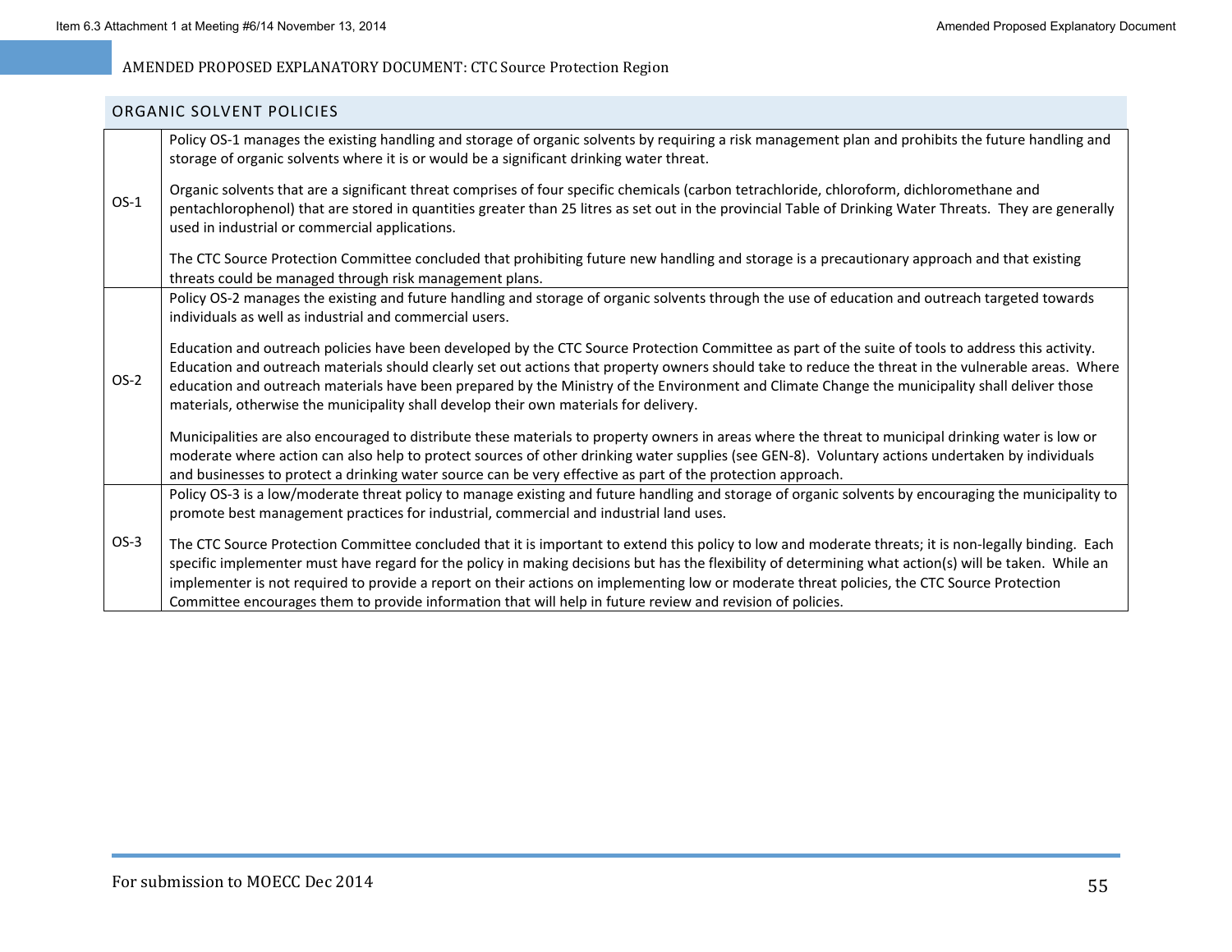## ORGANIC SOLVENT POLICIES

| | |
|---|---|
| OS-1 | Policy OS-1 manages the existing handling and storage of organic solvents by requiring a risk management plan and prohibits the future handling and storage of organic solvents where it is or would be a significant drinking water threat.<br><br>Organic solvents that are a significant threat comprises of four specific chemicals (carbon tetrachloride, chloroform, dichloromethane and pentachlorophenol) that are stored in quantities greater than 25 litres as set out in the provincial Table of Drinking Water Threats. They are generally used in industrial or commercial applications.<br><br>The CTC Source Protection Committee concluded that prohibiting future new handling and storage is a precautionary approach and that existing threats could be managed through risk management plans. |
| OS-2 | Policy OS-2 manages the existing and future handling and storage of organic solvents through the use of education and outreach targeted towards individuals as well as industrial and commercial users.<br><br>Education and outreach policies have been developed by the CTC Source Protection Committee as part of the suite of tools to address this activity. Education and outreach materials should clearly set out actions that property owners should take to reduce the threat in the vulnerable areas. Where education and outreach materials have been prepared by the Ministry of the Environment and Climate Change the municipality shall deliver those materials, otherwise the municipality shall develop their own materials for delivery.<br><br>Municipalities are also encouraged to distribute these materials to property owners in areas where the threat to municipal drinking water is low or moderate where action can also help to protect sources of other drinking water supplies (see GEN-8). Voluntary actions undertaken by individuals and businesses to protect a drinking water source can be very effective as part of the protection approach. |
| OS-3 | Policy OS-3 is a low/moderate threat policy to manage existing and future handling and storage of organic solvents by encouraging the municipality to promote best management practices for industrial, commercial and industrial land uses.<br><br>The CTC Source Protection Committee concluded that it is important to extend this policy to low and moderate threats; it is non-legally binding. Each specific implementer must have regard for the policy in making decisions but has the flexibility of determining what action(s) will be taken. While an implementer is not required to provide a report on their actions on implementing low or moderate threat policies, the CTC Source Protection Committee encourages them to provide information that will help in future review and revision of policies. |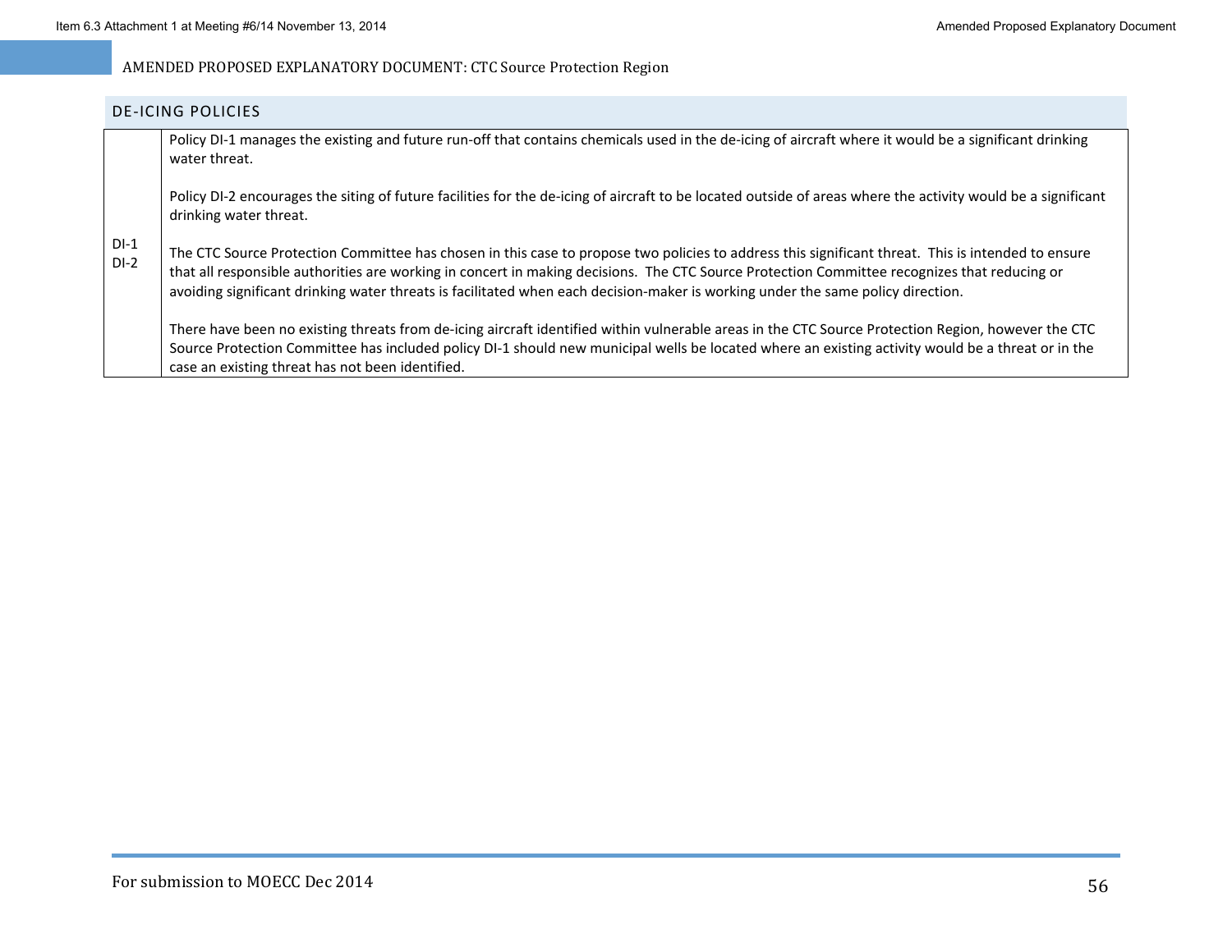## DE-ICING POLICIES

| | |
|---|---|
| DI-1<br>DI-2 | Policy DI-1 manages the existing and future run-off that contains chemicals used in the de-icing of aircraft where it would be a significant drinking water threat.<br><br>Policy DI-2 encourages the siting of future facilities for the de-icing of aircraft to be located outside of areas where the activity would be a significant drinking water threat.<br><br>The CTC Source Protection Committee has chosen in this case to propose two policies to address this significant threat. This is intended to ensure that all responsible authorities are working in concert in making decisions. The CTC Source Protection Committee recognizes that reducing or avoiding significant drinking water threats is facilitated when each decision-maker is working under the same policy direction.<br><br>There have been no existing threats from de-icing aircraft identified within vulnerable areas in the CTC Source Protection Region, however the CTC Source Protection Committee has included policy DI-1 should new municipal wells be located where an existing activity would be a threat or in the case an existing threat has not been identified. |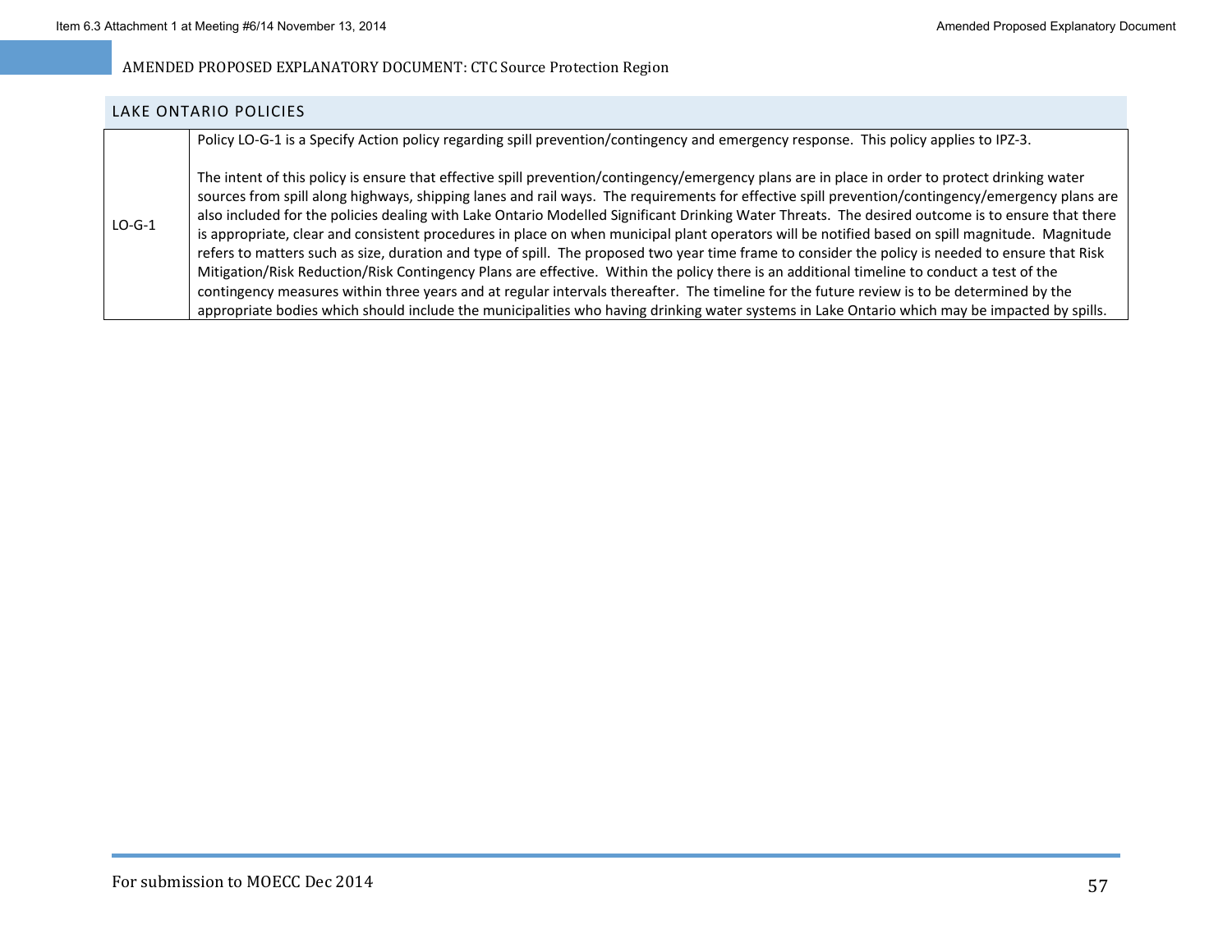## LAKE ONTARIO POLICIES

| | |
|---|---|
| LO-G-1 | Policy LO-G-1 is a Specify Action policy regarding spill prevention/contingency and emergency response. This policy applies to IPZ-3.<br><br>The intent of this policy is ensure that effective spill prevention/contingency/emergency plans are in place in order to protect drinking water sources from spill along highways, shipping lanes and rail ways. The requirements for effective spill prevention/contingency/emergency plans are also included for the policies dealing with Lake Ontario Modelled Significant Drinking Water Threats. The desired outcome is to ensure that there is appropriate, clear and consistent procedures in place on when municipal plant operators will be notified based on spill magnitude. Magnitude refers to matters such as size, duration and type of spill. The proposed two year time frame to consider the policy is needed to ensure that Risk Mitigation/Risk Reduction/Risk Contingency Plans are effective. Within the policy there is an additional timeline to conduct a test of the contingency measures within three years and at regular intervals thereafter. The timeline for the future review is to be determined by the appropriate bodies which should include the municipalities who having drinking water systems in Lake Ontario which may be impacted by spills. |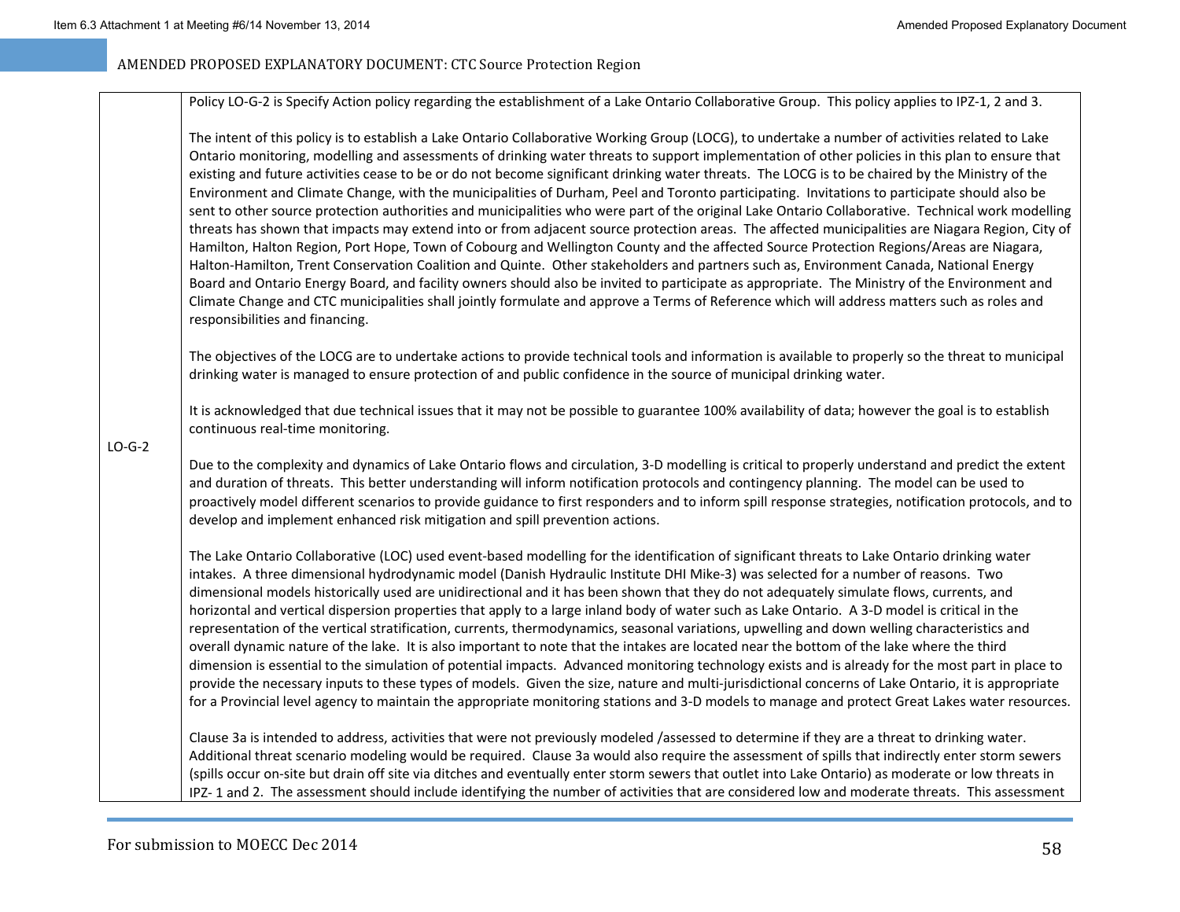| | |
|---|---|
| LO-G-2 | Policy LO-G-2 is Specify Action policy regarding the establishment of a Lake Ontario Collaborative Group. This policy applies to IPZ-1, 2 and 3.<br><br>The intent of this policy is to establish a Lake Ontario Collaborative Working Group (LOCG), to undertake a number of activities related to Lake Ontario monitoring, modelling and assessments of drinking water threats to support implementation of other policies in this plan to ensure that existing and future activities cease to be or do not become significant drinking water threats. The LOCG is to be chaired by the Ministry of the Environment and Climate Change, with the municipalities of Durham, Peel and Toronto participating. Invitations to participate should also be sent to other source protection authorities and municipalities who were part of the original Lake Ontario Collaborative. Technical work modelling threats has shown that impacts may extend into or from adjacent source protection areas. The affected municipalities are Niagara Region, City of Hamilton, Halton Region, Port Hope, Town of Cobourg and Wellington County and the affected Source Protection Regions/Areas are Niagara, Halton-Hamilton, Trent Conservation Coalition and Quinte. Other stakeholders and partners such as, Environment Canada, National Energy Board and Ontario Energy Board, and facility owners should also be invited to participate as appropriate. The Ministry of the Environment and Climate Change and CTC municipalities shall jointly formulate and approve a Terms of Reference which will address matters such as roles and responsibilities and financing.<br><br>The objectives of the LOCG are to undertake actions to provide technical tools and information is available to properly so the threat to municipal drinking water is managed to ensure protection of and public confidence in the source of municipal drinking water.<br><br>It is acknowledged that due technical issues that it may not be possible to guarantee 100% availability of data; however the goal is to establish continuous real-time monitoring.<br><br>Due to the complexity and dynamics of Lake Ontario flows and circulation, 3-D modelling is critical to properly understand and predict the extent and duration of threats. This better understanding will inform notification protocols and contingency planning. The model can be used to proactively model different scenarios to provide guidance to first responders and to inform spill response strategies, notification protocols, and to develop and implement enhanced risk mitigation and spill prevention actions.<br><br>The Lake Ontario Collaborative (LOC) used event-based modelling for the identification of significant threats to Lake Ontario drinking water intakes. A three dimensional hydrodynamic model (Danish Hydraulic Institute DHI Mike-3) was selected for a number of reasons. Two dimensional models historically used are unidirectional and it has been shown that they do not adequately simulate flows, currents, and horizontal and vertical dispersion properties that apply to a large inland body of water such as Lake Ontario. A 3-D model is critical in the representation of the vertical stratification, currents, thermodynamics, seasonal variations, upwelling and down welling characteristics and overall dynamic nature of the lake. It is also important to note that the intakes are located near the bottom of the lake where the third dimension is essential to the simulation of potential impacts. Advanced monitoring technology exists and is already for the most part in place to provide the necessary inputs to these types of models. Given the size, nature and multi-jurisdictional concerns of Lake Ontario, it is appropriate for a Provincial level agency to maintain the appropriate monitoring stations and 3-D models to manage and protect Great Lakes water resources.<br><br>Clause 3a is intended to address, activities that were not previously modeled /assessed to determine if they are a threat to drinking water. Additional threat scenario modeling would be required. Clause 3a would also require the assessment of spills that indirectly enter storm sewers (spills occur on-site but drain off site via ditches and eventually enter storm sewers that outlet into Lake Ontario) as moderate or low threats in IPZ- 1 and 2. The assessment should include identifying the number of activities that are considered low and moderate threats. This assessment |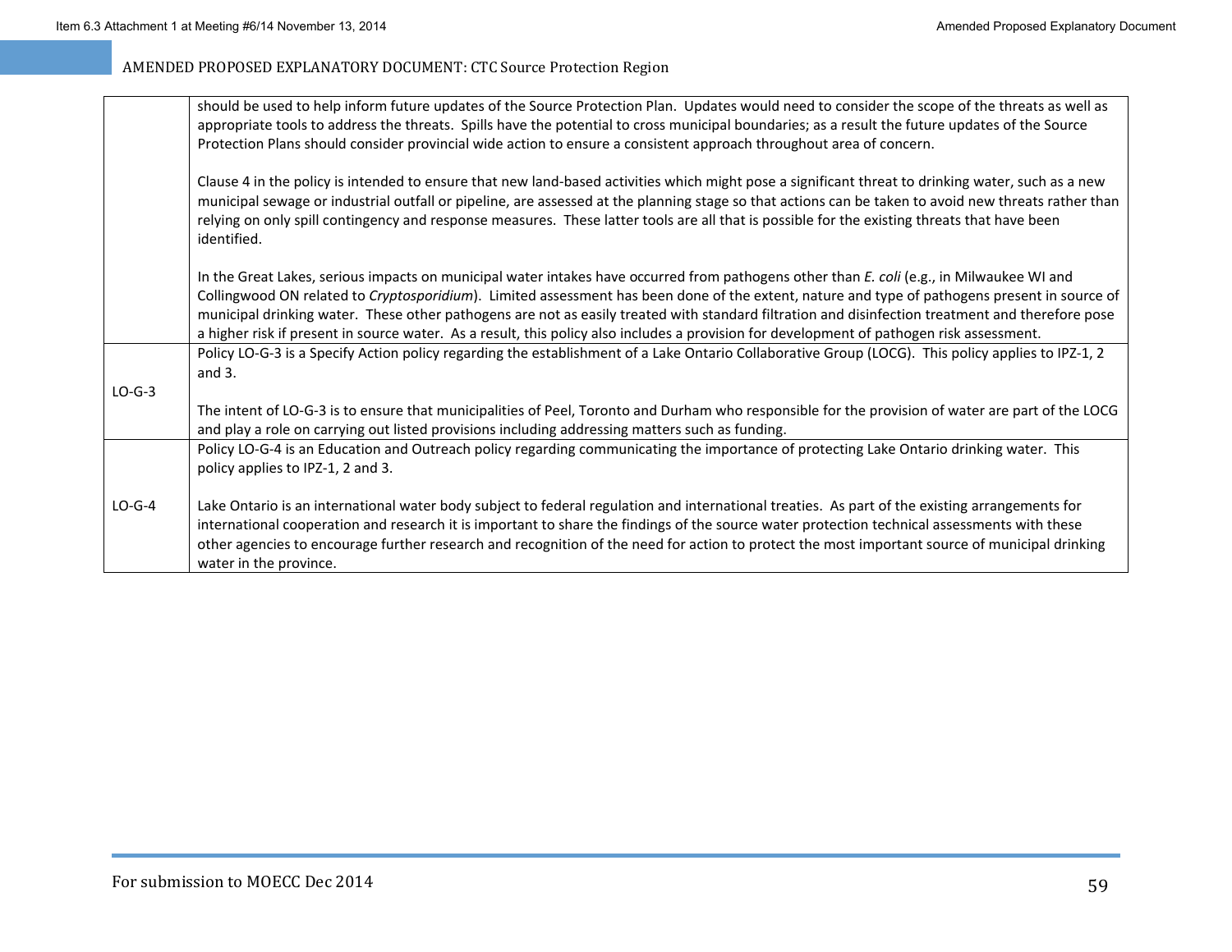| | |
|---|---|
| | should be used to help inform future updates of the Source Protection Plan. Updates would need to consider the scope of the threats as well as appropriate tools to address the threats. Spills have the potential to cross municipal boundaries; as a result the future updates of the Source Protection Plans should consider provincial wide action to ensure a consistent approach throughout area of concern.<br><br>Clause 4 in the policy is intended to ensure that new land-based activities which might pose a significant threat to drinking water, such as a new municipal sewage or industrial outfall or pipeline, are assessed at the planning stage so that actions can be taken to avoid new threats rather than relying on only spill contingency and response measures. These latter tools are all that is possible for the existing threats that have been identified.<br><br>In the Great Lakes, serious impacts on municipal water intakes have occurred from pathogens other than *E. coli* (e.g., in Milwaukee WI and Collingwood ON related to *Cryptosporidium*). Limited assessment has been done of the extent, nature and type of pathogens present in source of municipal drinking water. These other pathogens are not as easily treated with standard filtration and disinfection treatment and therefore pose a higher risk if present in source water. As a result, this policy also includes a provision for development of pathogen risk assessment. |
| LO-G-3 | Policy LO-G-3 is a Specify Action policy regarding the establishment of a Lake Ontario Collaborative Group (LOCG). This policy applies to IPZ-1, 2 and 3.<br><br>The intent of LO-G-3 is to ensure that municipalities of Peel, Toronto and Durham who responsible for the provision of water are part of the LOCG and play a role on carrying out listed provisions including addressing matters such as funding. |
| LO-G-4 | Policy LO-G-4 is an Education and Outreach policy regarding communicating the importance of protecting Lake Ontario drinking water. This policy applies to IPZ-1, 2 and 3.<br><br>Lake Ontario is an international water body subject to federal regulation and international treaties. As part of the existing arrangements for international cooperation and research it is important to share the findings of the source water protection technical assessments with these other agencies to encourage further research and recognition of the need for action to protect the most important source of municipal drinking water in the province. |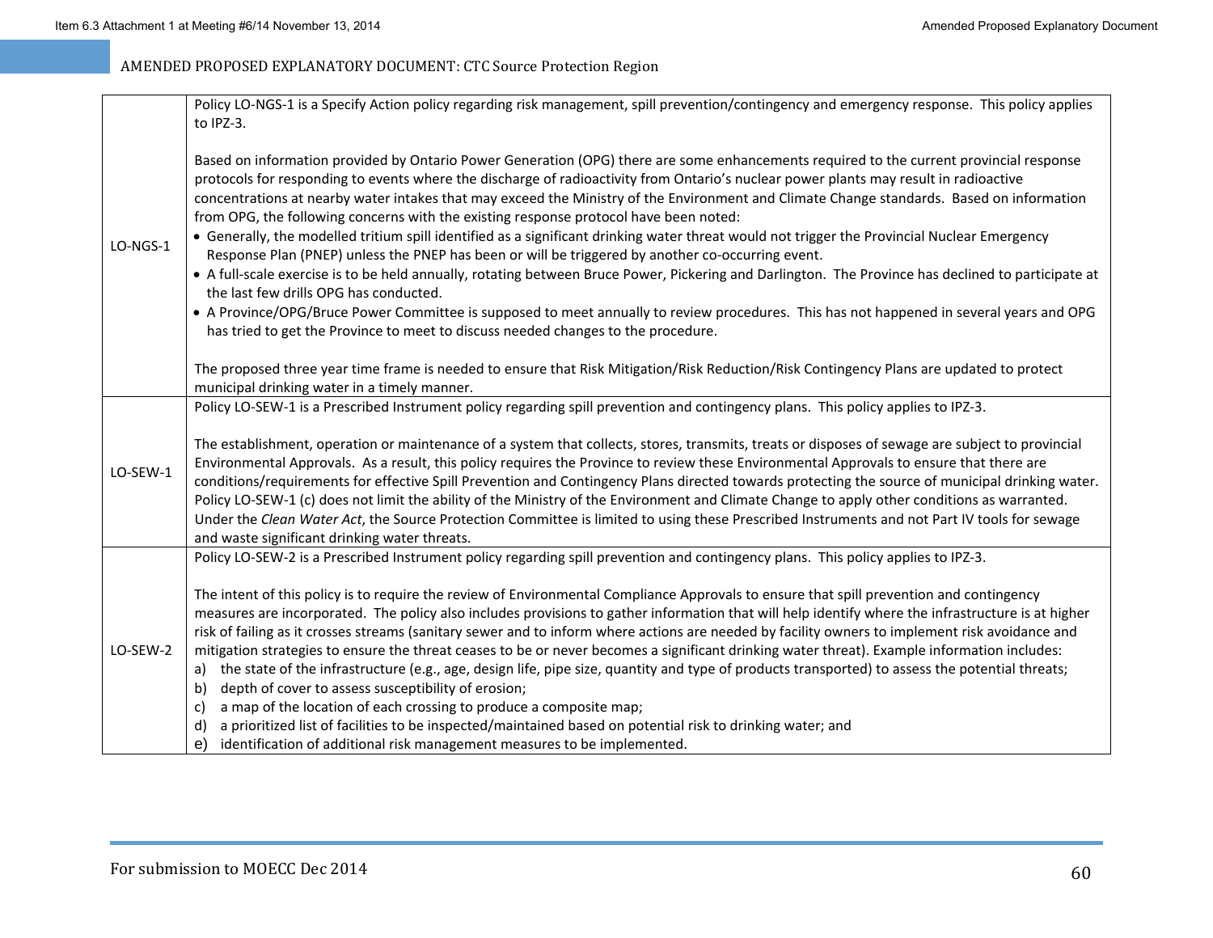| | |
|---|---|
| LO-NGS-1 | Policy LO-NGS-1 is a Specify Action policy regarding risk management, spill prevention/contingency and emergency response. This policy applies to IPZ-3.<br><br>Based on information provided by Ontario Power Generation (OPG) there are some enhancements required to the current provincial response protocols for responding to events where the discharge of radioactivity from Ontario's nuclear power plants may result in radioactive concentrations at nearby water intakes that may exceed the Ministry of the Environment and Climate Change standards. Based on information from OPG, the following concerns with the existing response protocol have been noted:<br>• Generally, the modelled tritium spill identified as a significant drinking water threat would not trigger the Provincial Nuclear Emergency Response Plan (PNEP) unless the PNEP has been or will be triggered by another co-occurring event.<br>• A full-scale exercise is to be held annually, rotating between Bruce Power, Pickering and Darlington. The Province has declined to participate at the last few drills OPG has conducted.<br>• A Province/OPG/Bruce Power Committee is supposed to meet annually to review procedures. This has not happened in several years and OPG has tried to get the Province to meet to discuss needed changes to the procedure.<br><br>The proposed three year time frame is needed to ensure that Risk Mitigation/Risk Reduction/Risk Contingency Plans are updated to protect municipal drinking water in a timely manner. |
| LO-SEW-1 | Policy LO-SEW-1 is a Prescribed Instrument policy regarding spill prevention and contingency plans. This policy applies to IPZ-3.<br><br>The establishment, operation or maintenance of a system that collects, stores, transmits, treats or disposes of sewage are subject to provincial Environmental Approvals. As a result, this policy requires the Province to review these Environmental Approvals to ensure that there are conditions/requirements for effective Spill Prevention and Contingency Plans directed towards protecting the source of municipal drinking water. Policy LO-SEW-1 (c) does not limit the ability of the Ministry of the Environment and Climate Change to apply other conditions as warranted. Under the *Clean Water Act*, the Source Protection Committee is limited to using these Prescribed Instruments and not Part IV tools for sewage and waste significant drinking water threats. |
| LO-SEW-2 | Policy LO-SEW-2 is a Prescribed Instrument policy regarding spill prevention and contingency plans. This policy applies to IPZ-3.<br><br>The intent of this policy is to require the review of Environmental Compliance Approvals to ensure that spill prevention and contingency measures are incorporated. The policy also includes provisions to gather information that will help identify where the infrastructure is at higher risk of failing as it crosses streams (sanitary sewer and to inform where actions are needed by facility owners to implement risk avoidance and mitigation strategies to ensure the threat ceases to be or never becomes a significant drinking water threat). Example information includes:<br>a) the state of the infrastructure (e.g., age, design life, pipe size, quantity and type of products transported) to assess the potential threats;<br>b) depth of cover to assess susceptibility of erosion;<br>c) a map of the location of each crossing to produce a composite map;<br>d) a prioritized list of facilities to be inspected/maintained based on potential risk to drinking water; and<br>e) identification of additional risk management measures to be implemented. |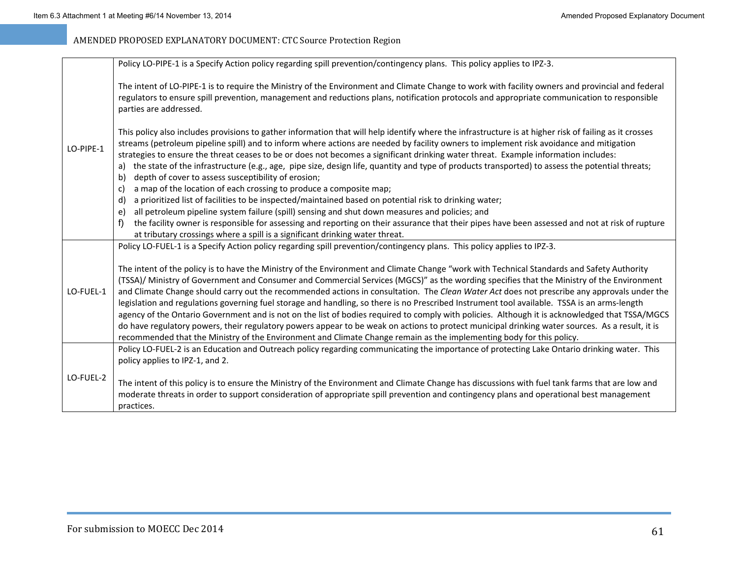| | |
|---|---|
| LO-PIPE-1 | Policy LO-PIPE-1 is a Specify Action policy regarding spill prevention/contingency plans. This policy applies to IPZ-3.<br><br>The intent of LO-PIPE-1 is to require the Ministry of the Environment and Climate Change to work with facility owners and provincial and federal regulators to ensure spill prevention, management and reductions plans, notification protocols and appropriate communication to responsible parties are addressed.<br><br>This policy also includes provisions to gather information that will help identify where the infrastructure is at higher risk of failing as it crosses streams (petroleum pipeline spill) and to inform where actions are needed by facility owners to implement risk avoidance and mitigation strategies to ensure the threat ceases to be or does not becomes a significant drinking water threat. Example information includes:<br>a) the state of the infrastructure (e.g., age, pipe size, design life, quantity and type of products transported) to assess the potential threats;<br>b) depth of cover to assess susceptibility of erosion;<br>c) a map of the location of each crossing to produce a composite map;<br>d) a prioritized list of facilities to be inspected/maintained based on potential risk to drinking water;<br>e) all petroleum pipeline system failure (spill) sensing and shut down measures and policies; and<br>f) the facility owner is responsible for assessing and reporting on their assurance that their pipes have been assessed and not at risk of rupture at tributary crossings where a spill is a significant drinking water threat. |
| LO-FUEL-1 | Policy LO-FUEL-1 is a Specify Action policy regarding spill prevention/contingency plans. This policy applies to IPZ-3.<br><br>The intent of the policy is to have the Ministry of the Environment and Climate Change "work with Technical Standards and Safety Authority (TSSA)/ Ministry of Government and Consumer and Commercial Services (MGCS)" as the wording specifies that the Ministry of the Environment and Climate Change should carry out the recommended actions in consultation. The *Clean Water Act* does not prescribe any approvals under the legislation and regulations governing fuel storage and handling, so there is no Prescribed Instrument tool available. TSSA is an arms-length agency of the Ontario Government and is not on the list of bodies required to comply with policies. Although it is acknowledged that TSSA/MGCS do have regulatory powers, their regulatory powers appear to be weak on actions to protect municipal drinking water sources. As a result, it is recommended that the Ministry of the Environment and Climate Change remain as the implementing body for this policy. |
| LO-FUEL-2 | Policy LO-FUEL-2 is an Education and Outreach policy regarding communicating the importance of protecting Lake Ontario drinking water. This policy applies to IPZ-1, and 2.<br><br>The intent of this policy is to ensure the Ministry of the Environment and Climate Change has discussions with fuel tank farms that are low and moderate threats in order to support consideration of appropriate spill prevention and contingency plans and operational best management practices. |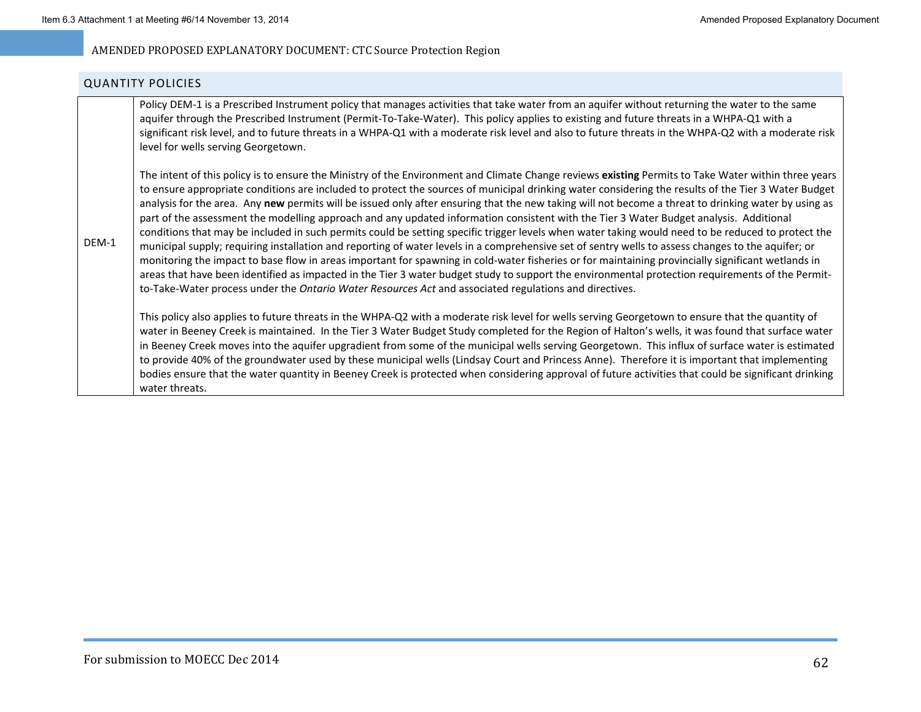## QUANTITY POLICIES

| | |
|---|---|
| DEM-1 | Policy DEM-1 is a Prescribed Instrument policy that manages activities that take water from an aquifer without returning the water to the same aquifer through the Prescribed Instrument (Permit-To-Take-Water). This policy applies to existing and future threats in a WHPA-Q1 with a significant risk level, and to future threats in a WHPA-Q1 with a moderate risk level and also to future threats in the WHPA-Q2 with a moderate risk level for wells serving Georgetown.<br><br>The intent of this policy is to ensure the Ministry of the Environment and Climate Change reviews **existing** Permits to Take Water within three years to ensure appropriate conditions are included to protect the sources of municipal drinking water considering the results of the Tier 3 Water Budget analysis for the area. Any **new** permits will be issued only after ensuring that the new taking will not become a threat to drinking water by using as part of the assessment the modelling approach and any updated information consistent with the Tier 3 Water Budget analysis. Additional conditions that may be included in such permits could be setting specific trigger levels when water taking would need to be reduced to protect the municipal supply; requiring installation and reporting of water levels in a comprehensive set of sentry wells to assess changes to the aquifer; or monitoring the impact to base flow in areas important for spawning in cold-water fisheries or for maintaining provincially significant wetlands in areas that have been identified as impacted in the Tier 3 water budget study to support the environmental protection requirements of the Permit-to-Take-Water process under the *Ontario Water Resources Act* and associated regulations and directives.<br><br>This policy also applies to future threats in the WHPA-Q2 with a moderate risk level for wells serving Georgetown to ensure that the quantity of water in Beeney Creek is maintained. In the Tier 3 Water Budget Study completed for the Region of Halton's wells, it was found that surface water in Beeney Creek moves into the aquifer upgradient from some of the municipal wells serving Georgetown. This influx of surface water is estimated to provide 40% of the groundwater used by these municipal wells (Lindsay Court and Princess Anne). Therefore it is important that implementing bodies ensure that the water quantity in Beeney Creek is protected when considering approval of future activities that could be significant drinking water threats. |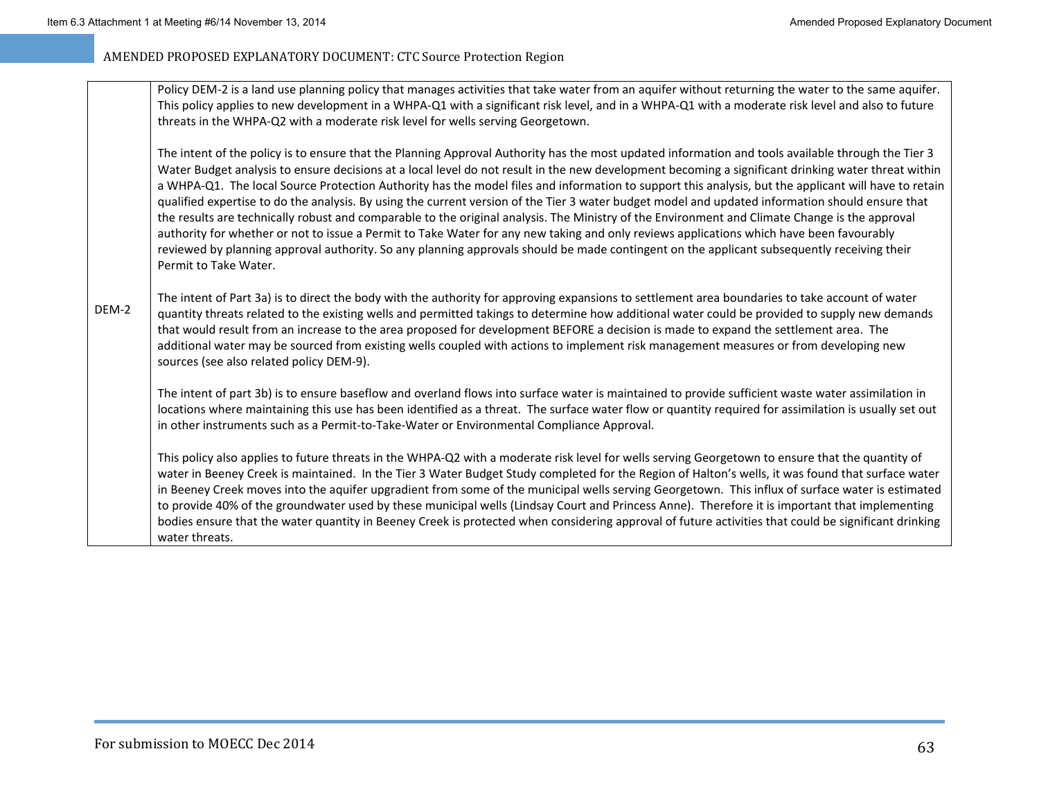| | |
|---|---|
| DEM-2 | Policy DEM-2 is a land use planning policy that manages activities that take water from an aquifer without returning the water to the same aquifer. This policy applies to new development in a WHPA-Q1 with a significant risk level, and in a WHPA-Q1 with a moderate risk level and also to future threats in the WHPA-Q2 with a moderate risk level for wells serving Georgetown.<br><br>The intent of the policy is to ensure that the Planning Approval Authority has the most updated information and tools available through the Tier 3 Water Budget analysis to ensure decisions at a local level do not result in the new development becoming a significant drinking water threat within a WHPA-Q1. The local Source Protection Authority has the model files and information to support this analysis, but the applicant will have to retain qualified expertise to do the analysis. By using the current version of the Tier 3 water budget model and updated information should ensure that the results are technically robust and comparable to the original analysis. The Ministry of the Environment and Climate Change is the approval authority for whether or not to issue a Permit to Take Water for any new taking and only reviews applications which have favourably reviewed by planning approval authority. So any planning approvals should be made contingent on the applicant subsequently receiving their Permit to Take Water.<br><br>The intent of Part 3a) is to direct the body with the authority for approving expansions to settlement area boundaries to take account of water quantity threats related to the existing wells and permitted takings to determine how additional water could be provided to supply new demands that would result from an increase to the area proposed for development BEFORE a decision is made to expand the settlement area. The additional water may be sourced from existing wells coupled with actions to implement risk management measures or from developing new sources (see also related policy DEM-9).<br><br>The intent of part 3b) is to ensure baseflow and overland flows into surface water is maintained to provide sufficient waste water assimilation in locations where maintaining this use has been identified as a threat. The surface water flow or quantity required for assimilation is usually set out in other instruments such as a Permit-to-Take-Water or Environmental Compliance Approval.<br><br>This policy also applies to future threats in the WHPA-Q2 with a moderate risk level for wells serving Georgetown to ensure that the quantity of water in Beeney Creek is maintained. In the Tier 3 Water Budget Study completed for the Region of Halton's wells, it was found that surface water in Beeney Creek moves into the aquifer upgradient from some of the municipal wells serving Georgetown. This influx of surface water is estimated to provide 40% of the groundwater used by these municipal wells (Lindsay Court and Princess Anne). Therefore it is important that implementing bodies ensure that the water quantity in Beeney Creek is protected when considering approval of future activities that could be significant drinking water threats. |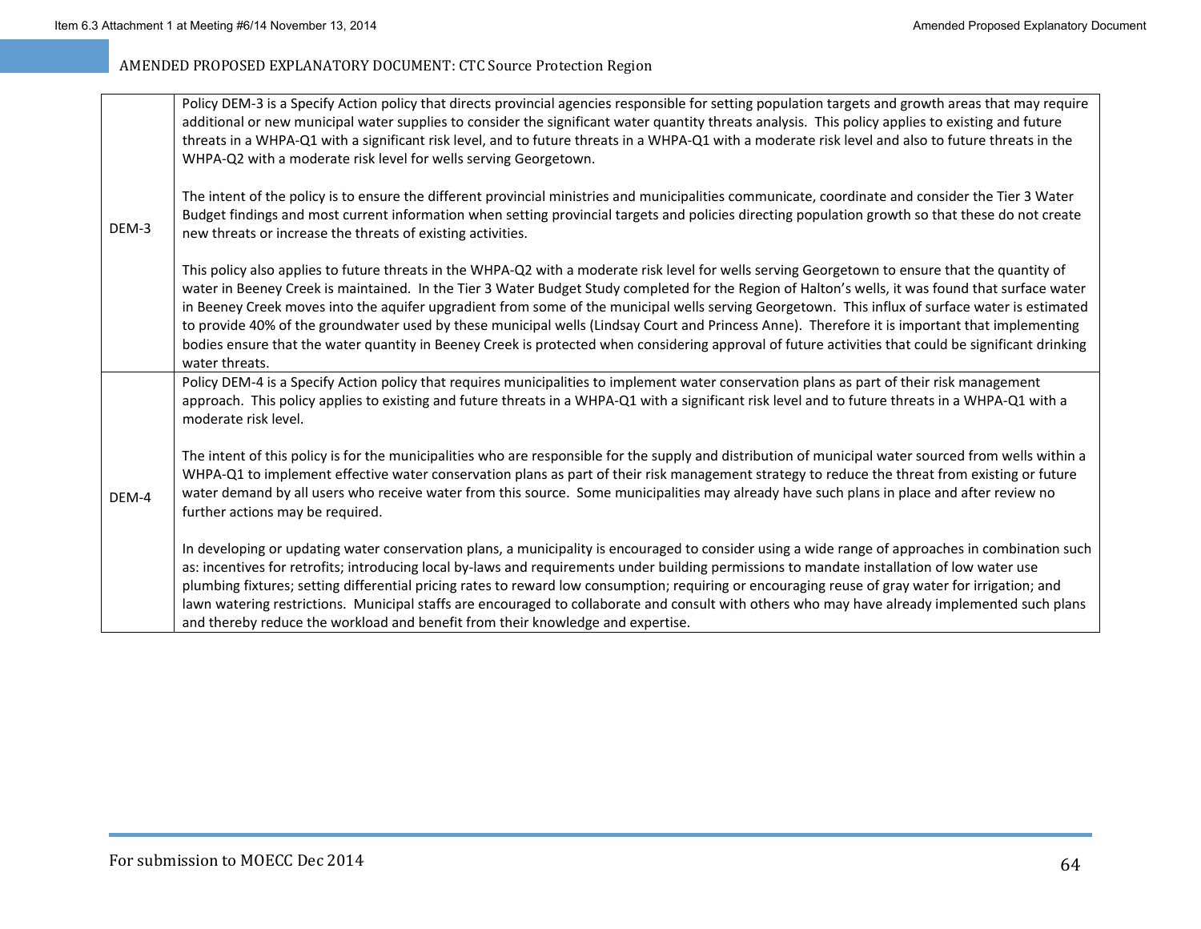| | |
|---|---|
| DEM-3 | Policy DEM-3 is a Specify Action policy that directs provincial agencies responsible for setting population targets and growth areas that may require additional or new municipal water supplies to consider the significant water quantity threats analysis. This policy applies to existing and future threats in a WHPA-Q1 with a significant risk level, and to future threats in a WHPA-Q1 with a moderate risk level and also to future threats in the WHPA-Q2 with a moderate risk level for wells serving Georgetown.<br><br>The intent of the policy is to ensure the different provincial ministries and municipalities communicate, coordinate and consider the Tier 3 Water Budget findings and most current information when setting provincial targets and policies directing population growth so that these do not create new threats or increase the threats of existing activities.<br><br>This policy also applies to future threats in the WHPA-Q2 with a moderate risk level for wells serving Georgetown to ensure that the quantity of water in Beeney Creek is maintained. In the Tier 3 Water Budget Study completed for the Region of Halton's wells, it was found that surface water in Beeney Creek moves into the aquifer upgradient from some of the municipal wells serving Georgetown. This influx of surface water is estimated to provide 40% of the groundwater used by these municipal wells (Lindsay Court and Princess Anne). Therefore it is important that implementing bodies ensure that the water quantity in Beeney Creek is protected when considering approval of future activities that could be significant drinking water threats. |
| DEM-4 | Policy DEM-4 is a Specify Action policy that requires municipalities to implement water conservation plans as part of their risk management approach. This policy applies to existing and future threats in a WHPA-Q1 with a significant risk level and to future threats in a WHPA-Q1 with a moderate risk level.<br><br>The intent of this policy is for the municipalities who are responsible for the supply and distribution of municipal water sourced from wells within a WHPA-Q1 to implement effective water conservation plans as part of their risk management strategy to reduce the threat from existing or future water demand by all users who receive water from this source. Some municipalities may already have such plans in place and after review no further actions may be required.<br><br>In developing or updating water conservation plans, a municipality is encouraged to consider using a wide range of approaches in combination such as: incentives for retrofits; introducing local by-laws and requirements under building permissions to mandate installation of low water use plumbing fixtures; setting differential pricing rates to reward low consumption; requiring or encouraging reuse of gray water for irrigation; and lawn watering restrictions. Municipal staffs are encouraged to collaborate and consult with others who may have already implemented such plans and thereby reduce the workload and benefit from their knowledge and expertise. |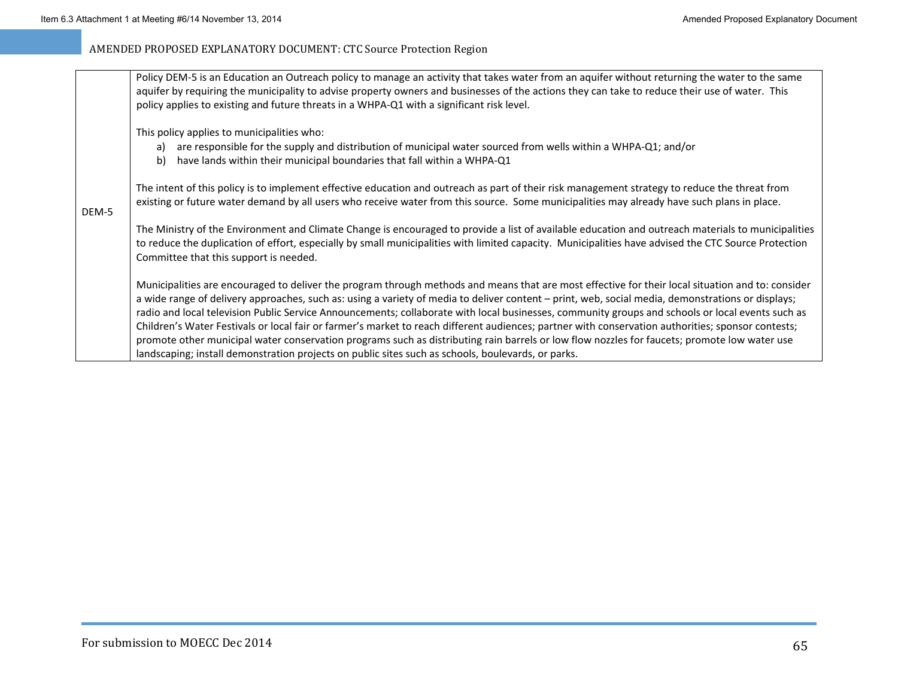| | |
|---|---|
| DEM-5 | Policy DEM-5 is an Education an Outreach policy to manage an activity that takes water from an aquifer without returning the water to the same aquifer by requiring the municipality to advise property owners and businesses of the actions they can take to reduce their use of water. This policy applies to existing and future threats in a WHPA-Q1 with a significant risk level.<br><br>This policy applies to municipalities who:<br>a) are responsible for the supply and distribution of municipal water sourced from wells within a WHPA-Q1; and/or<br>b) have lands within their municipal boundaries that fall within a WHPA-Q1<br><br>The intent of this policy is to implement effective education and outreach as part of their risk management strategy to reduce the threat from existing or future water demand by all users who receive water from this source. Some municipalities may already have such plans in place.<br><br>The Ministry of the Environment and Climate Change is encouraged to provide a list of available education and outreach materials to municipalities to reduce the duplication of effort, especially by small municipalities with limited capacity. Municipalities have advised the CTC Source Protection Committee that this support is needed.<br><br>Municipalities are encouraged to deliver the program through methods and means that are most effective for their local situation and to: consider a wide range of delivery approaches, such as: using a variety of media to deliver content – print, web, social media, demonstrations or displays; radio and local television Public Service Announcements; collaborate with local businesses, community groups and schools or local events such as Children's Water Festivals or local fair or farmer's market to reach different audiences; partner with conservation authorities; sponsor contests; promote other municipal water conservation programs such as distributing rain barrels or low flow nozzles for faucets; promote low water use landscaping; install demonstration projects on public sites such as schools, boulevards, or parks. |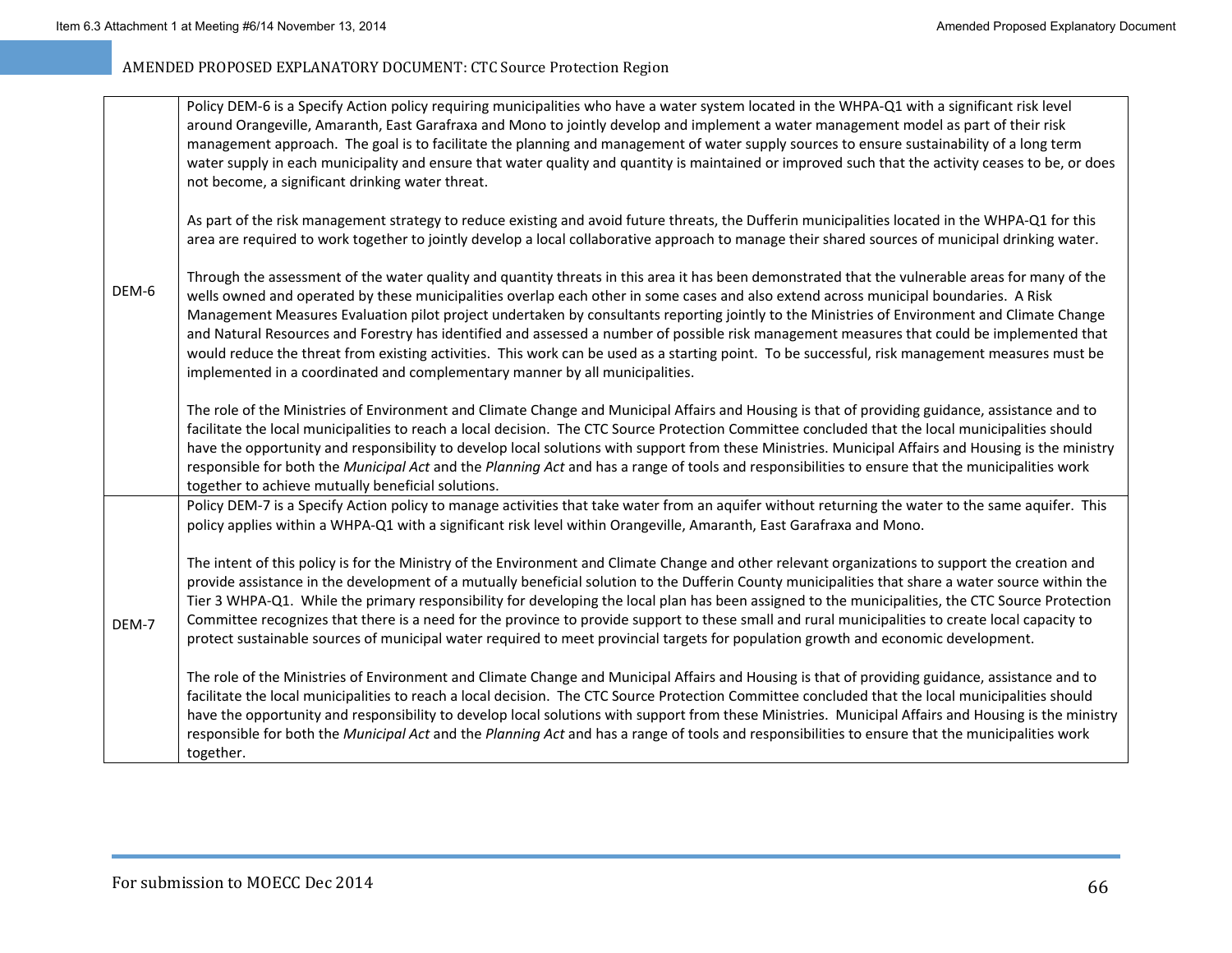| | |
|---|---|
| DEM-6 | Policy DEM-6 is a Specify Action policy requiring municipalities who have a water system located in the WHPA-Q1 with a significant risk level around Orangeville, Amaranth, East Garafraxa and Mono to jointly develop and implement a water management model as part of their risk management approach. The goal is to facilitate the planning and management of water supply sources to ensure sustainability of a long term water supply in each municipality and ensure that water quality and quantity is maintained or improved such that the activity ceases to be, or does not become, a significant drinking water threat.<br><br>As part of the risk management strategy to reduce existing and avoid future threats, the Dufferin municipalities located in the WHPA-Q1 for this area are required to work together to jointly develop a local collaborative approach to manage their shared sources of municipal drinking water.<br><br>Through the assessment of the water quality and quantity threats in this area it has been demonstrated that the vulnerable areas for many of the wells owned and operated by these municipalities overlap each other in some cases and also extend across municipal boundaries. A Risk Management Measures Evaluation pilot project undertaken by consultants reporting jointly to the Ministries of Environment and Climate Change and Natural Resources and Forestry has identified and assessed a number of possible risk management measures that could be implemented that would reduce the threat from existing activities. This work can be used as a starting point. To be successful, risk management measures must be implemented in a coordinated and complementary manner by all municipalities.<br><br>The role of the Ministries of Environment and Climate Change and Municipal Affairs and Housing is that of providing guidance, assistance and to facilitate the local municipalities to reach a local decision. The CTC Source Protection Committee concluded that the local municipalities should have the opportunity and responsibility to develop local solutions with support from these Ministries. Municipal Affairs and Housing is the ministry responsible for both the *Municipal Act* and the *Planning Act* and has a range of tools and responsibilities to ensure that the municipalities work together to achieve mutually beneficial solutions. |
| DEM-7 | Policy DEM-7 is a Specify Action policy to manage activities that take water from an aquifer without returning the water to the same aquifer. This policy applies within a WHPA-Q1 with a significant risk level within Orangeville, Amaranth, East Garafraxa and Mono.<br><br>The intent of this policy is for the Ministry of the Environment and Climate Change and other relevant organizations to support the creation and provide assistance in the development of a mutually beneficial solution to the Dufferin County municipalities that share a water source within the Tier 3 WHPA-Q1. While the primary responsibility for developing the local plan has been assigned to the municipalities, the CTC Source Protection Committee recognizes that there is a need for the province to provide support to these small and rural municipalities to create local capacity to protect sustainable sources of municipal water required to meet provincial targets for population growth and economic development.<br><br>The role of the Ministries of Environment and Climate Change and Municipal Affairs and Housing is that of providing guidance, assistance and to facilitate the local municipalities to reach a local decision. The CTC Source Protection Committee concluded that the local municipalities should have the opportunity and responsibility to develop local solutions with support from these Ministries. Municipal Affairs and Housing is the ministry responsible for both the *Municipal Act* and the *Planning Act* and has a range of tools and responsibilities to ensure that the municipalities work together. |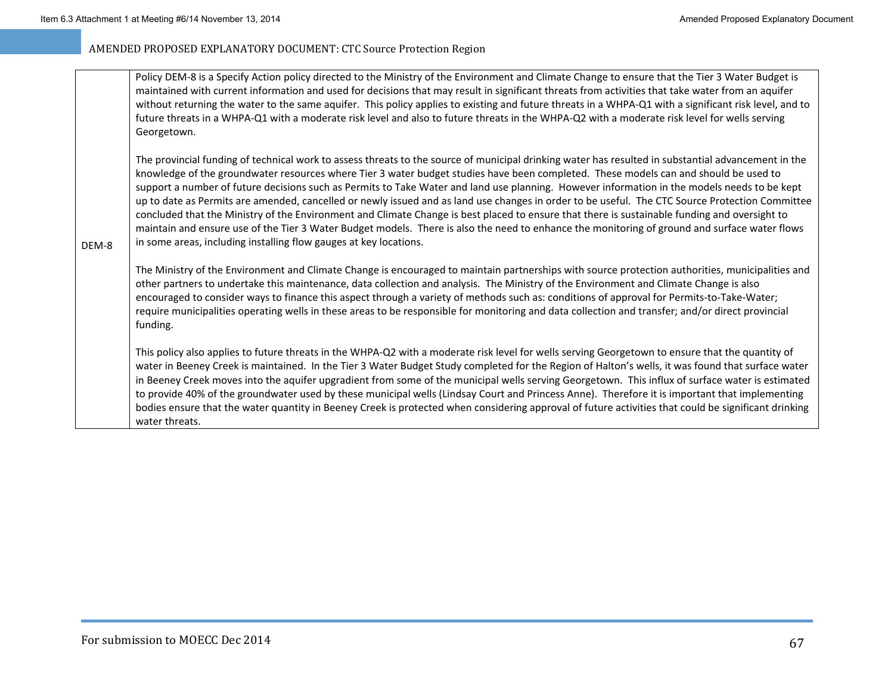| | |
|---|---|
| DEM-8 | Policy DEM-8 is a Specify Action policy directed to the Ministry of the Environment and Climate Change to ensure that the Tier 3 Water Budget is maintained with current information and used for decisions that may result in significant threats from activities that take water from an aquifer without returning the water to the same aquifer. This policy applies to existing and future threats in a WHPA-Q1 with a significant risk level, and to future threats in a WHPA-Q1 with a moderate risk level and also to future threats in the WHPA-Q2 with a moderate risk level for wells serving Georgetown.<br><br>The provincial funding of technical work to assess threats to the source of municipal drinking water has resulted in substantial advancement in the knowledge of the groundwater resources where Tier 3 water budget studies have been completed. These models can and should be used to support a number of future decisions such as Permits to Take Water and land use planning. However information in the models needs to be kept up to date as Permits are amended, cancelled or newly issued and as land use changes in order to be useful. The CTC Source Protection Committee concluded that the Ministry of the Environment and Climate Change is best placed to ensure that there is sustainable funding and oversight to maintain and ensure use of the Tier 3 Water Budget models. There is also the need to enhance the monitoring of ground and surface water flows in some areas, including installing flow gauges at key locations.<br><br>The Ministry of the Environment and Climate Change is encouraged to maintain partnerships with source protection authorities, municipalities and other partners to undertake this maintenance, data collection and analysis. The Ministry of the Environment and Climate Change is also encouraged to consider ways to finance this aspect through a variety of methods such as: conditions of approval for Permits-to-Take-Water; require municipalities operating wells in these areas to be responsible for monitoring and data collection and transfer; and/or direct provincial funding.<br><br>This policy also applies to future threats in the WHPA-Q2 with a moderate risk level for wells serving Georgetown to ensure that the quantity of water in Beeney Creek is maintained. In the Tier 3 Water Budget Study completed for the Region of Halton's wells, it was found that surface water in Beeney Creek moves into the aquifer upgradient from some of the municipal wells serving Georgetown. This influx of surface water is estimated to provide 40% of the groundwater used by these municipal wells (Lindsay Court and Princess Anne). Therefore it is important that implementing bodies ensure that the water quantity in Beeney Creek is protected when considering approval of future activities that could be significant drinking water threats. |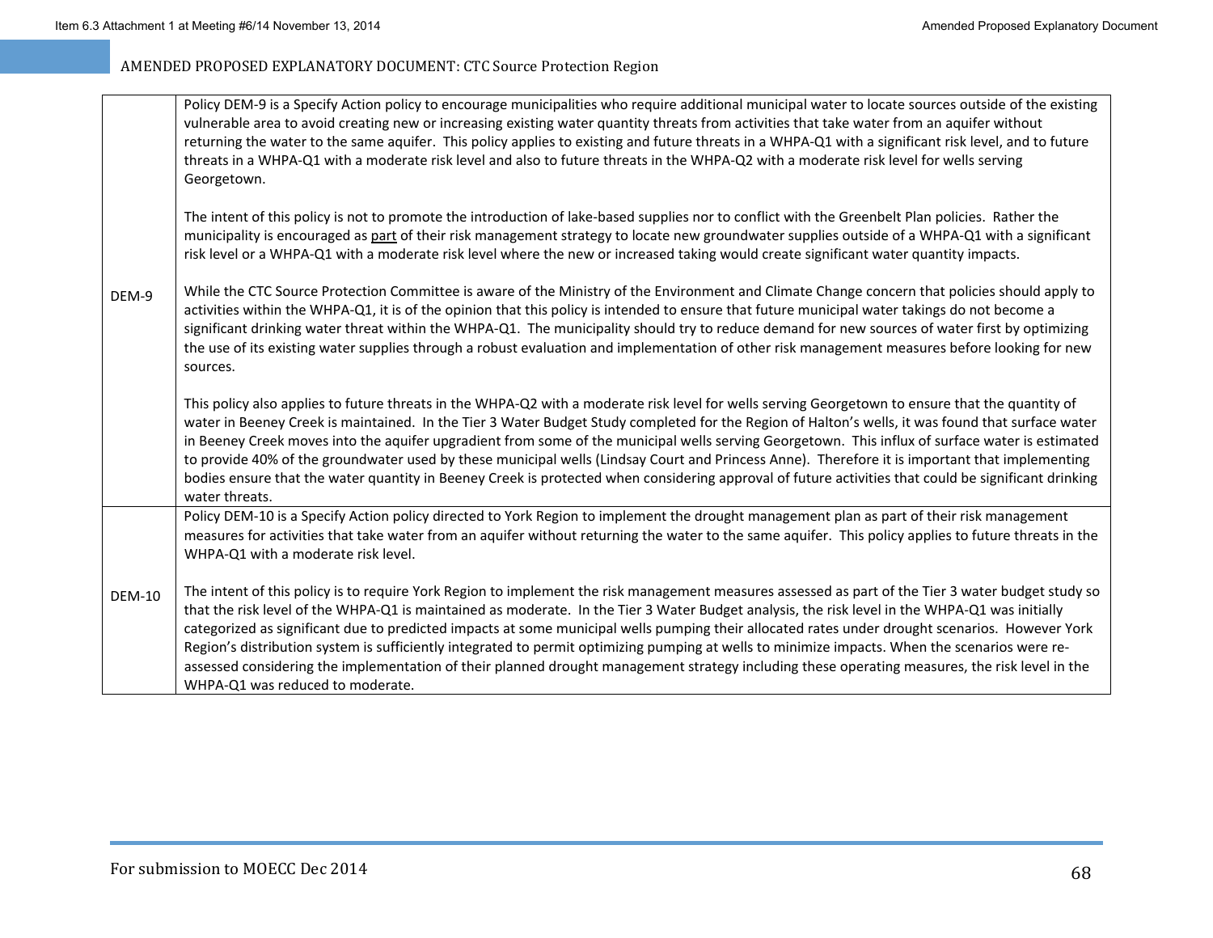AMENDED PROPOSED EXPLANATORY DOCUMENT: CTC Source Protection Region

| | |
|---|---|
| DEM-9 | Policy DEM-9 is a Specify Action policy to encourage municipalities who require additional municipal water to locate sources outside of the existing vulnerable area to avoid creating new or increasing existing water quantity threats from activities that take water from an aquifer without returning the water to the same aquifer. This policy applies to existing and future threats in a WHPA-Q1 with a significant risk level, and to future threats in a WHPA-Q1 with a moderate risk level and also to future threats in the WHPA-Q2 with a moderate risk level for wells serving Georgetown.<br><br>The intent of this policy is not to promote the introduction of lake-based supplies nor to conflict with the Greenbelt Plan policies. Rather the municipality is encouraged as <u>part</u> of their risk management strategy to locate new groundwater supplies outside of a WHPA-Q1 with a significant risk level or a WHPA-Q1 with a moderate risk level where the new or increased taking would create significant water quantity impacts.<br><br>While the CTC Source Protection Committee is aware of the Ministry of the Environment and Climate Change concern that policies should apply to activities within the WHPA-Q1, it is of the opinion that this policy is intended to ensure that future municipal water takings do not become a significant drinking water threat within the WHPA-Q1. The municipality should try to reduce demand for new sources of water first by optimizing the use of its existing water supplies through a robust evaluation and implementation of other risk management measures before looking for new sources.<br><br>This policy also applies to future threats in the WHPA-Q2 with a moderate risk level for wells serving Georgetown to ensure that the quantity of water in Beeney Creek is maintained. In the Tier 3 Water Budget Study completed for the Region of Halton's wells, it was found that surface water in Beeney Creek moves into the aquifer upgradient from some of the municipal wells serving Georgetown. This influx of surface water is estimated to provide 40% of the groundwater used by these municipal wells (Lindsay Court and Princess Anne). Therefore it is important that implementing bodies ensure that the water quantity in Beeney Creek is protected when considering approval of future activities that could be significant drinking water threats. |
| DEM-10 | Policy DEM-10 is a Specify Action policy directed to York Region to implement the drought management plan as part of their risk management measures for activities that take water from an aquifer without returning the water to the same aquifer. This policy applies to future threats in the WHPA-Q1 with a moderate risk level.<br><br>The intent of this policy is to require York Region to implement the risk management measures assessed as part of the Tier 3 water budget study so that the risk level of the WHPA-Q1 is maintained as moderate. In the Tier 3 Water Budget analysis, the risk level in the WHPA-Q1 was initially categorized as significant due to predicted impacts at some municipal wells pumping their allocated rates under drought scenarios. However York Region's distribution system is sufficiently integrated to permit optimizing pumping at wells to minimize impacts. When the scenarios were re-assessed considering the implementation of their planned drought management strategy including these operating measures, the risk level in the WHPA-Q1 was reduced to moderate. |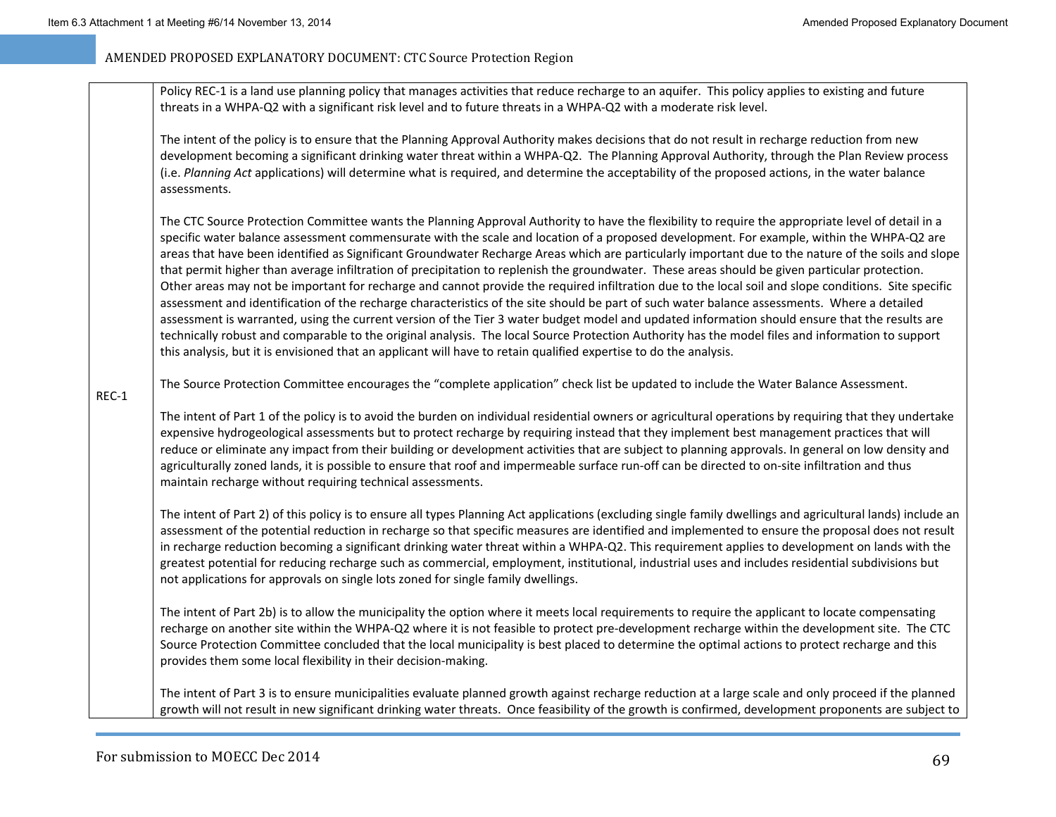| | |
|---|---|
| REC-1 | Policy REC-1 is a land use planning policy that manages activities that reduce recharge to an aquifer. This policy applies to existing and future threats in a WHPA-Q2 with a significant risk level and to future threats in a WHPA-Q2 with a moderate risk level.<br><br>The intent of the policy is to ensure that the Planning Approval Authority makes decisions that do not result in recharge reduction from new development becoming a significant drinking water threat within a WHPA-Q2. The Planning Approval Authority, through the Plan Review process (i.e. *Planning Act* applications) will determine what is required, and determine the acceptability of the proposed actions, in the water balance assessments.<br><br>The CTC Source Protection Committee wants the Planning Approval Authority to have the flexibility to require the appropriate level of detail in a specific water balance assessment commensurate with the scale and location of a proposed development. For example, within the WHPA-Q2 are areas that have been identified as Significant Groundwater Recharge Areas which are particularly important due to the nature of the soils and slope that permit higher than average infiltration of precipitation to replenish the groundwater. These areas should be given particular protection. Other areas may not be important for recharge and cannot provide the required infiltration due to the local soil and slope conditions. Site specific assessment and identification of the recharge characteristics of the site should be part of such water balance assessments. Where a detailed assessment is warranted, using the current version of the Tier 3 water budget model and updated information should ensure that the results are technically robust and comparable to the original analysis. The local Source Protection Authority has the model files and information to support this analysis, but it is envisioned that an applicant will have to retain qualified expertise to do the analysis.<br><br>The Source Protection Committee encourages the "complete application" check list be updated to include the Water Balance Assessment.<br><br>The intent of Part 1 of the policy is to avoid the burden on individual residential owners or agricultural operations by requiring that they undertake expensive hydrogeological assessments but to protect recharge by requiring instead that they implement best management practices that will reduce or eliminate any impact from their building or development activities that are subject to planning approvals. In general on low density and agriculturally zoned lands, it is possible to ensure that roof and impermeable surface run-off can be directed to on-site infiltration and thus maintain recharge without requiring technical assessments.<br><br>The intent of Part 2) of this policy is to ensure all types Planning Act applications (excluding single family dwellings and agricultural lands) include an assessment of the potential reduction in recharge so that specific measures are identified and implemented to ensure the proposal does not result in recharge reduction becoming a significant drinking water threat within a WHPA-Q2. This requirement applies to development on lands with the greatest potential for reducing recharge such as commercial, employment, institutional, industrial uses and includes residential subdivisions but not applications for approvals on single lots zoned for single family dwellings.<br><br>The intent of Part 2b) is to allow the municipality the option where it meets local requirements to require the applicant to locate compensating recharge on another site within the WHPA-Q2 where it is not feasible to protect pre-development recharge within the development site. The CTC Source Protection Committee concluded that the local municipality is best placed to determine the optimal actions to protect recharge and this provides them some local flexibility in their decision-making.<br><br>The intent of Part 3 is to ensure municipalities evaluate planned growth against recharge reduction at a large scale and only proceed if the planned growth will not result in new significant drinking water threats. Once feasibility of the growth is confirmed, development proponents are subject to |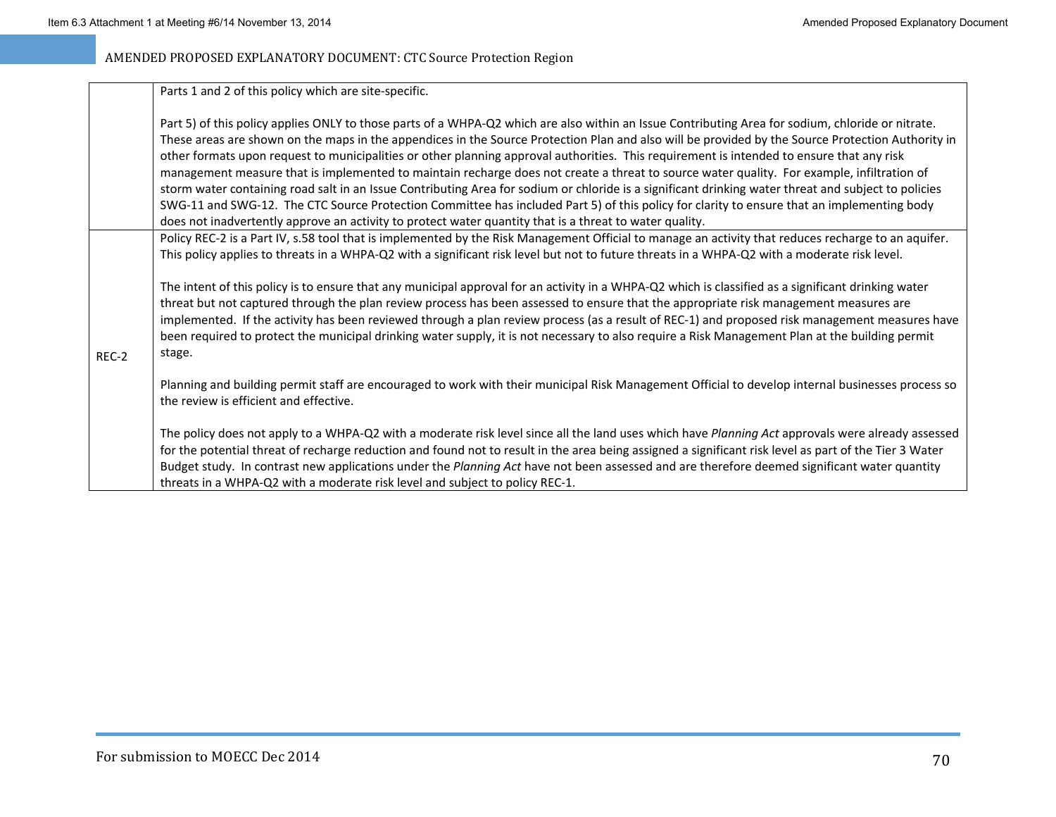| | |
|---|---|
| | Parts 1 and 2 of this policy which are site-specific.<br><br>Part 5) of this policy applies ONLY to those parts of a WHPA-Q2 which are also within an Issue Contributing Area for sodium, chloride or nitrate. These areas are shown on the maps in the appendices in the Source Protection Plan and also will be provided by the Source Protection Authority in other formats upon request to municipalities or other planning approval authorities. This requirement is intended to ensure that any risk management measure that is implemented to maintain recharge does not create a threat to source water quality. For example, infiltration of storm water containing road salt in an Issue Contributing Area for sodium or chloride is a significant drinking water threat and subject to policies SWG-11 and SWG-12. The CTC Source Protection Committee has included Part 5) of this policy for clarity to ensure that an implementing body does not inadvertently approve an activity to protect water quantity that is a threat to water quality. |
| REC-2 | Policy REC-2 is a Part IV, s.58 tool that is implemented by the Risk Management Official to manage an activity that reduces recharge to an aquifer. This policy applies to threats in a WHPA-Q2 with a significant risk level but not to future threats in a WHPA-Q2 with a moderate risk level.<br><br>The intent of this policy is to ensure that any municipal approval for an activity in a WHPA-Q2 which is classified as a significant drinking water threat but not captured through the plan review process has been assessed to ensure that the appropriate risk management measures are implemented. If the activity has been reviewed through a plan review process (as a result of REC-1) and proposed risk management measures have been required to protect the municipal drinking water supply, it is not necessary to also require a Risk Management Plan at the building permit stage.<br><br>Planning and building permit staff are encouraged to work with their municipal Risk Management Official to develop internal businesses process so the review is efficient and effective.<br><br>The policy does not apply to a WHPA-Q2 with a moderate risk level since all the land uses which have *Planning Act* approvals were already assessed for the potential threat of recharge reduction and found not to result in the area being assigned a significant risk level as part of the Tier 3 Water Budget study. In contrast new applications under the *Planning Act* have not been assessed and are therefore deemed significant water quantity threats in a WHPA-Q2 with a moderate risk level and subject to policy REC-1. |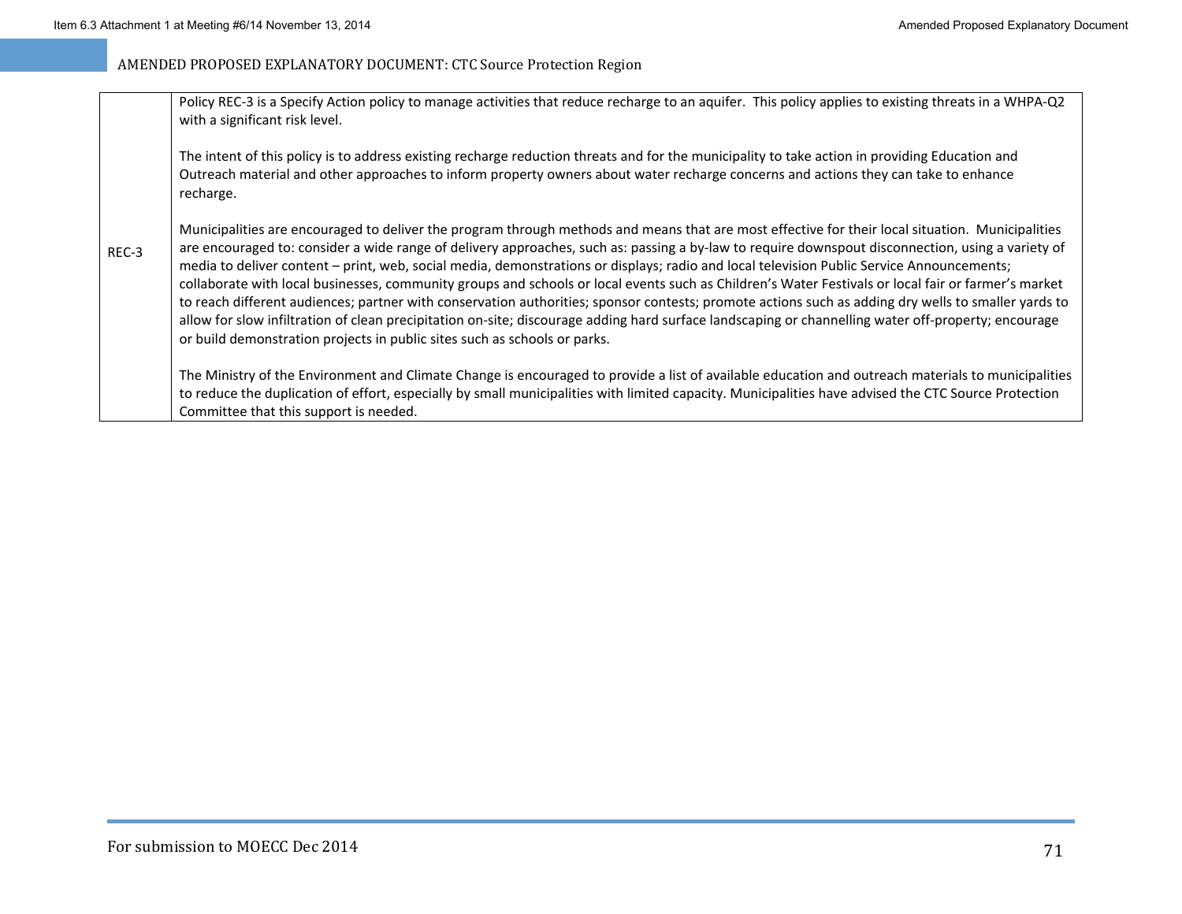| REC-3 | Policy REC-3 is a Specify Action policy to manage activities that reduce recharge to an aquifer. This policy applies to existing threats in a WHPA-Q2 with a significant risk level.<br><br>The intent of this policy is to address existing recharge reduction threats and for the municipality to take action in providing Education and Outreach material and other approaches to inform property owners about water recharge concerns and actions they can take to enhance recharge.<br><br>Municipalities are encouraged to deliver the program through methods and means that are most effective for their local situation. Municipalities are encouraged to: consider a wide range of delivery approaches, such as: passing a by-law to require downspout disconnection, using a variety of media to deliver content – print, web, social media, demonstrations or displays; radio and local television Public Service Announcements; collaborate with local businesses, community groups and schools or local events such as Children's Water Festivals or local fair or farmer's market to reach different audiences; partner with conservation authorities; sponsor contests; promote actions such as adding dry wells to smaller yards to allow for slow infiltration of clean precipitation on-site; discourage adding hard surface landscaping or channelling water off-property; encourage or build demonstration projects in public sites such as schools or parks.<br><br>The Ministry of the Environment and Climate Change is encouraged to provide a list of available education and outreach materials to municipalities to reduce the duplication of effort, especially by small municipalities with limited capacity. Municipalities have advised the CTC Source Protection Committee that this support is needed. |
|---|---|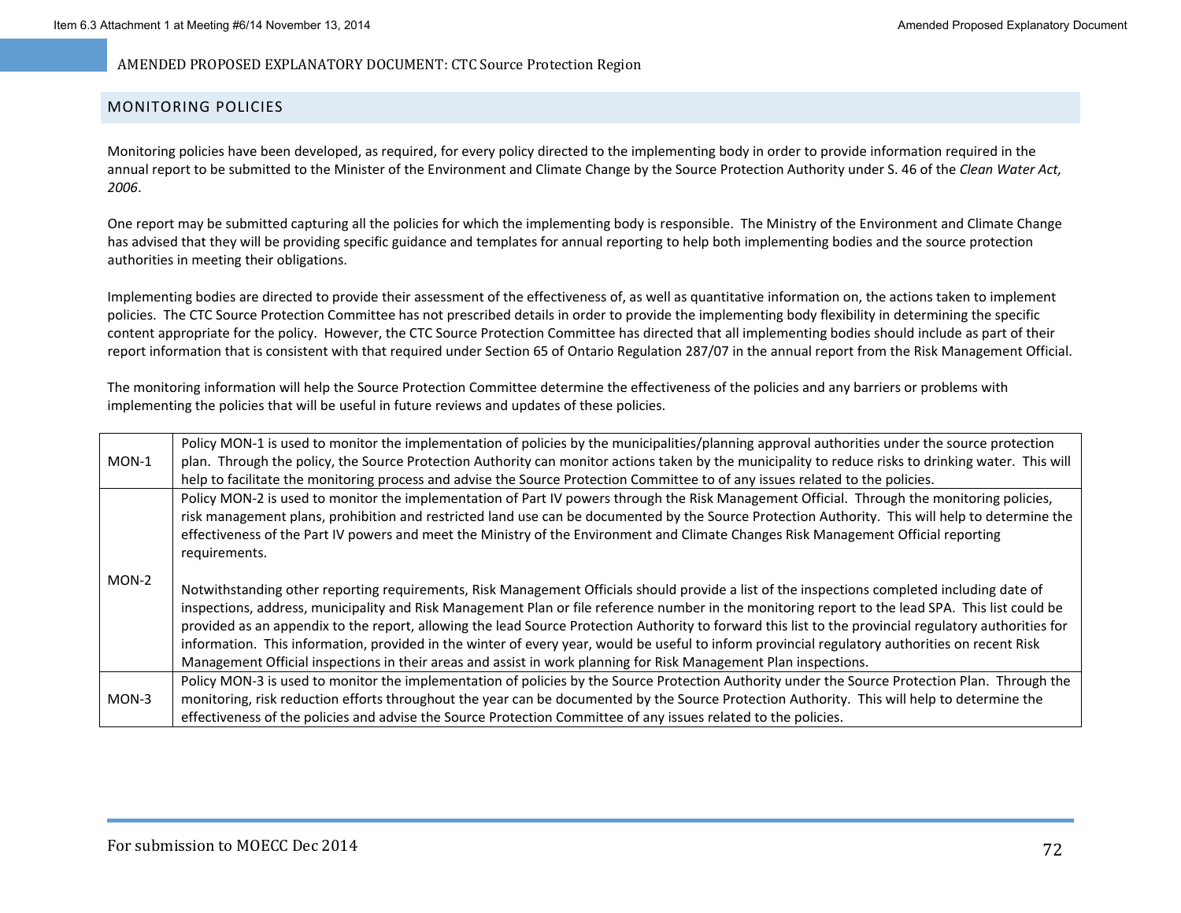## MONITORING POLICIES

Monitoring policies have been developed, as required, for every policy directed to the implementing body in order to provide information required in the annual report to be submitted to the Minister of the Environment and Climate Change by the Source Protection Authority under S. 46 of the *Clean Water Act, 2006*.

One report may be submitted capturing all the policies for which the implementing body is responsible. The Ministry of the Environment and Climate Change has advised that they will be providing specific guidance and templates for annual reporting to help both implementing bodies and the source protection authorities in meeting their obligations.

Implementing bodies are directed to provide their assessment of the effectiveness of, as well as quantitative information on, the actions taken to implement policies. The CTC Source Protection Committee has not prescribed details in order to provide the implementing body flexibility in determining the specific content appropriate for the policy. However, the CTC Source Protection Committee has directed that all implementing bodies should include as part of their report information that is consistent with that required under Section 65 of Ontario Regulation 287/07 in the annual report from the Risk Management Official.

The monitoring information will help the Source Protection Committee determine the effectiveness of the policies and any barriers or problems with implementing the policies that will be useful in future reviews and updates of these policies.

| | |
|---|---|
| MON-1 | Policy MON-1 is used to monitor the implementation of policies by the municipalities/planning approval authorities under the source protection plan. Through the policy, the Source Protection Authority can monitor actions taken by the municipality to reduce risks to drinking water. This will help to facilitate the monitoring process and advise the Source Protection Committee to of any issues related to the policies. |
| MON-2 | Policy MON-2 is used to monitor the implementation of Part IV powers through the Risk Management Official. Through the monitoring policies, risk management plans, prohibition and restricted land use can be documented by the Source Protection Authority. This will help to determine the effectiveness of the Part IV powers and meet the Ministry of the Environment and Climate Changes Risk Management Official reporting requirements.<br><br>Notwithstanding other reporting requirements, Risk Management Officials should provide a list of the inspections completed including date of inspections, address, municipality and Risk Management Plan or file reference number in the monitoring report to the lead SPA. This list could be provided as an appendix to the report, allowing the lead Source Protection Authority to forward this list to the provincial regulatory authorities for information. This information, provided in the winter of every year, would be useful to inform provincial regulatory authorities on recent Risk Management Official inspections in their areas and assist in work planning for Risk Management Plan inspections. |
| MON-3 | Policy MON-3 is used to monitor the implementation of policies by the Source Protection Authority under the Source Protection Plan. Through the monitoring, risk reduction efforts throughout the year can be documented by the Source Protection Authority. This will help to determine the effectiveness of the policies and advise the Source Protection Committee of any issues related to the policies. |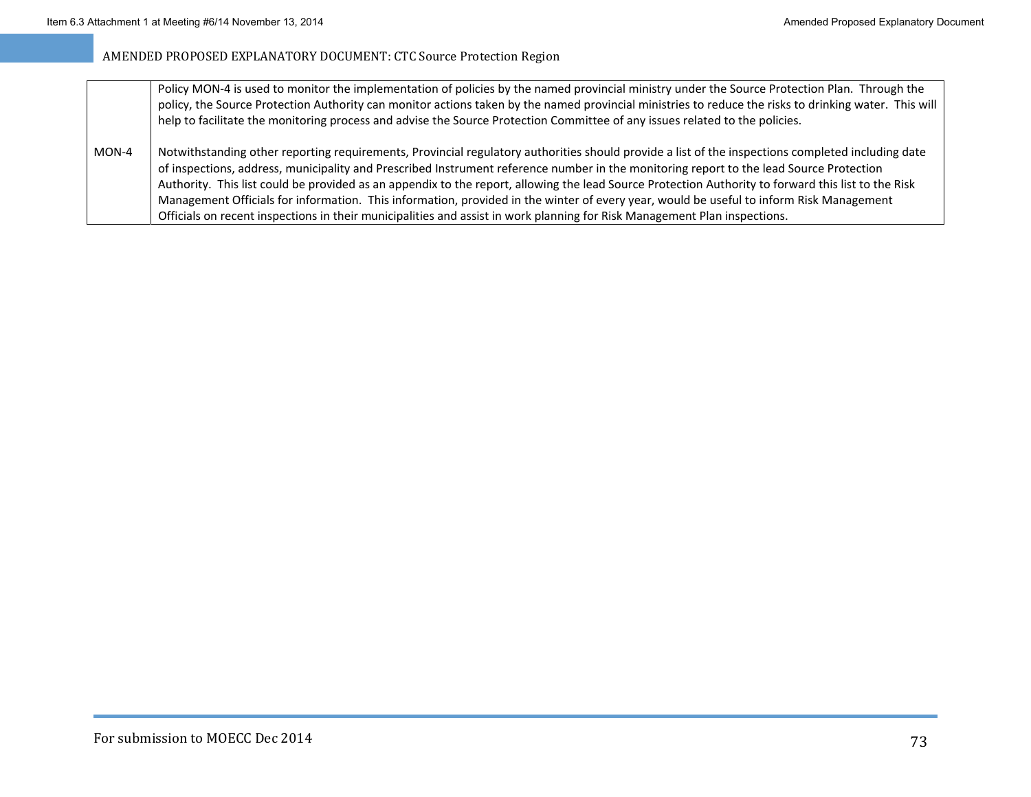| | |
|---|---|
| MON-4 | Policy MON-4 is used to monitor the implementation of policies by the named provincial ministry under the Source Protection Plan. Through the policy, the Source Protection Authority can monitor actions taken by the named provincial ministries to reduce the risks to drinking water. This will help to facilitate the monitoring process and advise the Source Protection Committee of any issues related to the policies.<br><br>Notwithstanding other reporting requirements, Provincial regulatory authorities should provide a list of the inspections completed including date of inspections, address, municipality and Prescribed Instrument reference number in the monitoring report to the lead Source Protection Authority. This list could be provided as an appendix to the report, allowing the lead Source Protection Authority to forward this list to the Risk Management Officials for information. This information, provided in the winter of every year, would be useful to inform Risk Management Officials on recent inspections in their municipalities and assist in work planning for Risk Management Plan inspections. |